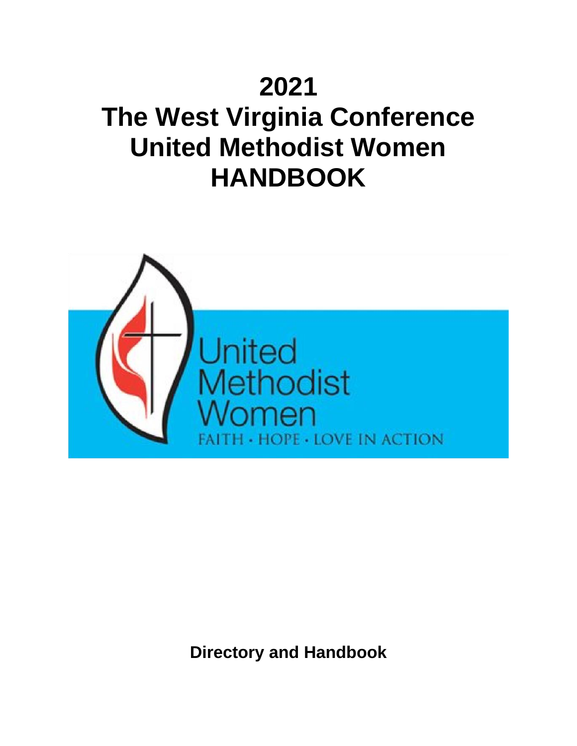# 2021
# The West Virginia Conference
# United Methodist Women
# HANDBOOK

United Methodist Women

FAITH · HOPE · LOVE IN ACTION

**Directory and Handbook**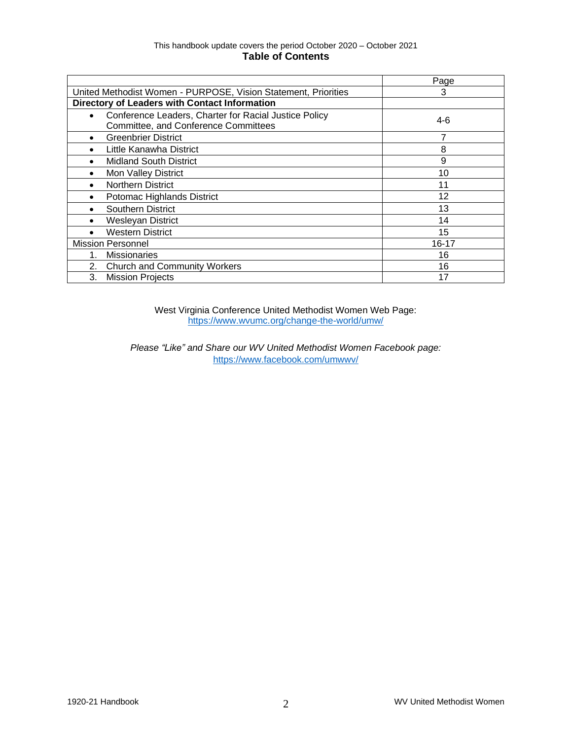This handbook update covers the period October 2020 – October 2021

# Table of Contents

| | Page |
|---|---|
| United Methodist Women - PURPOSE, Vision Statement, Priorities | 3 |
| **Directory of Leaders with Contact Information** | |
| • Conference Leaders, Charter for Racial Justice Policy Committee, and Conference Committees | 4-6 |
| • Greenbrier District | 7 |
| • Little Kanawha District | 8 |
| • Midland South District | 9 |
| • Mon Valley District | 10 |
| • Northern District | 11 |
| • Potomac Highlands District | 12 |
| • Southern District | 13 |
| • Wesleyan District | 14 |
| • Western District | 15 |
| Mission Personnel | 16-17 |
| 1. Missionaries | 16 |
| 2. Church and Community Workers | 16 |
| 3. Mission Projects | 17 |

West Virginia Conference United Methodist Women Web Page:
https://www.wvumc.org/change-the-world/umw/

*Please "Like" and Share our WV United Methodist Women Facebook page:*
https://www.facebook.com/umwwv/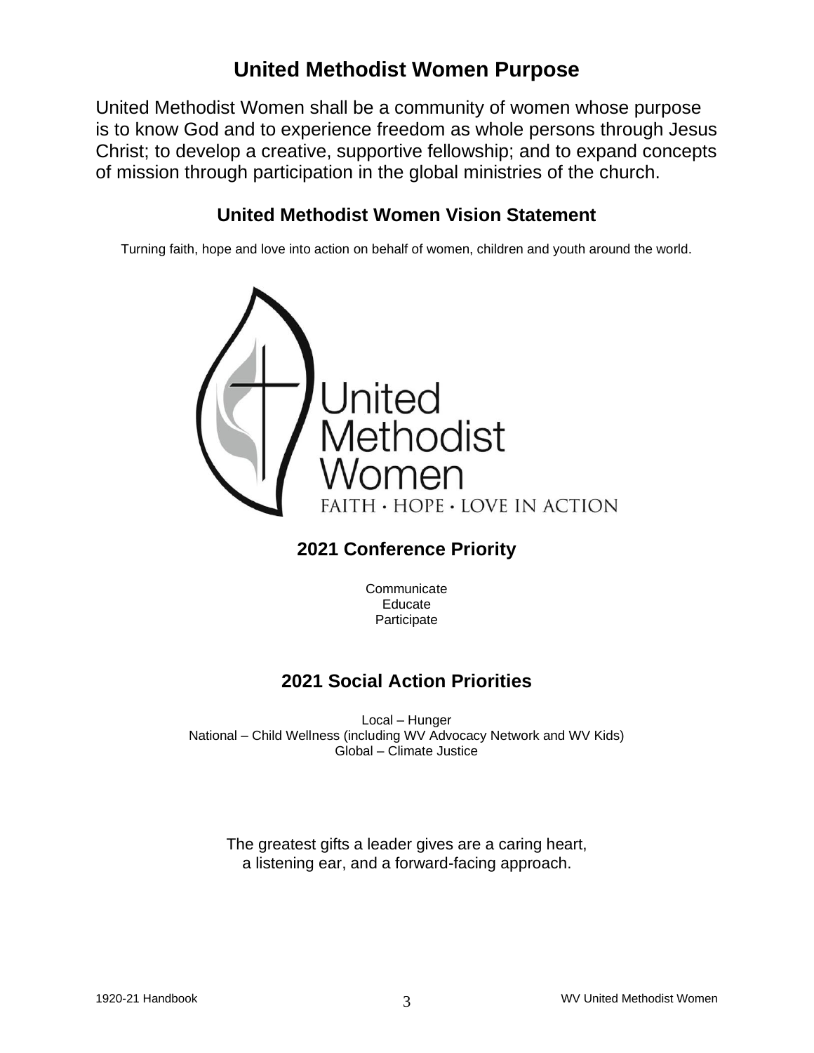# United Methodist Women Purpose

United Methodist Women shall be a community of women whose purpose is to know God and to experience freedom as whole persons through Jesus Christ; to develop a creative, supportive fellowship; and to expand concepts of mission through participation in the global ministries of the church.

## United Methodist Women Vision Statement

Turning faith, hope and love into action on behalf of women, children and youth around the world.

United Methodist Women

FAITH • HOPE • LOVE IN ACTION

## 2021 Conference Priority

Communicate
Educate
Participate

## 2021 Social Action Priorities

Local – Hunger
National – Child Wellness (including WV Advocacy Network and WV Kids)
Global – Climate Justice

The greatest gifts a leader gives are a caring heart,
a listening ear, and a forward-facing approach.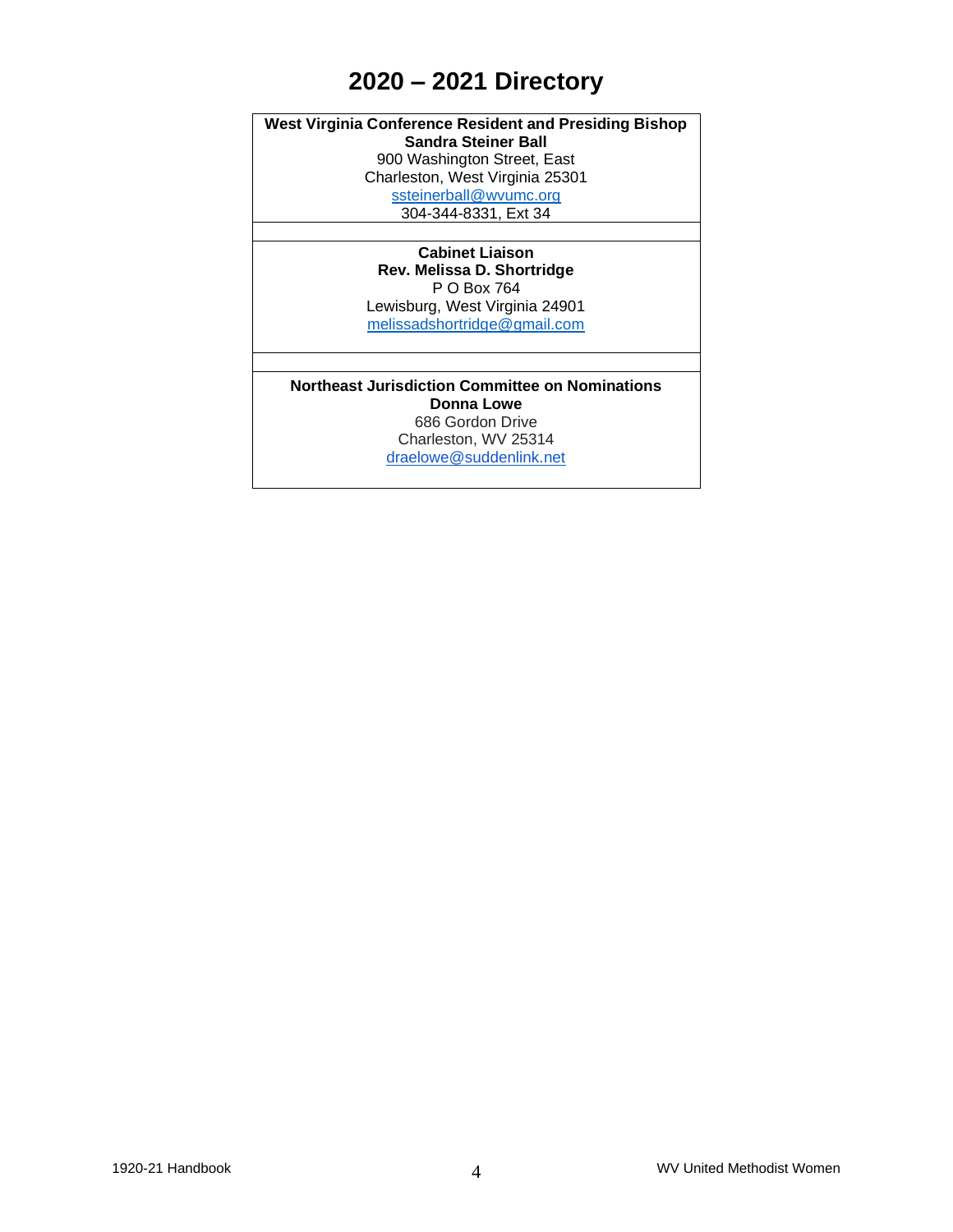# 2020 – 2021 Directory

**West Virginia Conference Resident and Presiding Bishop**
**Sandra Steiner Ball**
900 Washington Street, East
Charleston, West Virginia 25301
ssteinerball@wvumc.org
304-344-8331, Ext 34

**Cabinet Liaison**
**Rev. Melissa D. Shortridge**
P O Box 764
Lewisburg, West Virginia 24901
melissadshortridge@gmail.com

**Northeast Jurisdiction Committee on Nominations**
**Donna Lowe**
686 Gordon Drive
Charleston, WV 25314
draelowe@suddenlink.net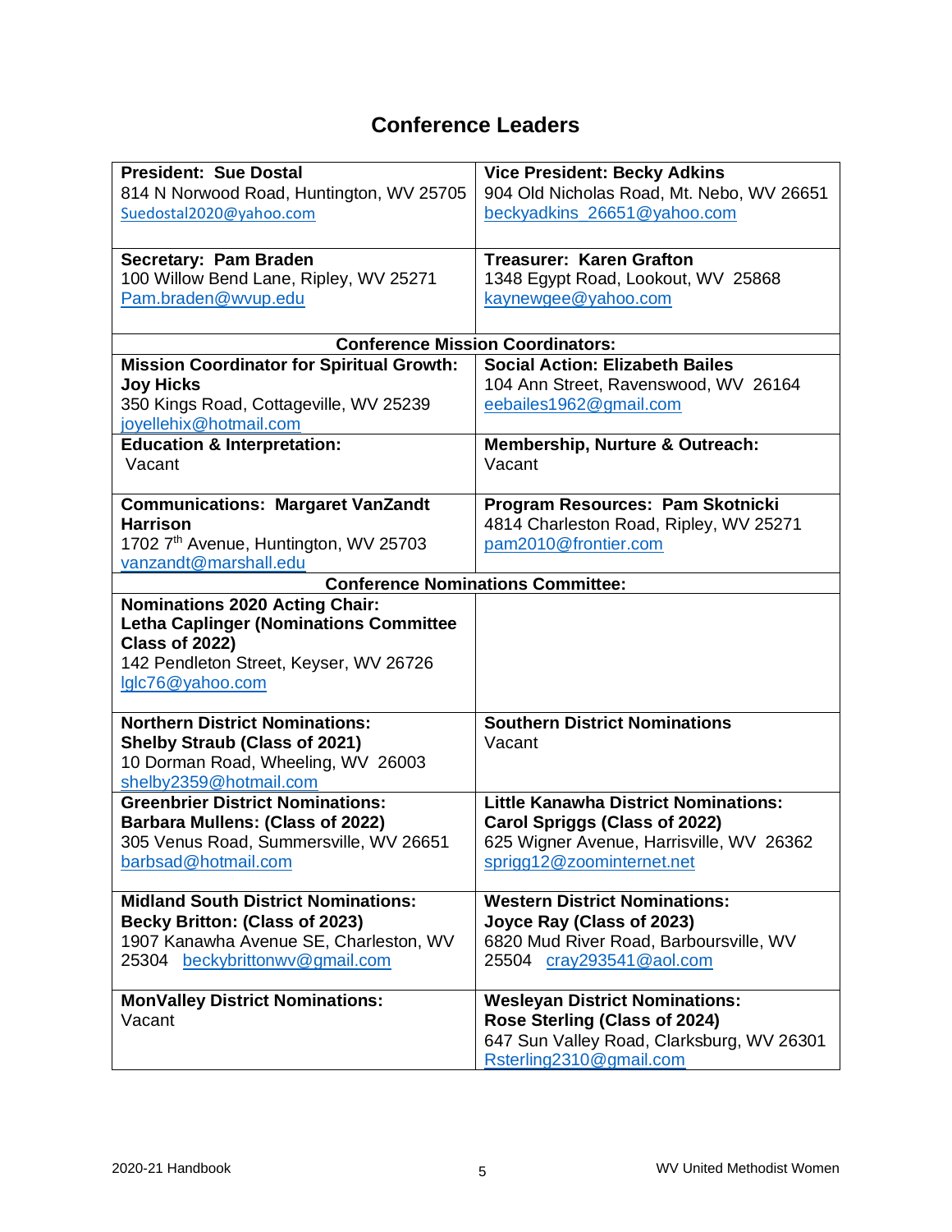# Conference Leaders

| | |
|---|---|
| **President: Sue Dostal**<br>814 N Norwood Road, Huntington, WV 25705<br>Suedostal2020@yahoo.com | **Vice President: Becky Adkins**<br>904 Old Nicholas Road, Mt. Nebo, WV 26651<br>beckyadkins_26651@yahoo.com |
| **Secretary: Pam Braden**<br>100 Willow Bend Lane, Ripley, WV 25271<br>Pam.braden@wvup.edu | **Treasurer: Karen Grafton**<br>1348 Egypt Road, Lookout, WV 25868<br>kaynewgee@yahoo.com |
| **Conference Mission Coordinators:** | |
| **Mission Coordinator for Spiritual Growth: Joy Hicks**<br>350 Kings Road, Cottageville, WV 25239<br>joyellehix@hotmail.com | **Social Action: Elizabeth Bailes**<br>104 Ann Street, Ravenswood, WV 26164<br>eebailes1962@gmail.com |
| **Education & Interpretation:**<br>Vacant | **Membership, Nurture & Outreach:**<br>Vacant |
| **Communications: Margaret VanZandt Harrison**<br>1702 7th Avenue, Huntington, WV 25703<br>vanzandt@marshall.edu | **Program Resources: Pam Skotnicki**<br>4814 Charleston Road, Ripley, WV 25271<br>pam2010@frontier.com |
| **Conference Nominations Committee:** | |
| **Nominations 2020 Acting Chair: Letha Caplinger (Nominations Committee Class of 2022)**<br>142 Pendleton Street, Keyser, WV 26726<br>lglc76@yahoo.com | |
| **Northern District Nominations: Shelby Straub (Class of 2021)**<br>10 Dorman Road, Wheeling, WV 26003<br>shelby2359@hotmail.com | **Southern District Nominations**<br>Vacant |
| **Greenbrier District Nominations: Barbara Mullens: (Class of 2022)**<br>305 Venus Road, Summersville, WV 26651<br>barbsad@hotmail.com | **Little Kanawha District Nominations: Carol Spriggs (Class of 2022)**<br>625 Wigner Avenue, Harrisville, WV 26362<br>sprigg12@zoominternet.net |
| **Midland South District Nominations: Becky Britton: (Class of 2023)**<br>1907 Kanawha Avenue SE, Charleston, WV 25304 beckybrittonwv@gmail.com | **Western District Nominations: Joyce Ray (Class of 2023)**<br>6820 Mud River Road, Barboursville, WV 25504 cray293541@aol.com |
| **MonValley District Nominations:**<br>Vacant | **Wesleyan District Nominations: Rose Sterling (Class of 2024)**<br>647 Sun Valley Road, Clarksburg, WV 26301<br>Rsterling2310@gmail.com |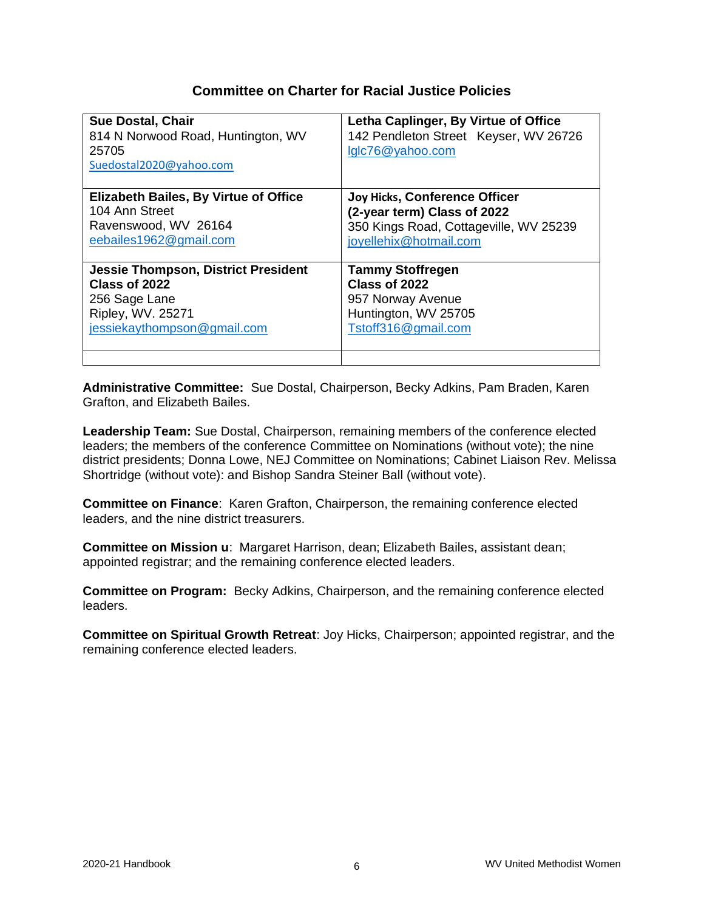## Committee on Charter for Racial Justice Policies

| | |
|---|---|
| **Sue Dostal, Chair**<br>814 N Norwood Road, Huntington, WV 25705<br>Suedostal2020@yahoo.com | **Letha Caplinger, By Virtue of Office**<br>142 Pendleton Street Keyser, WV 26726<br>lglc76@yahoo.com |
| **Elizabeth Bailes, By Virtue of Office**<br>104 Ann Street<br>Ravenswood, WV 26164<br>eebailes1962@gmail.com | **Joy Hicks, Conference Officer**<br>**(2-year term) Class of 2022**<br>350 Kings Road, Cottageville, WV 25239<br>joyellehix@hotmail.com |
| **Jessie Thompson, District President**<br>**Class of 2022**<br>256 Sage Lane<br>Ripley, WV. 25271<br>jessiekaythompson@gmail.com | **Tammy Stoffregen**<br>**Class of 2022**<br>957 Norway Avenue<br>Huntington, WV 25705<br>Tstoff316@gmail.com |
| | |

**Administrative Committee:** Sue Dostal, Chairperson, Becky Adkins, Pam Braden, Karen Grafton, and Elizabeth Bailes.

**Leadership Team:** Sue Dostal, Chairperson, remaining members of the conference elected leaders; the members of the conference Committee on Nominations (without vote); the nine district presidents; Donna Lowe, NEJ Committee on Nominations; Cabinet Liaison Rev. Melissa Shortridge (without vote): and Bishop Sandra Steiner Ball (without vote).

**Committee on Finance**: Karen Grafton, Chairperson, the remaining conference elected leaders, and the nine district treasurers.

**Committee on Mission u**: Margaret Harrison, dean; Elizabeth Bailes, assistant dean; appointed registrar; and the remaining conference elected leaders.

**Committee on Program:** Becky Adkins, Chairperson, and the remaining conference elected leaders.

**Committee on Spiritual Growth Retreat**: Joy Hicks, Chairperson; appointed registrar, and the remaining conference elected leaders.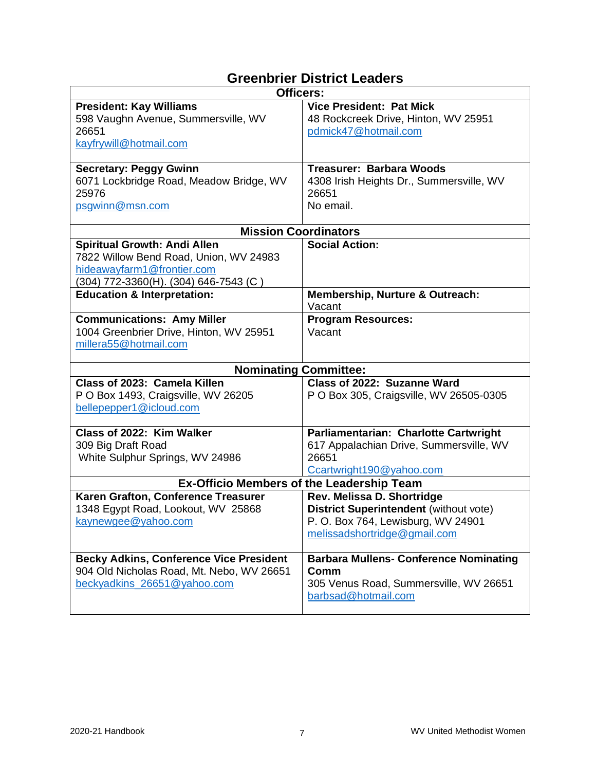# Greenbrier District Leaders

| Officers: | |
|---|---|
| **President: Kay Williams**<br>598 Vaughn Avenue, Summersville, WV 26651<br>kayfrywill@hotmail.com | **Vice President: Pat Mick**<br>48 Rockcreek Drive, Hinton, WV 25951<br>pdmick47@hotmail.com |
| **Secretary: Peggy Gwinn**<br>6071 Lockbridge Road, Meadow Bridge, WV 25976<br>psgwinn@msn.com | **Treasurer: Barbara Woods**<br>4308 Irish Heights Dr., Summersville, WV 26651<br>No email. |
| **Mission Coordinators** | |
| **Spiritual Growth: Andi Allen**<br>7822 Willow Bend Road, Union, WV 24983<br>hideawayfarm1@frontier.com<br>(304) 772-3360(H). (304) 646-7543 (C ) | **Social Action:** |
| **Education & Interpretation:** | **Membership, Nurture & Outreach:**<br>Vacant |
| **Communications: Amy Miller**<br>1004 Greenbrier Drive, Hinton, WV 25951<br>millera55@hotmail.com | **Program Resources:**<br>Vacant |
| **Nominating Committee:** | |
| **Class of 2023: Camela Killen**<br>P O Box 1493, Craigsville, WV 26205<br>bellepepper1@icloud.com | **Class of 2022: Suzanne Ward**<br>P O Box 305, Craigsville, WV 26505-0305 |
| **Class of 2022: Kim Walker**<br>309 Big Draft Road<br>White Sulphur Springs, WV 24986 | **Parliamentarian: Charlotte Cartwright**<br>617 Appalachian Drive, Summersville, WV 26651<br>Ccartwright190@yahoo.com |
| **Ex-Officio Members of the Leadership Team** | |
| **Karen Grafton, Conference Treasurer**<br>1348 Egypt Road, Lookout, WV 25868<br>kaynewgee@yahoo.com | **Rev. Melissa D. Shortridge**<br>**District Superintendent** (without vote)<br>P. O. Box 764, Lewisburg, WV 24901<br>melissadshortridge@gmail.com |
| **Becky Adkins, Conference Vice President**<br>904 Old Nicholas Road, Mt. Nebo, WV 26651<br>beckyadkins_26651@yahoo.com | **Barbara Mullens- Conference Nominating Comm**<br>305 Venus Road, Summersville, WV 26651<br>barbsad@hotmail.com |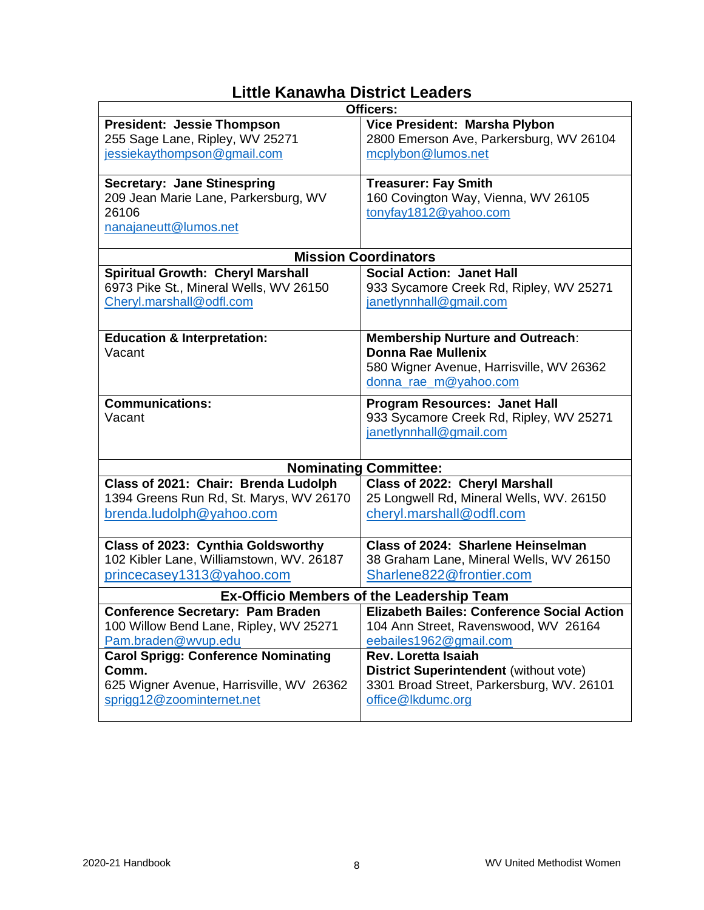# Little Kanawha District Leaders

| Officers: | |
|---|---|
| **President: Jessie Thompson**<br>255 Sage Lane, Ripley, WV 25271<br>jessiekaythompson@gmail.com | **Vice President: Marsha Plybon**<br>2800 Emerson Ave, Parkersburg, WV 26104<br>mcplybon@lumos.net |
| **Secretary: Jane Stinespring**<br>209 Jean Marie Lane, Parkersburg, WV 26106<br>nanajaneutt@lumos.net | **Treasurer: Fay Smith**<br>160 Covington Way, Vienna, WV 26105<br>tonyfay1812@yahoo.com |
| **Mission Coordinators** | |
| **Spiritual Growth: Cheryl Marshall**<br>6973 Pike St., Mineral Wells, WV 26150<br>Cheryl.marshall@odfl.com | **Social Action: Janet Hall**<br>933 Sycamore Creek Rd, Ripley, WV 25271<br>janetlynnhall@gmail.com |
| **Education & Interpretation:**<br>Vacant | **Membership Nurture and Outreach: Donna Rae Mullenix**<br>580 Wigner Avenue, Harrisville, WV 26362<br>donna_rae_m@yahoo.com |
| **Communications:**<br>Vacant | **Program Resources: Janet Hall**<br>933 Sycamore Creek Rd, Ripley, WV 25271<br>janetlynnhall@gmail.com |
| **Nominating Committee:** | |
| **Class of 2021: Chair: Brenda Ludolph**<br>1394 Greens Run Rd, St. Marys, WV 26170<br>brenda.ludolph@yahoo.com | **Class of 2022: Cheryl Marshall**<br>25 Longwell Rd, Mineral Wells, WV. 26150<br>cheryl.marshall@odfl.com |
| **Class of 2023: Cynthia Goldsworthy**<br>102 Kibler Lane, Williamstown, WV. 26187<br>princecasey1313@yahoo.com | **Class of 2024: Sharlene Heinselman**<br>38 Graham Lane, Mineral Wells, WV 26150<br>Sharlene822@frontier.com |
| **Ex-Officio Members of the Leadership Team** | |
| **Conference Secretary: Pam Braden**<br>100 Willow Bend Lane, Ripley, WV 25271<br>Pam.braden@wvup.edu | **Elizabeth Bailes: Conference Social Action**<br>104 Ann Street, Ravenswood, WV 26164<br>eebailes1962@gmail.com |
| **Carol Sprigg: Conference Nominating Comm.**<br>625 Wigner Avenue, Harrisville, WV 26362<br>sprigg12@zoominternet.net | **Rev. Loretta Isaiah**<br>**District Superintendent** (without vote)<br>3301 Broad Street, Parkersburg, WV. 26101<br>office@lkdumc.org |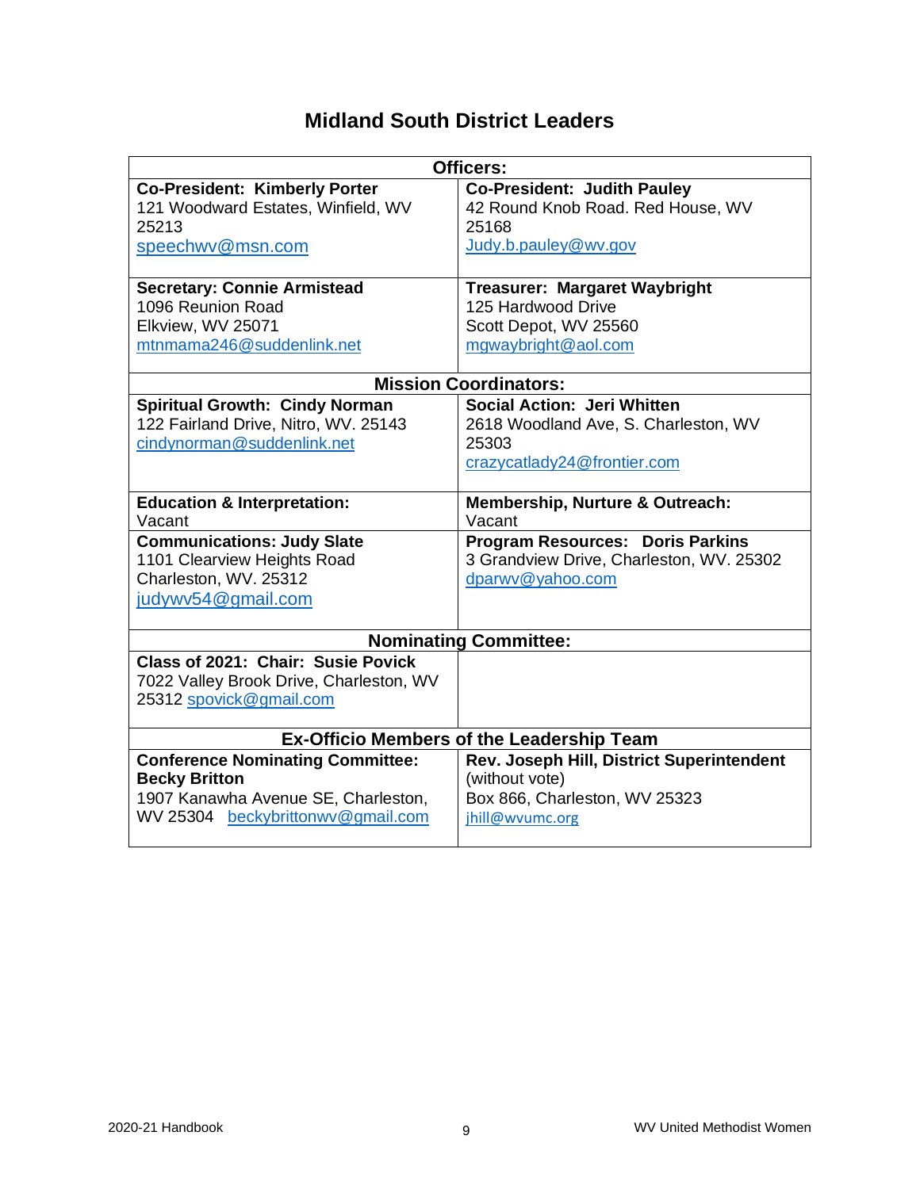# Midland South District Leaders

| Officers: | |
|---|---|
| **Co-President: Kimberly Porter**<br>121 Woodward Estates, Winfield, WV 25213<br>speechwv@msn.com | **Co-President: Judith Pauley**<br>42 Round Knob Road. Red House, WV 25168<br>Judy.b.pauley@wv.gov |
| **Secretary: Connie Armistead**<br>1096 Reunion Road<br>Elkview, WV 25071<br>mtnmama246@suddenlink.net | **Treasurer: Margaret Waybright**<br>125 Hardwood Drive<br>Scott Depot, WV 25560<br>mgwaybright@aol.com |
| **Mission Coordinators:** | |
| **Spiritual Growth: Cindy Norman**<br>122 Fairland Drive, Nitro, WV. 25143<br>cindynorman@suddenlink.net | **Social Action: Jeri Whitten**<br>2618 Woodland Ave, S. Charleston, WV 25303<br>crazycatlady24@frontier.com |
| **Education & Interpretation:**<br>Vacant | **Membership, Nurture & Outreach:**<br>Vacant |
| **Communications: Judy Slate**<br>1101 Clearview Heights Road<br>Charleston, WV. 25312<br>judywv54@gmail.com | **Program Resources: Doris Parkins**<br>3 Grandview Drive, Charleston, WV. 25302<br>dparwv@yahoo.com |
| **Nominating Committee:** | |
| **Class of 2021: Chair: Susie Povick**<br>7022 Valley Brook Drive, Charleston, WV 25312 spovick@gmail.com | |
| **Ex-Officio Members of the Leadership Team** | |
| **Conference Nominating Committee: Becky Britton**<br>1907 Kanawha Avenue SE, Charleston, WV 25304 beckybrittonwv@gmail.com | **Rev. Joseph Hill, District Superintendent** (without vote)<br>Box 866, Charleston, WV 25323<br>jhill@wvumc.org |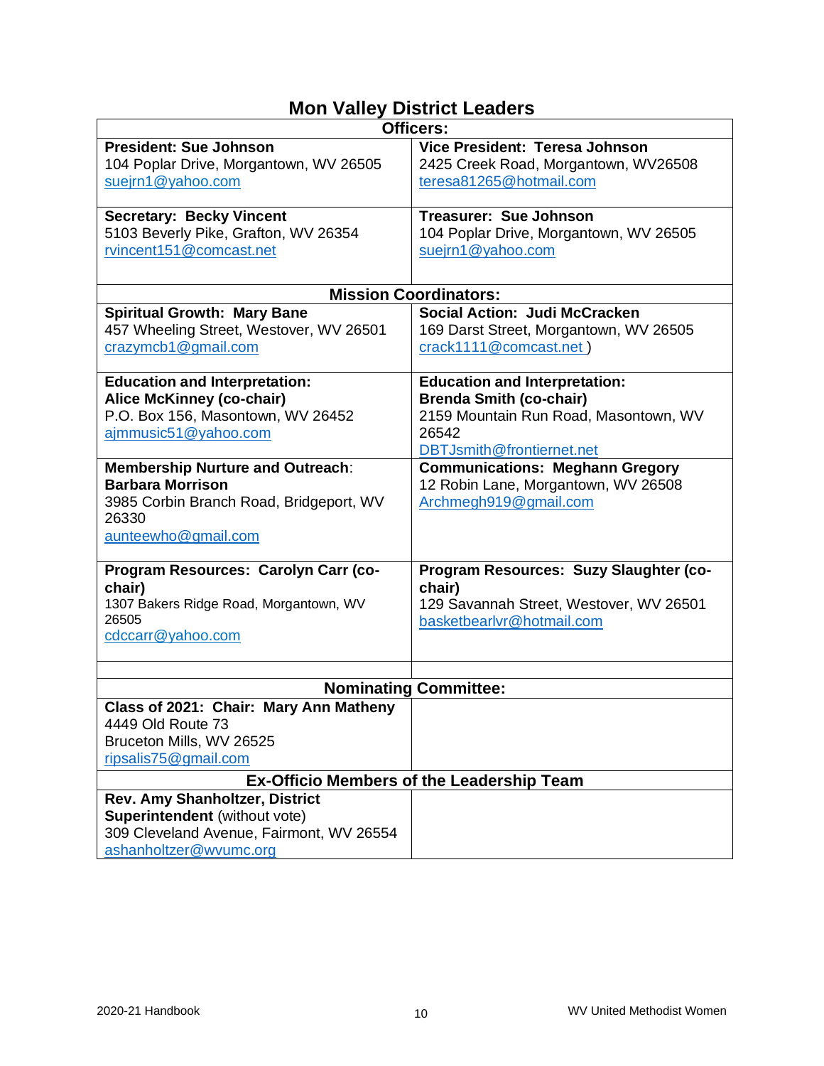# Mon Valley District Leaders

| Officers: | |
|---|---|
| **President: Sue Johnson**<br>104 Poplar Drive, Morgantown, WV 26505<br>suejrn1@yahoo.com | **Vice President: Teresa Johnson**<br>2425 Creek Road, Morgantown, WV26508<br>teresa81265@hotmail.com |
| **Secretary: Becky Vincent**<br>5103 Beverly Pike, Grafton, WV 26354<br>rvincent151@comcast.net | **Treasurer: Sue Johnson**<br>104 Poplar Drive, Morgantown, WV 26505<br>suejrn1@yahoo.com |
| **Mission Coordinators:** | |
| **Spiritual Growth: Mary Bane**<br>457 Wheeling Street, Westover, WV 26501<br>crazymcb1@gmail.com | **Social Action: Judi McCracken**<br>169 Darst Street, Morgantown, WV 26505<br>crack1111@comcast.net ) |
| **Education and Interpretation:**<br>**Alice McKinney (co-chair)**<br>P.O. Box 156, Masontown, WV 26452<br>ajmmusic51@yahoo.com | **Education and Interpretation:**<br>**Brenda Smith (co-chair)**<br>2159 Mountain Run Road, Masontown, WV 26542<br>DBTJsmith@frontiernet.net |
| **Membership Nurture and Outreach**:<br>**Barbara Morrison**<br>3985 Corbin Branch Road, Bridgeport, WV 26330<br>aunteewho@gmail.com | **Communications: Meghann Gregory**<br>12 Robin Lane, Morgantown, WV 26508<br>Archmegh919@gmail.com |
| **Program Resources: Carolyn Carr (co-chair)**<br>1307 Bakers Ridge Road, Morgantown, WV 26505<br>cdccarr@yahoo.com | **Program Resources: Suzy Slaughter (co-chair)**<br>129 Savannah Street, Westover, WV 26501<br>basketbearlvr@hotmail.com |
| | |
| **Nominating Committee:** | |
| **Class of 2021: Chair: Mary Ann Matheny**<br>4449 Old Route 73<br>Bruceton Mills, WV 26525<br>ripsalis75@gmail.com | |
| **Ex-Officio Members of the Leadership Team** | |
| **Rev. Amy Shanholtzer, District Superintendent** (without vote)<br>309 Cleveland Avenue, Fairmont, WV 26554<br>ashanholtzer@wvumc.org | |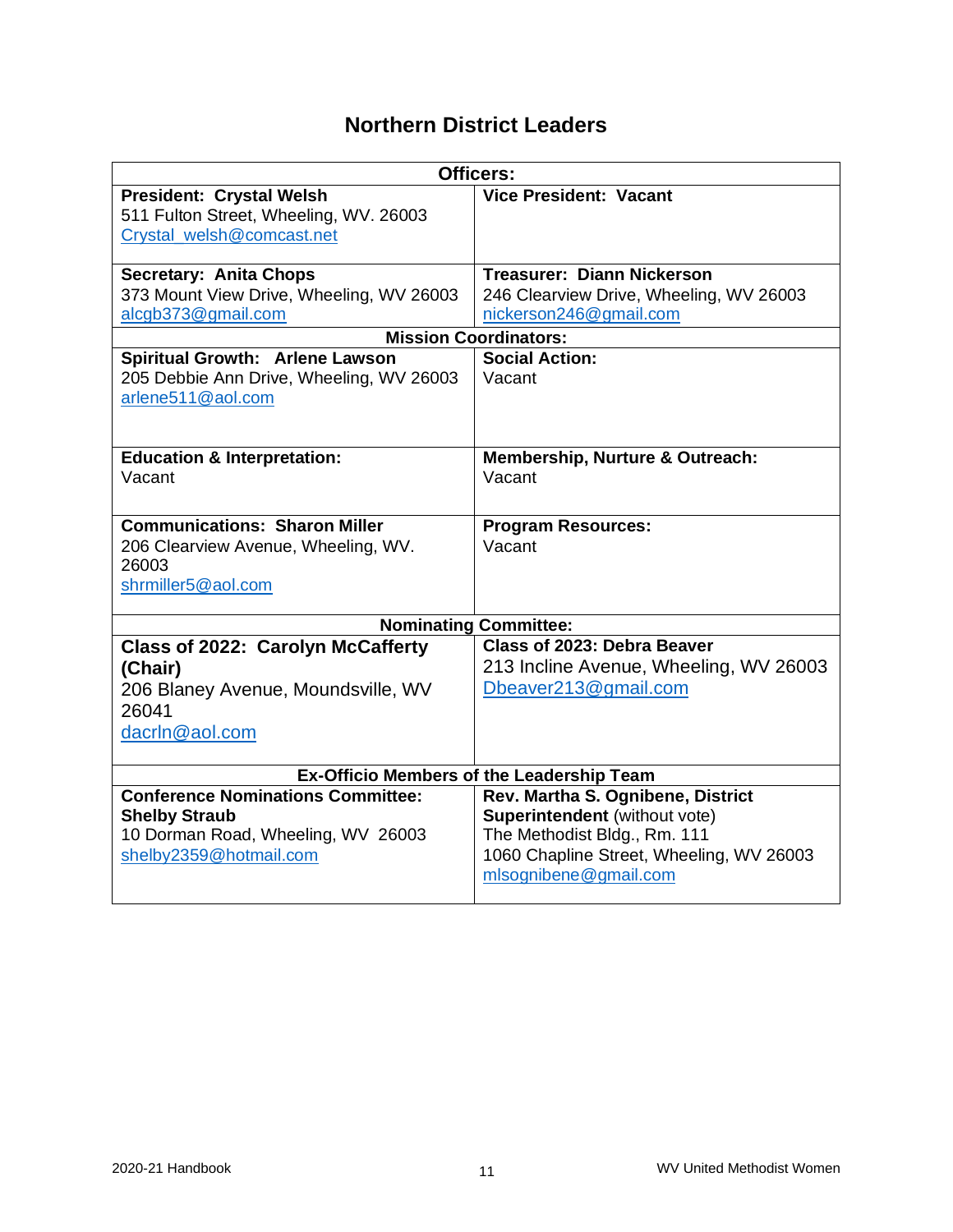## Northern District Leaders

| Officers: | |
|---|---|
| **President: Crystal Welsh**<br>511 Fulton Street, Wheeling, WV. 26003<br>Crystal_welsh@comcast.net | **Vice President: Vacant** |
| **Secretary: Anita Chops**<br>373 Mount View Drive, Wheeling, WV 26003<br>alcgb373@gmail.com | **Treasurer: Diann Nickerson**<br>246 Clearview Drive, Wheeling, WV 26003<br>nickerson246@gmail.com |
| **Mission Coordinators:** | |
| **Spiritual Growth: Arlene Lawson**<br>205 Debbie Ann Drive, Wheeling, WV 26003<br>arlene511@aol.com | **Social Action:**<br>Vacant |
| **Education & Interpretation:**<br>Vacant | **Membership, Nurture & Outreach:**<br>Vacant |
| **Communications: Sharon Miller**<br>206 Clearview Avenue, Wheeling, WV. 26003<br>shrmiller5@aol.com | **Program Resources:**<br>Vacant |
| **Nominating Committee:** | |
| **Class of 2022: Carolyn McCafferty (Chair)**<br>206 Blaney Avenue, Moundsville, WV 26041<br>dacrln@aol.com | **Class of 2023: Debra Beaver**<br>213 Incline Avenue, Wheeling, WV 26003<br>Dbeaver213@gmail.com |
| **Ex-Officio Members of the Leadership Team** | |
| **Conference Nominations Committee: Shelby Straub**<br>10 Dorman Road, Wheeling, WV 26003<br>shelby2359@hotmail.com | **Rev. Martha S. Ognibene, District Superintendent** (without vote)<br>The Methodist Bldg., Rm. 111<br>1060 Chapline Street, Wheeling, WV 26003<br>mlsognibene@gmail.com |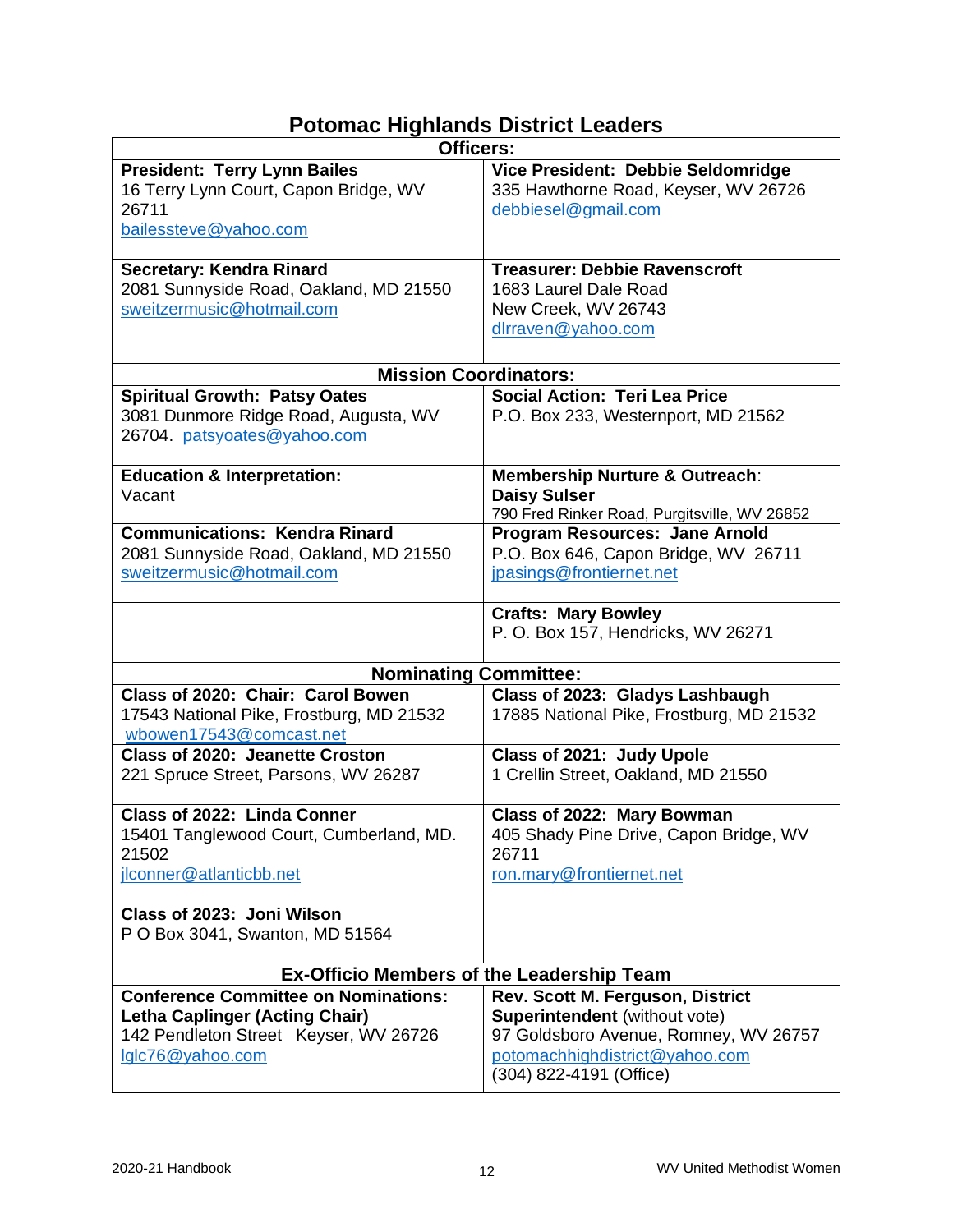# Potomac Highlands District Leaders

| Officers: | |
|---|---|
| **President: Terry Lynn Bailes**<br>16 Terry Lynn Court, Capon Bridge, WV 26711<br>bailessteve@yahoo.com | **Vice President: Debbie Seldomridge**<br>335 Hawthorne Road, Keyser, WV 26726<br>debbiesel@gmail.com |
| **Secretary: Kendra Rinard**<br>2081 Sunnyside Road, Oakland, MD 21550<br>sweitzermusic@hotmail.com | **Treasurer: Debbie Ravenscroft**<br>1683 Laurel Dale Road<br>New Creek, WV 26743<br>dlrraven@yahoo.com |
| **Mission Coordinators:** | |
| **Spiritual Growth: Patsy Oates**<br>3081 Dunmore Ridge Road, Augusta, WV 26704. patsyoates@yahoo.com | **Social Action: Teri Lea Price**<br>P.O. Box 233, Westernport, MD 21562 |
| **Education & Interpretation:**<br>Vacant | **Membership Nurture & Outreach**:<br>**Daisy Sulser**<br>790 Fred Rinker Road, Purgitsville, WV 26852 |
| **Communications: Kendra Rinard**<br>2081 Sunnyside Road, Oakland, MD 21550<br>sweitzermusic@hotmail.com | **Program Resources: Jane Arnold**<br>P.O. Box 646, Capon Bridge, WV 26711<br>jpasings@frontiernet.net |
| | **Crafts: Mary Bowley**<br>P. O. Box 157, Hendricks, WV 26271 |
| **Nominating Committee:** | |
| **Class of 2020: Chair: Carol Bowen**<br>17543 National Pike, Frostburg, MD 21532<br>wbowen17543@comcast.net | **Class of 2023: Gladys Lashbaugh**<br>17885 National Pike, Frostburg, MD 21532 |
| **Class of 2020: Jeanette Croston**<br>221 Spruce Street, Parsons, WV 26287 | **Class of 2021: Judy Upole**<br>1 Crellin Street, Oakland, MD 21550 |
| **Class of 2022: Linda Conner**<br>15401 Tanglewood Court, Cumberland, MD. 21502<br>jlconner@atlanticbb.net | **Class of 2022: Mary Bowman**<br>405 Shady Pine Drive, Capon Bridge, WV 26711<br>ron.mary@frontiernet.net |
| **Class of 2023: Joni Wilson**<br>P O Box 3041, Swanton, MD 51564 | |
| **Ex-Officio Members of the Leadership Team** | |
| **Conference Committee on Nominations:**<br>**Letha Caplinger (Acting Chair)**<br>142 Pendleton Street Keyser, WV 26726<br>lqlc76@yahoo.com | **Rev. Scott M. Ferguson, District Superintendent** (without vote)<br>97 Goldsboro Avenue, Romney, WV 26757<br>potomachighdistrict@yahoo.com<br>(304) 822-4191 (Office) |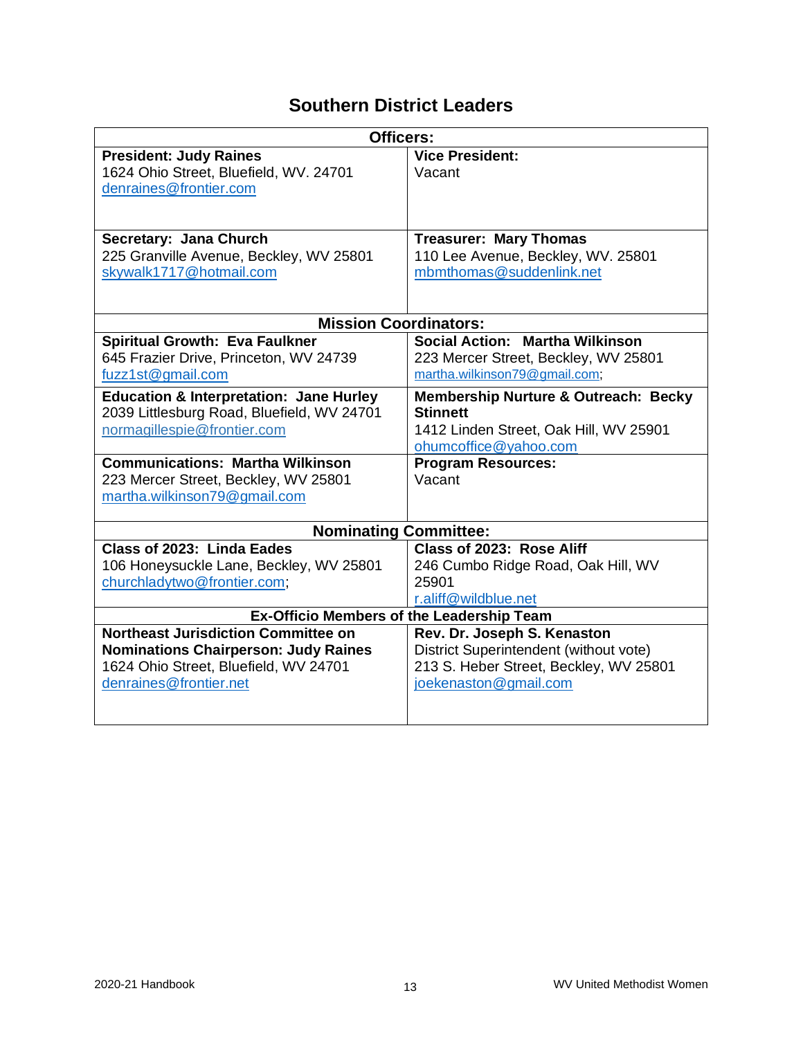## Southern District Leaders

| Officers: | |
|---|---|
| **President: Judy Raines**<br>1624 Ohio Street, Bluefield, WV. 24701<br>denraines@frontier.com | **Vice President:**<br>Vacant |
| **Secretary: Jana Church**<br>225 Granville Avenue, Beckley, WV 25801<br>skywalk1717@hotmail.com | **Treasurer: Mary Thomas**<br>110 Lee Avenue, Beckley, WV. 25801<br>mbmthomas@suddenlink.net |
| **Mission Coordinators:** | |
| **Spiritual Growth: Eva Faulkner**<br>645 Frazier Drive, Princeton, WV 24739<br>fuzz1st@gmail.com | **Social Action: Martha Wilkinson**<br>223 Mercer Street, Beckley, WV 25801<br>martha.wilkinson79@gmail.com; |
| **Education & Interpretation: Jane Hurley**<br>2039 Littlesburg Road, Bluefield, WV 24701<br>normagillespie@frontier.com | **Membership Nurture & Outreach: Becky Stinnett**<br>1412 Linden Street, Oak Hill, WV 25901<br>ohumcoffice@yahoo.com |
| **Communications: Martha Wilkinson**<br>223 Mercer Street, Beckley, WV 25801<br>martha.wilkinson79@gmail.com | **Program Resources:**<br>Vacant |
| **Nominating Committee:** | |
| **Class of 2023: Linda Eades**<br>106 Honeysuckle Lane, Beckley, WV 25801<br>churchladytwo@frontier.com; | **Class of 2023: Rose Aliff**<br>246 Cumbo Ridge Road, Oak Hill, WV 25901<br>r.aliff@wildblue.net |
| **Ex-Officio Members of the Leadership Team** | |
| **Northeast Jurisdiction Committee on Nominations Chairperson: Judy Raines**<br>1624 Ohio Street, Bluefield, WV 24701<br>denraines@frontier.net | **Rev. Dr. Joseph S. Kenaston**<br>District Superintendent (without vote)<br>213 S. Heber Street, Beckley, WV 25801<br>joekenaston@gmail.com |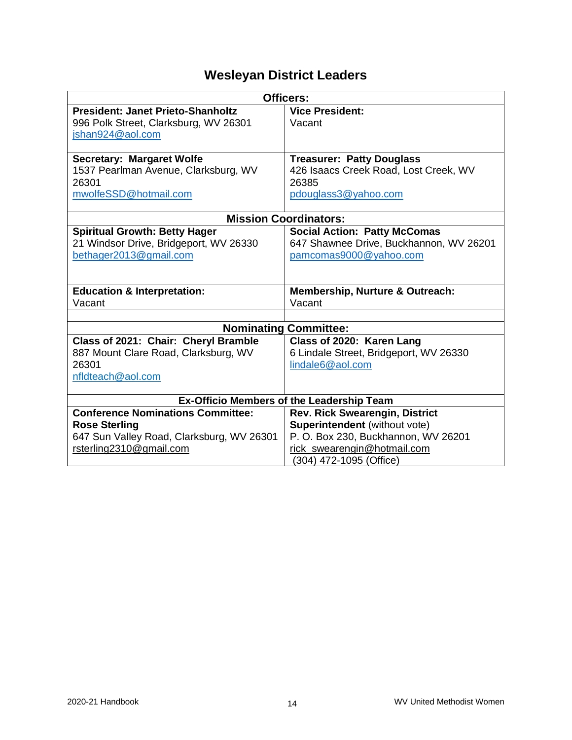# Wesleyan District Leaders

| Officers: | |
|---|---|
| **President: Janet Prieto-Shanholtz**<br>996 Polk Street, Clarksburg, WV 26301<br>jshan924@aol.com | **Vice President:**<br>Vacant |
| **Secretary: Margaret Wolfe**<br>1537 Pearlman Avenue, Clarksburg, WV 26301<br>mwolfeSSD@hotmail.com | **Treasurer: Patty Douglass**<br>426 Isaacs Creek Road, Lost Creek, WV 26385<br>pdouglass3@yahoo.com |
| **Mission Coordinators:** | |
| **Spiritual Growth: Betty Hager**<br>21 Windsor Drive, Bridgeport, WV 26330<br>bethager2013@gmail.com | **Social Action: Patty McComas**<br>647 Shawnee Drive, Buckhannon, WV 26201<br>pamcomas9000@yahoo.com |
| **Education & Interpretation:**<br>Vacant | **Membership, Nurture & Outreach:**<br>Vacant |
| | |
| **Nominating Committee:** | |
| **Class of 2021: Chair: Cheryl Bramble**<br>887 Mount Clare Road, Clarksburg, WV 26301<br>nfldteach@aol.com | **Class of 2020: Karen Lang**<br>6 Lindale Street, Bridgeport, WV 26330<br>lindale6@aol.com |
| **Ex-Officio Members of the Leadership Team** | |
| **Conference Nominations Committee: Rose Sterling**<br>647 Sun Valley Road, Clarksburg, WV 26301<br>rsterling2310@gmail.com | **Rev. Rick Swearengin, District Superintendent** (without vote)<br>P. O. Box 230, Buckhannon, WV 26201<br>rick_swearengin@hotmail.com<br>(304) 472-1095 (Office) |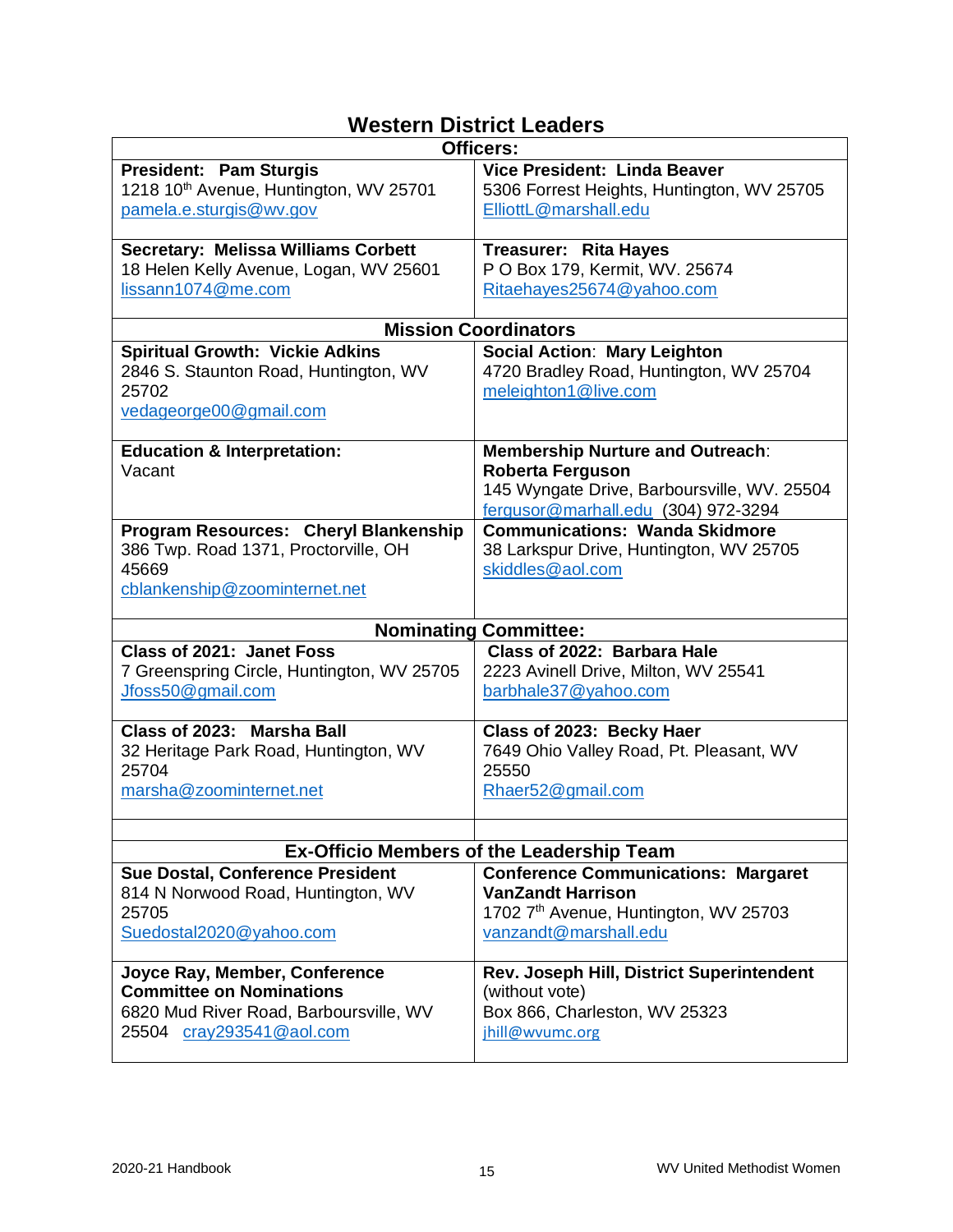# Western District Leaders

| Officers: | |
|---|---|
| **President: Pam Sturgis**<br>1218 10th Avenue, Huntington, WV 25701<br>pamela.e.sturgis@wv.gov | **Vice President: Linda Beaver**<br>5306 Forrest Heights, Huntington, WV 25705<br>ElliottL@marshall.edu |
| **Secretary: Melissa Williams Corbett**<br>18 Helen Kelly Avenue, Logan, WV 25601<br>lissann1074@me.com | **Treasurer: Rita Hayes**<br>P O Box 179, Kermit, WV. 25674<br>Ritaehayes25674@yahoo.com |
| **Mission Coordinators** | |
| **Spiritual Growth: Vickie Adkins**<br>2846 S. Staunton Road, Huntington, WV 25702<br>vedageorge00@gmail.com | **Social Action: Mary Leighton**<br>4720 Bradley Road, Huntington, WV 25704<br>meleighton1@live.com |
| **Education & Interpretation:**<br>Vacant | **Membership Nurture and Outreach: Roberta Ferguson**<br>145 Wyngate Drive, Barboursville, WV. 25504<br>fergusor@marhall.edu (304) 972-3294 |
| **Program Resources: Cheryl Blankenship**<br>386 Twp. Road 1371, Proctorville, OH 45669<br>cblankenship@zoominternet.net | **Communications: Wanda Skidmore**<br>38 Larkspur Drive, Huntington, WV 25705<br>skiddles@aol.com |
| **Nominating Committee:** | |
| **Class of 2021: Janet Foss**<br>7 Greenspring Circle, Huntington, WV 25705<br>Jfoss50@gmail.com | **Class of 2022: Barbara Hale**<br>2223 Avinell Drive, Milton, WV 25541<br>barbhale37@yahoo.com |
| **Class of 2023: Marsha Ball**<br>32 Heritage Park Road, Huntington, WV 25704<br>marsha@zoominternet.net | **Class of 2023: Becky Haer**<br>7649 Ohio Valley Road, Pt. Pleasant, WV 25550<br>Rhaer52@gmail.com |
| | |
| **Ex-Officio Members of the Leadership Team** | |
| **Sue Dostal, Conference President**<br>814 N Norwood Road, Huntington, WV 25705<br>Suedostal2020@yahoo.com | **Conference Communications: Margaret VanZandt Harrison**<br>1702 7th Avenue, Huntington, WV 25703<br>vanzandt@marshall.edu |
| **Joyce Ray, Member, Conference Committee on Nominations**<br>6820 Mud River Road, Barboursville, WV 25504 cray293541@aol.com | **Rev. Joseph Hill, District Superintendent** (without vote)<br>Box 866, Charleston, WV 25323<br>jhill@wvumc.org |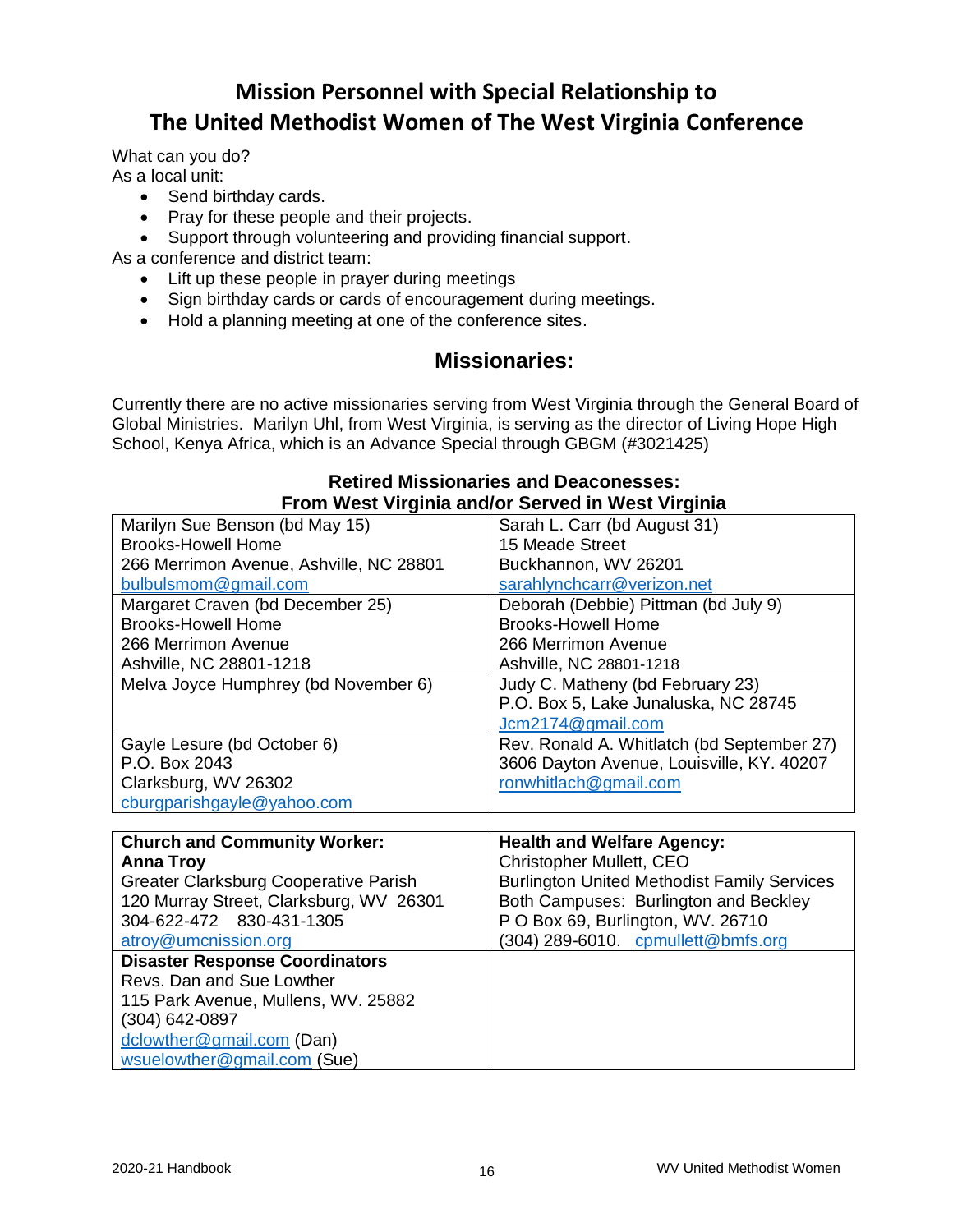# Mission Personnel with Special Relationship to The United Methodist Women of The West Virginia Conference

What can you do?
As a local unit:

- Send birthday cards.
- Pray for these people and their projects.
- Support through volunteering and providing financial support.

As a conference and district team:

- Lift up these people in prayer during meetings
- Sign birthday cards or cards of encouragement during meetings.
- Hold a planning meeting at one of the conference sites.

## Missionaries:

Currently there are no active missionaries serving from West Virginia through the General Board of Global Ministries. Marilyn Uhl, from West Virginia, is serving as the director of Living Hope High School, Kenya Africa, which is an Advance Special through GBGM (#3021425)

### Retired Missionaries and Deaconesses: From West Virginia and/or Served in West Virginia

| | |
|---|---|
| Marilyn Sue Benson (bd May 15)<br>Brooks-Howell Home<br>266 Merrimon Avenue, Ashville, NC 28801<br>bulbulsmom@gmail.com | Sarah L. Carr (bd August 31)<br>15 Meade Street<br>Buckhannon, WV 26201<br>sarahlynchcarr@verizon.net |
| Margaret Craven (bd December 25)<br>Brooks-Howell Home<br>266 Merrimon Avenue<br>Ashville, NC 28801-1218 | Deborah (Debbie) Pittman (bd July 9)<br>Brooks-Howell Home<br>266 Merrimon Avenue<br>Ashville, NC 28801-1218 |
| Melva Joyce Humphrey (bd November 6) | Judy C. Matheny (bd February 23)<br>P.O. Box 5, Lake Junaluska, NC 28745<br>Jcm2174@gmail.com |
| Gayle Lesure (bd October 6)<br>P.O. Box 2043<br>Clarksburg, WV 26302<br>cburgparishgayle@yahoo.com | Rev. Ronald A. Whitlatch (bd September 27)<br>3606 Dayton Avenue, Louisville, KY. 40207<br>ronwhitlach@gmail.com |

| | |
|---|---|
| **Church and Community Worker:**<br>**Anna Troy**<br>Greater Clarksburg Cooperative Parish<br>120 Murray Street, Clarksburg, WV 26301<br>304-622-472 830-431-1305<br>atroy@umcnission.org | **Health and Welfare Agency:**<br>Christopher Mullett, CEO<br>Burlington United Methodist Family Services<br>Both Campuses: Burlington and Beckley<br>P O Box 69, Burlington, WV. 26710<br>(304) 289-6010. cpmullett@bmfs.org |
| **Disaster Response Coordinators**<br>Revs. Dan and Sue Lowther<br>115 Park Avenue, Mullens, WV. 25882<br>(304) 642-0897<br>dclowther@gmail.com (Dan)<br>wsuelowther@gmail.com (Sue) | |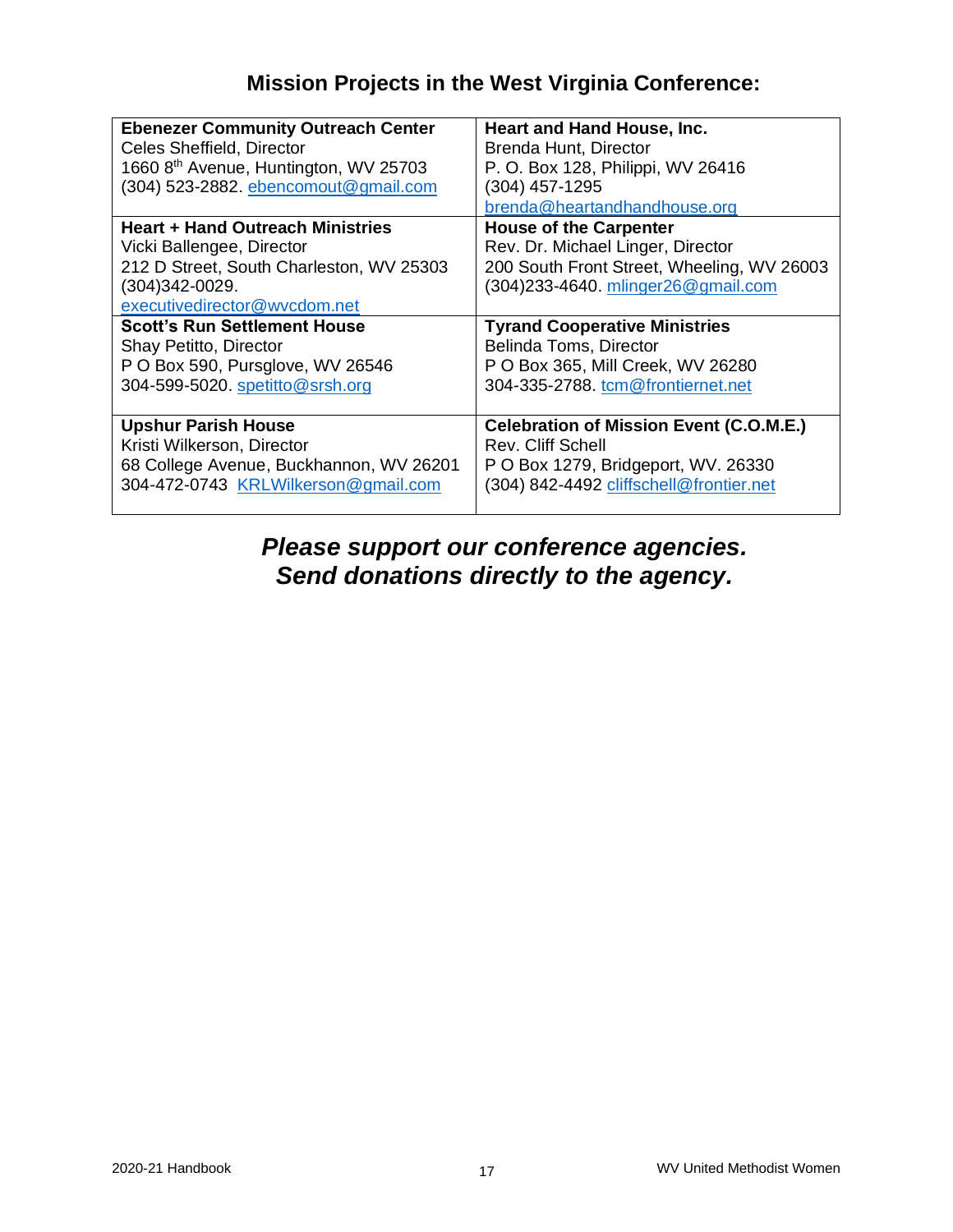## Mission Projects in the West Virginia Conference:

| | |
|---|---|
| **Ebenezer Community Outreach Center**<br>Celes Sheffield, Director<br>1660 8th Avenue, Huntington, WV 25703<br>(304) 523-2882. ebencomout@gmail.com | **Heart and Hand House, Inc.**<br>Brenda Hunt, Director<br>P. O. Box 128, Philippi, WV 26416<br>(304) 457-1295<br>brenda@heartandhandhouse.org |
| **Heart + Hand Outreach Ministries**<br>Vicki Ballengee, Director<br>212 D Street, South Charleston, WV 25303<br>(304)342-0029.<br>executivedirector@wvcdom.net | **House of the Carpenter**<br>Rev. Dr. Michael Linger, Director<br>200 South Front Street, Wheeling, WV 26003<br>(304)233-4640. mlinger26@gmail.com |
| **Scott's Run Settlement House**<br>Shay Petitto, Director<br>P O Box 590, Pursglove, WV 26546<br>304-599-5020. spetitto@srsh.org | **Tyrand Cooperative Ministries**<br>Belinda Toms, Director<br>P O Box 365, Mill Creek, WV 26280<br>304-335-2788. tcm@frontiernet.net |
| **Upshur Parish House**<br>Kristi Wilkerson, Director<br>68 College Avenue, Buckhannon, WV 26201<br>304-472-0743 KRLWilkerson@gmail.com | **Celebration of Mission Event (C.O.M.E.)**<br>Rev. Cliff Schell<br>P O Box 1279, Bridgeport, WV. 26330<br>(304) 842-4492 cliffschell@frontier.net |

***Please support our conference agencies.***
***Send donations directly to the agency.***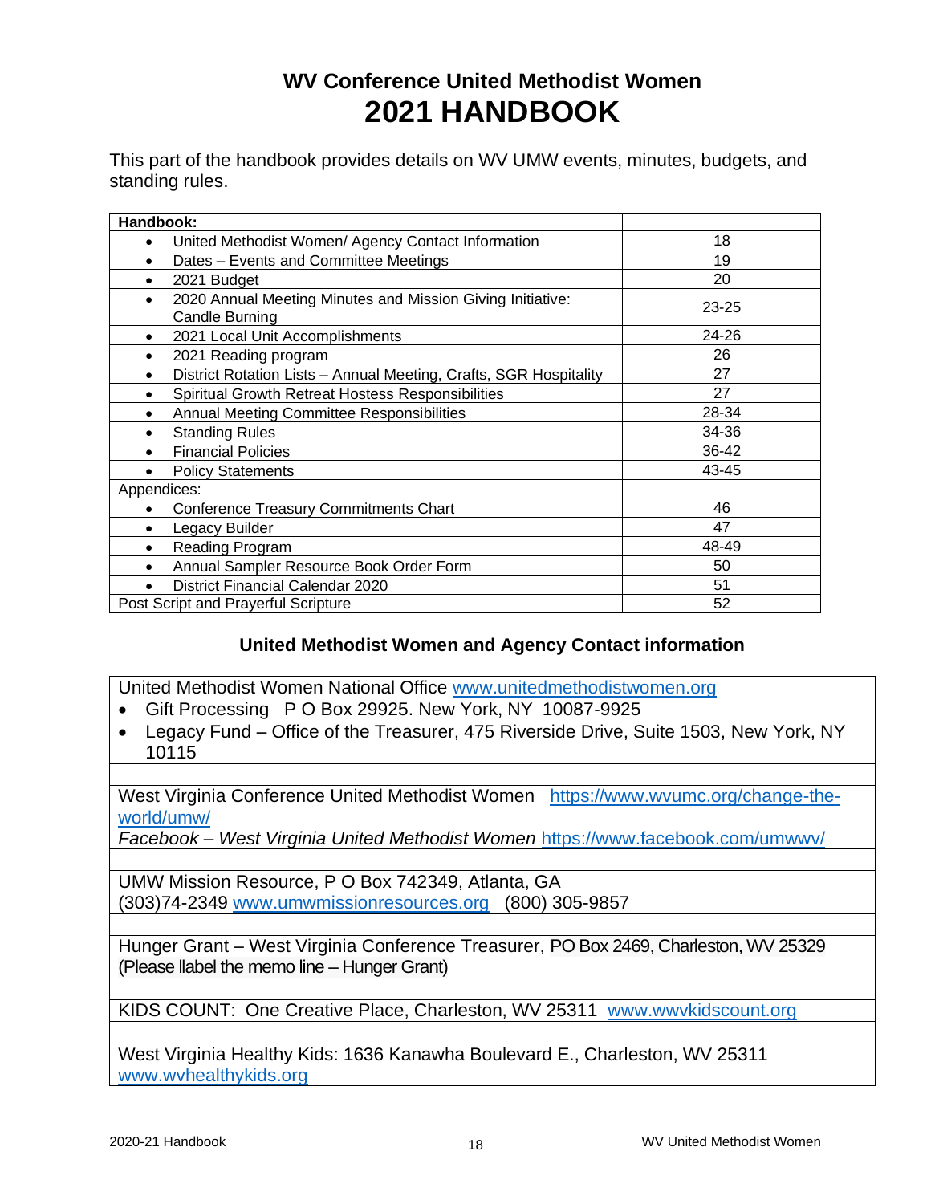# WV Conference United Methodist Women
# 2021 HANDBOOK

This part of the handbook provides details on WV UMW events, minutes, budgets, and standing rules.

| Handbook: | |
|---|---|
| • United Methodist Women/ Agency Contact Information | 18 |
| • Dates – Events and Committee Meetings | 19 |
| • 2021 Budget | 20 |
| • 2020 Annual Meeting Minutes and Mission Giving Initiative: Candle Burning | 23-25 |
| • 2021 Local Unit Accomplishments | 24-26 |
| • 2021 Reading program | 26 |
| • District Rotation Lists – Annual Meeting, Crafts, SGR Hospitality | 27 |
| • Spiritual Growth Retreat Hostess Responsibilities | 27 |
| • Annual Meeting Committee Responsibilities | 28-34 |
| • Standing Rules | 34-36 |
| • Financial Policies | 36-42 |
| • Policy Statements | 43-45 |
| Appendices: | |
| • Conference Treasury Commitments Chart | 46 |
| • Legacy Builder | 47 |
| • Reading Program | 48-49 |
| • Annual Sampler Resource Book Order Form | 50 |
| • District Financial Calendar 2020 | 51 |
| Post Script and Prayerful Scripture | 52 |

## United Methodist Women and Agency Contact information

| |
|---|
| United Methodist Women National Office www.unitedmethodistwomen.org<br>• Gift Processing P O Box 29925. New York, NY 10087-9925<br>• Legacy Fund – Office of the Treasurer, 475 Riverside Drive, Suite 1503, New York, NY 10115 |
| |
| West Virginia Conference United Methodist Women https://www.wvumc.org/change-the-world/umw/<br>*Facebook – West Virginia United Methodist Women* https://www.facebook.com/umwwv/ |
| |
| UMW Mission Resource, P O Box 742349, Atlanta, GA<br>(303)74-2349 www.umwmissionresources.org (800) 305-9857 |
| |
| Hunger Grant – West Virginia Conference Treasurer, PO Box 2469, Charleston, WV 25329<br>(Please llabel the memo line – Hunger Grant) |
| |
| KIDS COUNT: One Creative Place, Charleston, WV 25311 www.wvkidscount.org |
| |
| West Virginia Healthy Kids: 1636 Kanawha Boulevard E., Charleston, WV 25311<br>www.wvhealthykids.org |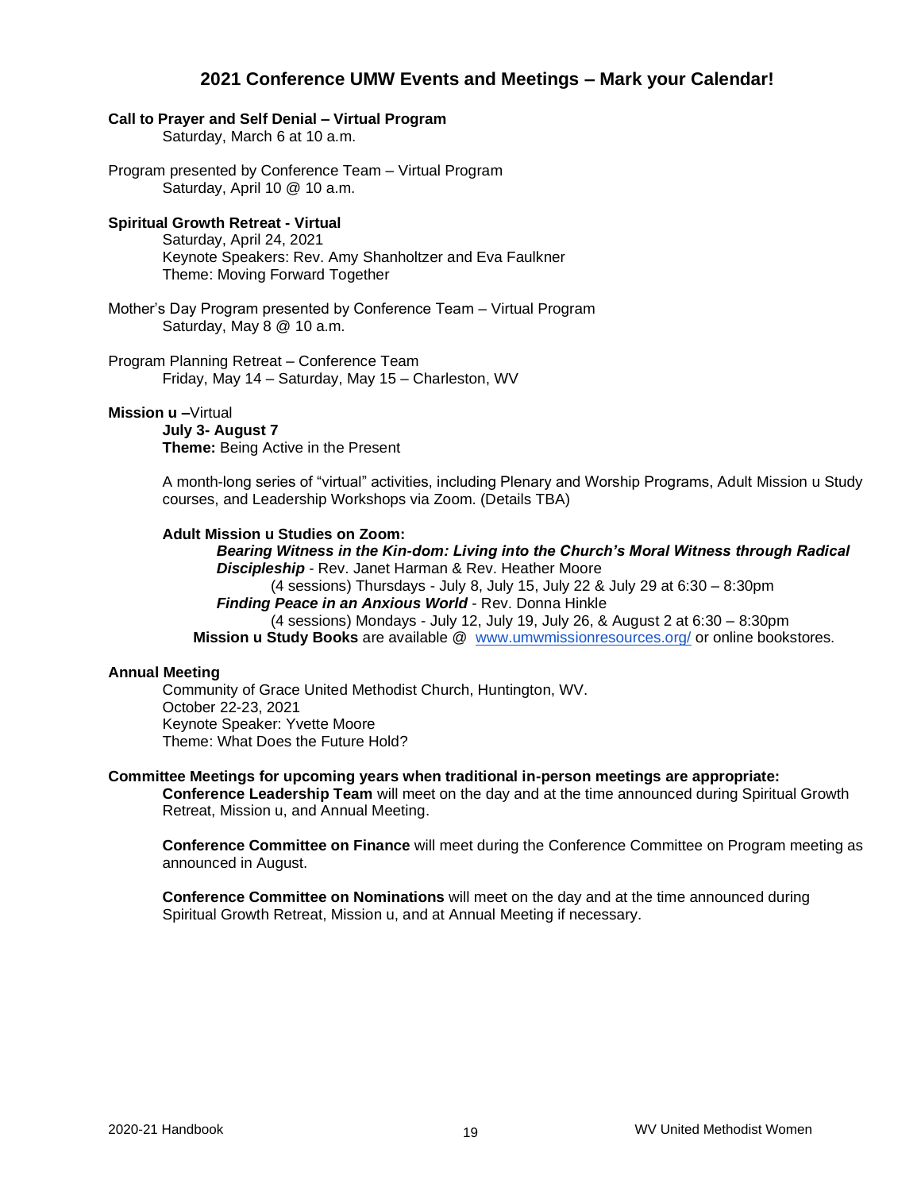## 2021 Conference UMW Events and Meetings – Mark your Calendar!

**Call to Prayer and Self Denial – Virtual Program**
Saturday, March 6 at 10 a.m.

Program presented by Conference Team – Virtual Program
Saturday, April 10 @ 10 a.m.

**Spiritual Growth Retreat - Virtual**
Saturday, April 24, 2021
Keynote Speakers: Rev. Amy Shanholtzer and Eva Faulkner
Theme: Moving Forward Together

Mother's Day Program presented by Conference Team – Virtual Program
Saturday, May 8 @ 10 a.m.

Program Planning Retreat – Conference Team
Friday, May 14 – Saturday, May 15 – Charleston, WV

**Mission u –**Virtual
**July 3- August 7**
**Theme:** Being Active in the Present

A month-long series of "virtual" activities, including Plenary and Worship Programs, Adult Mission u Study courses, and Leadership Workshops via Zoom. (Details TBA)

**Adult Mission u Studies on Zoom:**

***Bearing Witness in the Kin-dom: Living into the Church's Moral Witness through Radical Discipleship*** - Rev. Janet Harman & Rev. Heather Moore
(4 sessions) Thursdays - July 8, July 15, July 22 & July 29 at 6:30 – 8:30pm

***Finding Peace in an Anxious World*** - Rev. Donna Hinkle
(4 sessions) Mondays - July 12, July 19, July 26, & August 2 at 6:30 – 8:30pm

**Mission u Study Books** are available @ www.umwmissionresources.org/ or online bookstores.

**Annual Meeting**
Community of Grace United Methodist Church, Huntington, WV.
October 22-23, 2021
Keynote Speaker: Yvette Moore
Theme: What Does the Future Hold?

**Committee Meetings for upcoming years when traditional in-person meetings are appropriate:**

**Conference Leadership Team** will meet on the day and at the time announced during Spiritual Growth Retreat, Mission u, and Annual Meeting.

**Conference Committee on Finance** will meet during the Conference Committee on Program meeting as announced in August.

**Conference Committee on Nominations** will meet on the day and at the time announced during Spiritual Growth Retreat, Mission u, and at Annual Meeting if necessary.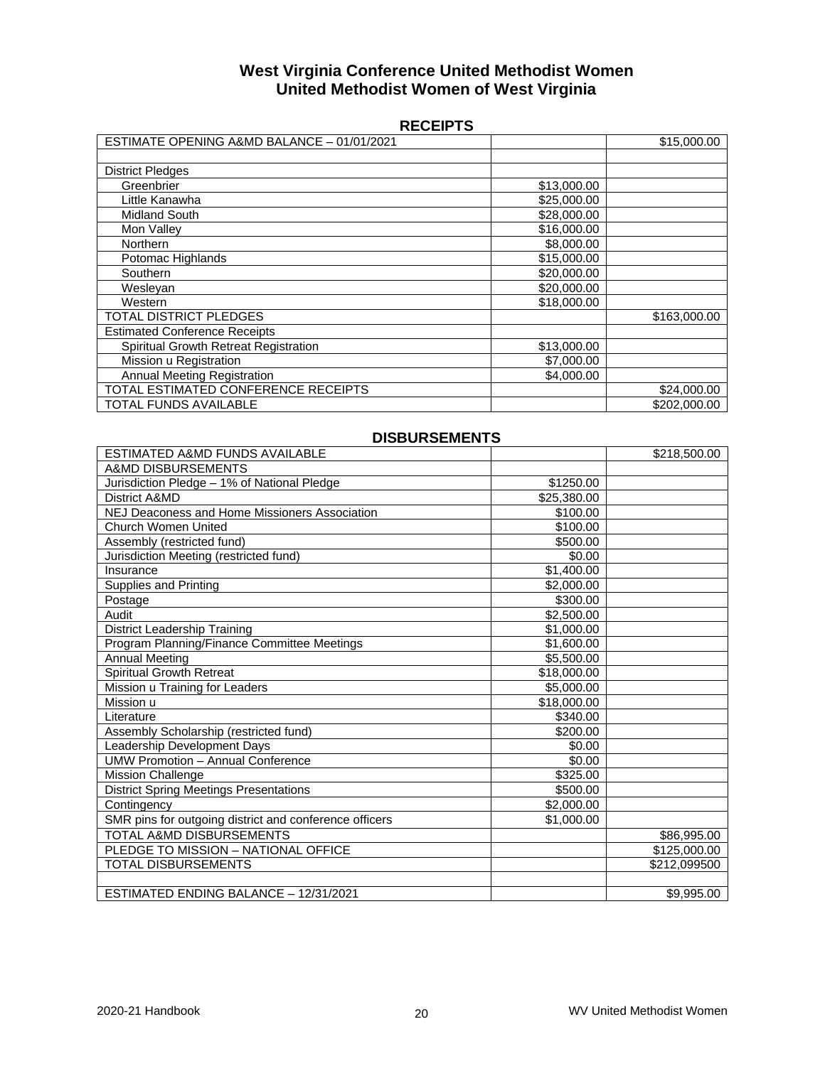# West Virginia Conference United Methodist Women
# United Methodist Women of West Virginia

## RECEIPTS

| | | |
|---|---|---|
| ESTIMATE OPENING A&MD BALANCE – 01/01/2021 | | $15,000.00 |
| | | |
| District Pledges | | |
| Greenbrier | $13,000.00 | |
| Little Kanawha | $25,000.00 | |
| Midland South | $28,000.00 | |
| Mon Valley | $16,000.00 | |
| Northern | $8,000.00 | |
| Potomac Highlands | $15,000.00 | |
| Southern | $20,000.00 | |
| Wesleyan | $20,000.00 | |
| Western | $18,000.00 | |
| TOTAL DISTRICT PLEDGES | | $163,000.00 |
| Estimated Conference Receipts | | |
| Spiritual Growth Retreat Registration | $13,000.00 | |
| Mission u Registration | $7,000.00 | |
| Annual Meeting Registration | $4,000.00 | |
| TOTAL ESTIMATED CONFERENCE RECEIPTS | | $24,000.00 |
| TOTAL FUNDS AVAILABLE | | $202,000.00 |

## DISBURSEMENTS

| | | |
|---|---|---|
| ESTIMATED A&MD FUNDS AVAILABLE | | $218,500.00 |
| A&MD DISBURSEMENTS | | |
| Jurisdiction Pledge – 1% of National Pledge | $1250.00 | |
| District A&MD | $25,380.00 | |
| NEJ Deaconess and Home Missioners Association | $100.00 | |
| Church Women United | $100.00 | |
| Assembly (restricted fund) | $500.00 | |
| Jurisdiction Meeting (restricted fund) | $0.00 | |
| Insurance | $1,400.00 | |
| Supplies and Printing | $2,000.00 | |
| Postage | $300.00 | |
| Audit | $2,500.00 | |
| District Leadership Training | $1,000.00 | |
| Program Planning/Finance Committee Meetings | $1,600.00 | |
| Annual Meeting | $5,500.00 | |
| Spiritual Growth Retreat | $18,000.00 | |
| Mission u Training for Leaders | $5,000.00 | |
| Mission u | $18,000.00 | |
| Literature | $340.00 | |
| Assembly Scholarship (restricted fund) | $200.00 | |
| Leadership Development Days | $0.00 | |
| UMW Promotion – Annual Conference | $0.00 | |
| Mission Challenge | $325.00 | |
| District Spring Meetings Presentations | $500.00 | |
| Contingency | $2,000.00 | |
| SMR pins for outgoing district and conference officers | $1,000.00 | |
| TOTAL A&MD DISBURSEMENTS | | $86,995.00 |
| PLEDGE TO MISSION – NATIONAL OFFICE | | $125,000.00 |
| TOTAL DISBURSEMENTS | | $212,099500 |
| | | |
| ESTIMATED ENDING BALANCE – 12/31/2021 | | $9,995.00 |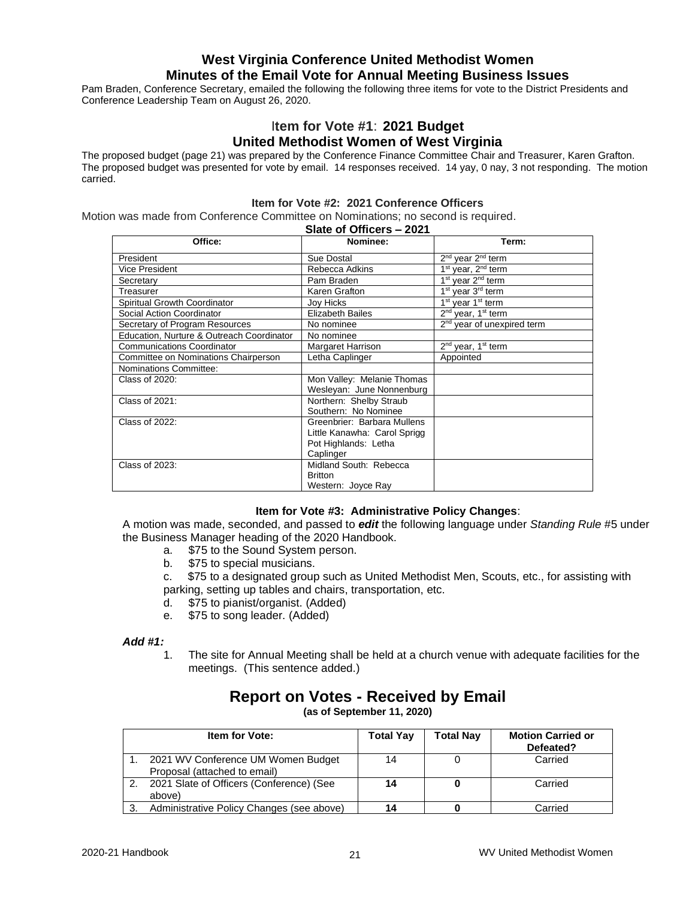# West Virginia Conference United Methodist Women
## Minutes of the Email Vote for Annual Meeting Business Issues

Pam Braden, Conference Secretary, emailed the following the following three items for vote to the District Presidents and Conference Leadership Team on August 26, 2020.

## Item for Vote #1: 2021 Budget
## United Methodist Women of West Virginia

The proposed budget (page 21) was prepared by the Conference Finance Committee Chair and Treasurer, Karen Grafton. The proposed budget was presented for vote by email. 14 responses received. 14 yay, 0 nay, 3 not responding. The motion carried.

### Item for Vote #2: 2021 Conference Officers

Motion was made from Conference Committee on Nominations; no second is required.

**Slate of Officers – 2021**

| Office: | Nominee: | Term: |
|---|---|---|
| President | Sue Dostal | 2nd year 2nd term |
| Vice President | Rebecca Adkins | 1st year, 2nd term |
| Secretary | Pam Braden | 1st year 2nd term |
| Treasurer | Karen Grafton | 1st year 3rd term |
| Spiritual Growth Coordinator | Joy Hicks | 1st year 1st term |
| Social Action Coordinator | Elizabeth Bailes | 2nd year, 1st term |
| Secretary of Program Resources | No nominee | 2nd year of unexpired term |
| Education, Nurture & Outreach Coordinator | No nominee | |
| Communications Coordinator | Margaret Harrison | 2nd year, 1st term |
| Committee on Nominations Chairperson | Letha Caplinger | Appointed |
| Nominations Committee: | | |
| Class of 2020: | Mon Valley: Melanie Thomas<br>Wesleyan: June Nonnenburg | |
| Class of 2021: | Northern: Shelby Straub<br>Southern: No Nominee | |
| Class of 2022: | Greenbrier: Barbara Mullens<br>Little Kanawha: Carol Sprigg<br>Pot Highlands: Letha Caplinger | |
| Class of 2023: | Midland South: Rebecca Britton<br>Western: Joyce Ray | |

### Item for Vote #3: Administrative Policy Changes:

A motion was made, seconded, and passed to ***edit*** the following language under *Standing Rule #5* under the Business Manager heading of the 2020 Handbook.

a. $75 to the Sound System person.
b. $75 to special musicians.
c. $75 to a designated group such as United Methodist Men, Scouts, etc., for assisting with parking, setting up tables and chairs, transportation, etc.
d. $75 to pianist/organist. (Added)
e. $75 to song leader. (Added)

***Add #1:***

1. The site for Annual Meeting shall be held at a church venue with adequate facilities for the meetings. (This sentence added.)

## Report on Votes - Received by Email

**(as of September 11, 2020)**

| Item for Vote: | Total Yay | Total Nay | Motion Carried or Defeated? |
|---|---|---|---|
| 1. 2021 WV Conference UM Women Budget Proposal (attached to email) | 14 | 0 | Carried |
| 2. 2021 Slate of Officers (Conference) (See above) | **14** | **0** | Carried |
| 3. Administrative Policy Changes (see above) | **14** | **0** | Carried |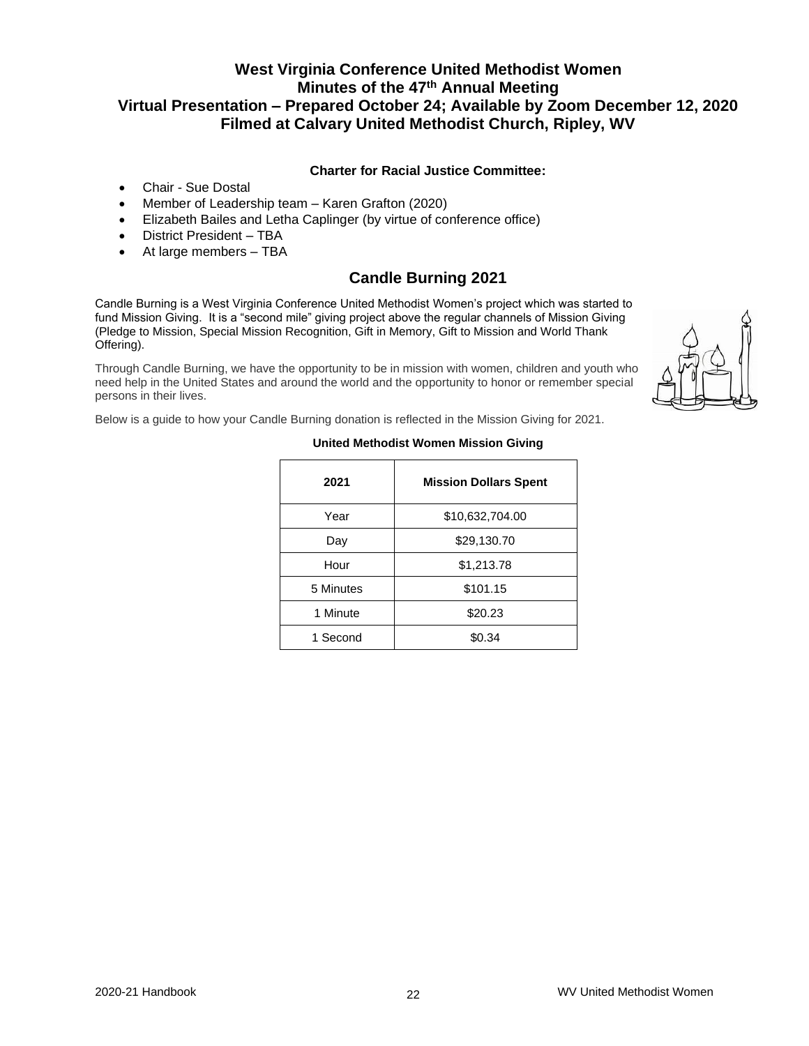# West Virginia Conference United Methodist Women
## Minutes of the 47th Annual Meeting
## Virtual Presentation – Prepared October 24; Available by Zoom December 12, 2020
## Filmed at Calvary United Methodist Church, Ripley, WV

**Charter for Racial Justice Committee:**

- Chair - Sue Dostal
- Member of Leadership team – Karen Grafton (2020)
- Elizabeth Bailes and Letha Caplinger (by virtue of conference office)
- District President – TBA
- At large members – TBA

## Candle Burning 2021

Candle Burning is a West Virginia Conference United Methodist Women's project which was started to fund Mission Giving. It is a "second mile" giving project above the regular channels of Mission Giving (Pledge to Mission, Special Mission Recognition, Gift in Memory, Gift to Mission and World Thank Offering).

Through Candle Burning, we have the opportunity to be in mission with women, children and youth who need help in the United States and around the world and the opportunity to honor or remember special persons in their lives.

Below is a guide to how your Candle Burning donation is reflected in the Mission Giving for 2021.

**United Methodist Women Mission Giving**

| 2021 | Mission Dollars Spent |
| --- | --- |
| Year | $10,632,704.00 |
| Day | $29,130.70 |
| Hour | $1,213.78 |
| 5 Minutes | $101.15 |
| 1 Minute | $20.23 |
| 1 Second | $0.34 |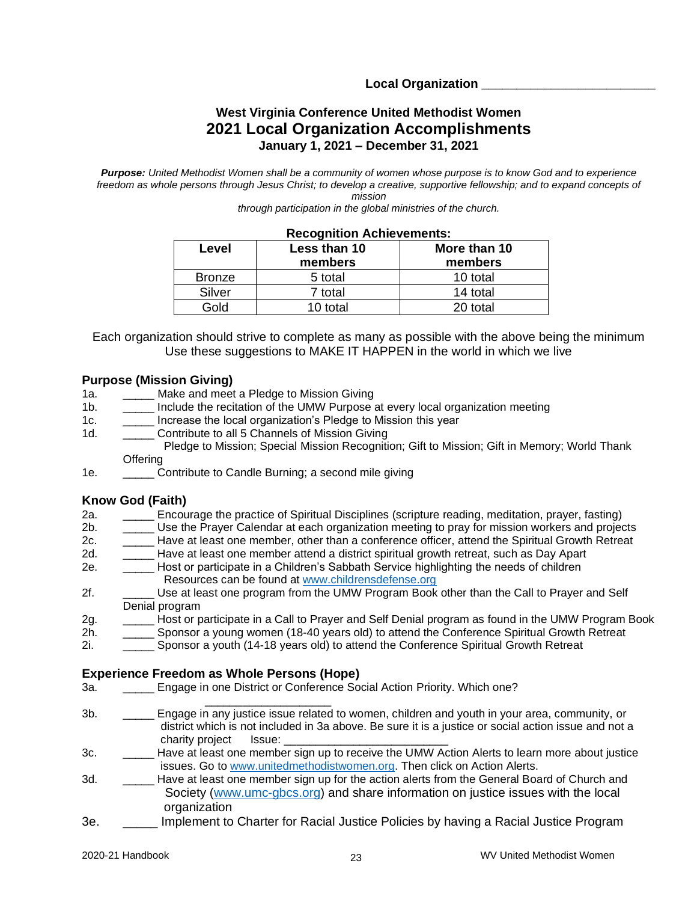**Local Organization ________________________**

### West Virginia Conference United Methodist Women

# 2021 Local Organization Accomplishments

### January 1, 2021 – December 31, 2021

***Purpose:*** *United Methodist Women shall be a community of women whose purpose is to know God and to experience freedom as whole persons through Jesus Christ; to develop a creative, supportive fellowship; and to expand concepts of mission through participation in the global ministries of the church.*

**Recognition Achievements:**

| Level | Less than 10 members | More than 10 members |
|---|---|---|
| Bronze | 5 total | 10 total |
| Silver | 7 total | 14 total |
| Gold | 10 total | 20 total |

Each organization should strive to complete as many as possible with the above being the minimum
Use these suggestions to MAKE IT HAPPEN in the world in which we live

**Purpose (Mission Giving)**

1a. _____ Make and meet a Pledge to Mission Giving
1b. _____ Include the recitation of the UMW Purpose at every local organization meeting
1c. _____ Increase the local organization's Pledge to Mission this year
1d. _____ Contribute to all 5 Channels of Mission Giving
Pledge to Mission; Special Mission Recognition; Gift to Mission; Gift in Memory; World Thank Offering
1e. _____ Contribute to Candle Burning; a second mile giving

**Know God (Faith)**

2a. _____ Encourage the practice of Spiritual Disciplines (scripture reading, meditation, prayer, fasting)
2b. _____ Use the Prayer Calendar at each organization meeting to pray for mission workers and projects
2c. _____ Have at least one member, other than a conference officer, attend the Spiritual Growth Retreat
2d. _____ Have at least one member attend a district spiritual growth retreat, such as Day Apart
2e. _____ Host or participate in a Children's Sabbath Service highlighting the needs of children
Resources can be found at www.childrensdefense.org
2f. _____ Use at least one program from the UMW Program Book other than the Call to Prayer and Self Denial program
2g. _____ Host or participate in a Call to Prayer and Self Denial program as found in the UMW Program Book
2h. _____ Sponsor a young women (18-40 years old) to attend the Conference Spiritual Growth Retreat
2i. _____ Sponsor a youth (14-18 years old) to attend the Conference Spiritual Growth Retreat

**Experience Freedom as Whole Persons (Hope)**

3a. _____ Engage in one District or Conference Social Action Priority. Which one? ____________________
3b. _____ Engage in any justice issue related to women, children and youth in your area, community, or district which is not included in 3a above. Be sure it is a justice or social action issue and not a charity project Issue: __________________________
3c. _____ Have at least one member sign up to receive the UMW Action Alerts to learn more about justice issues. Go to www.unitedmethodistwomen.org. Then click on Action Alerts.
3d. _____ Have at least one member sign up for the action alerts from the General Board of Church and Society (www.umc-gbcs.org) and share information on justice issues with the local organization
3e. _____ Implement to Charter for Racial Justice Policies by having a Racial Justice Program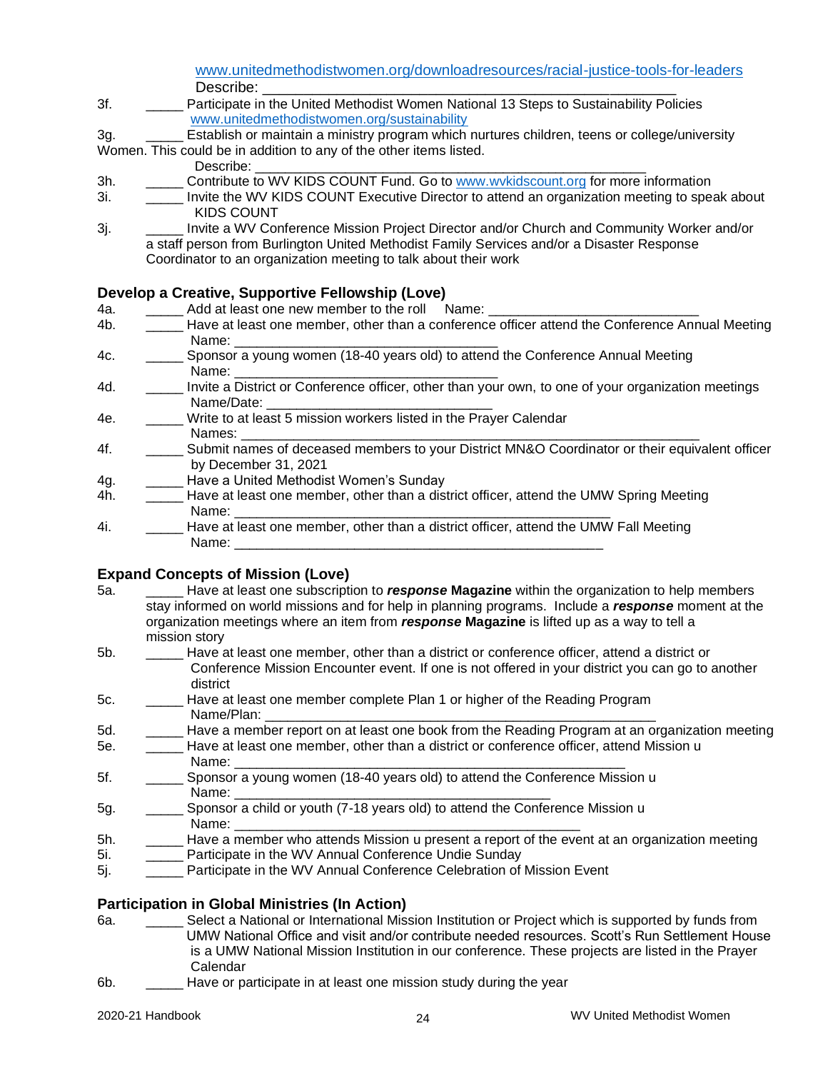www.unitedmethodistwomen.org/downloadresources/racial-justice-tools-for-leaders
Describe: ___________________________________________________

3f. _____ Participate in the United Methodist Women National 13 Steps to Sustainability Policies www.unitedmethodistwomen.org/sustainability

3g. _____ Establish or maintain a ministry program which nurtures children, teens or college/university Women. This could be in addition to any of the other items listed.
Describe: ___________________________________________________

3h. _____ Contribute to WV KIDS COUNT Fund. Go to www.wvkidscount.org for more information

3i. _____ Invite the WV KIDS COUNT Executive Director to attend an organization meeting to speak about KIDS COUNT

3j. _____ Invite a WV Conference Mission Project Director and/or Church and Community Worker and/or a staff person from Burlington United Methodist Family Services and/or a Disaster Response Coordinator to an organization meeting to talk about their work

## Develop a Creative, Supportive Fellowship (Love)

4a. _____ Add at least one new member to the roll Name: ___________________________

4b. _____ Have at least one member, other than a conference officer attend the Conference Annual Meeting
Name: ___________________________________

4c. _____ Sponsor a young women (18-40 years old) to attend the Conference Annual Meeting
Name: ___________________________________

4d. _____ Invite a District or Conference officer, other than your own, to one of your organization meetings
Name/Date: _____________________________

4e. _____ Write to at least 5 mission workers listed in the Prayer Calendar
Names: ___________________________________________________________

4f. _____ Submit names of deceased members to your District MN&O Coordinator or their equivalent officer by December 31, 2021

4g. _____ Have a United Methodist Women's Sunday

4h. _____ Have at least one member, other than a district officer, attend the UMW Spring Meeting
Name: ________________________________________________

4i. _____ Have at least one member, other than a district officer, attend the UMW Fall Meeting
Name: _______________________________________________

## Expand Concepts of Mission (Love)

5a. _____ Have at least one subscription to ***response*** **Magazine** within the organization to help members stay informed on world missions and for help in planning programs. Include a ***response*** moment at the organization meetings where an item from ***response*** **Magazine** is lifted up as a way to tell a mission story

5b. _____ Have at least one member, other than a district or conference officer, attend a district or Conference Mission Encounter event. If one is not offered in your district you can go to another district

5c. _____ Have at least one member complete Plan 1 or higher of the Reading Program
Name/Plan: __________________________________________________

5d. _____ Have a member report on at least one book from the Reading Program at an organization meeting

5e. _____ Have at least one member, other than a district or conference officer, attend Mission u
Name: __________________________________________________

5f. _____ Sponsor a young women (18-40 years old) to attend the Conference Mission u
Name: ________________________________________

5g. _____ Sponsor a child or youth (7-18 years old) to attend the Conference Mission u
Name: ____________________________________________

5h. _____ Have a member who attends Mission u present a report of the event at an organization meeting

5i. _____ Participate in the WV Annual Conference Undie Sunday

5j. _____ Participate in the WV Annual Conference Celebration of Mission Event

## Participation in Global Ministries (In Action)

6a. _____ Select a National or International Mission Institution or Project which is supported by funds from UMW National Office and visit and/or contribute needed resources. Scott's Run Settlement House is a UMW National Mission Institution in our conference. These projects are listed in the Prayer Calendar

6b. _____ Have or participate in at least one mission study during the year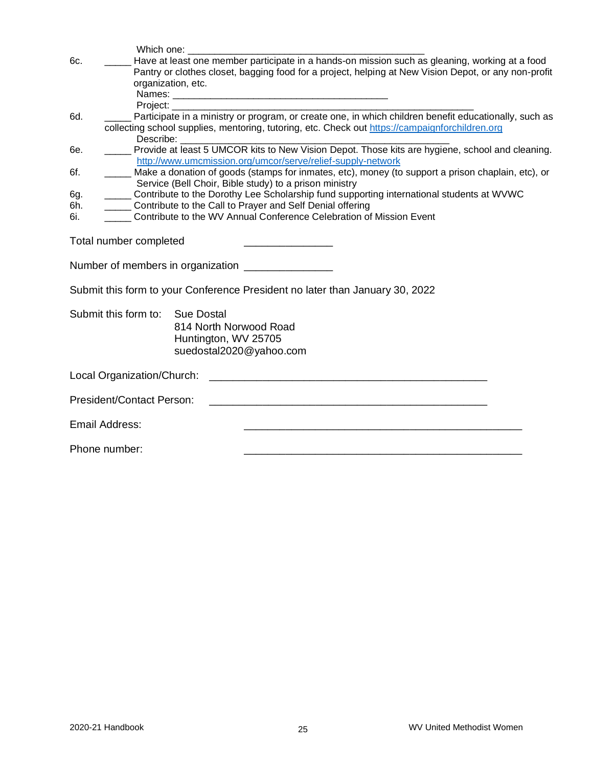Which one: ___________________________________________

6c. _____ Have at least one member participate in a hands-on mission such as gleaning, working at a food Pantry or clothes closet, bagging food for a project, helping at New Vision Depot, or any non-profit organization, etc.
Names: _______________________________________
Project: _______________________________________________________

6d. _____ Participate in a ministry or program, or create one, in which children benefit educationally, such as collecting school supplies, mentoring, tutoring, etc. Check out https://campaignforchildren.org
Describe: ________________________________________________

6e. _____ Provide at least 5 UMCOR kits to New Vision Depot. Those kits are hygiene, school and cleaning. http://www.umcmission.org/umcor/serve/relief-supply-network

6f. _____ Make a donation of goods (stamps for inmates, etc), money (to support a prison chaplain, etc), or Service (Bell Choir, Bible study) to a prison ministry

6g. _____ Contribute to the Dorothy Lee Scholarship fund supporting international students at WVWC

6h. _____ Contribute to the Call to Prayer and Self Denial offering

6i. _____ Contribute to the WV Annual Conference Celebration of Mission Event

Total number completed _______________

Number of members in organization _______________

Submit this form to your Conference President no later than January 30, 2022

Submit this form to: Sue Dostal
814 North Norwood Road
Huntington, WV 25705
suedostal2020@yahoo.com

Local Organization/Church: _________________________________________________

President/Contact Person: _________________________________________________

Email Address: _________________________________________________

Phone number: _________________________________________________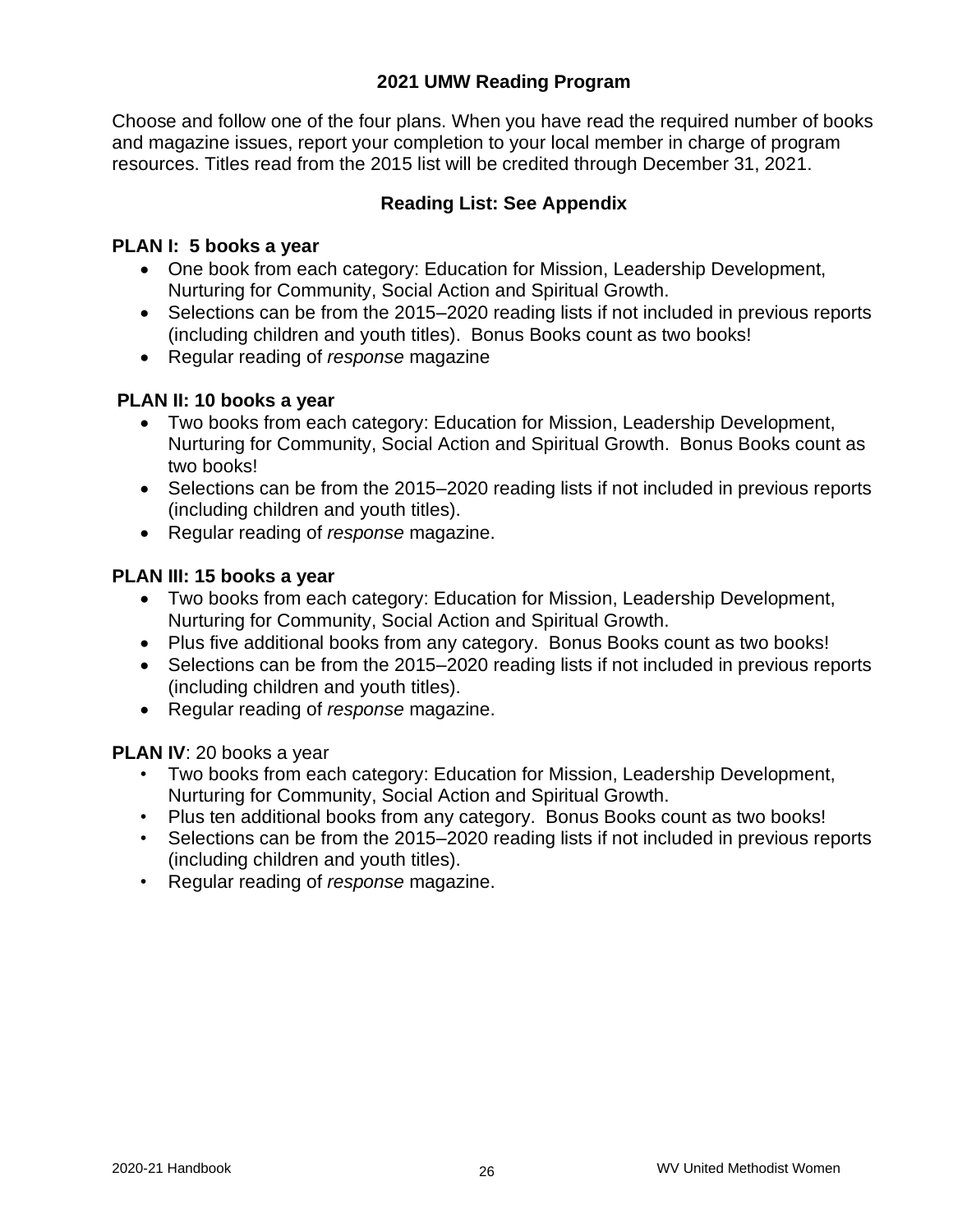## 2021 UMW Reading Program

Choose and follow one of the four plans. When you have read the required number of books and magazine issues, report your completion to your local member in charge of program resources. Titles read from the 2015 list will be credited through December 31, 2021.

### Reading List: See Appendix

**PLAN I: 5 books a year**

- One book from each category: Education for Mission, Leadership Development, Nurturing for Community, Social Action and Spiritual Growth.
- Selections can be from the 2015–2020 reading lists if not included in previous reports (including children and youth titles). Bonus Books count as two books!
- Regular reading of *response* magazine

**PLAN II: 10 books a year**

- Two books from each category: Education for Mission, Leadership Development, Nurturing for Community, Social Action and Spiritual Growth. Bonus Books count as two books!
- Selections can be from the 2015–2020 reading lists if not included in previous reports (including children and youth titles).
- Regular reading of *response* magazine.

**PLAN III: 15 books a year**

- Two books from each category: Education for Mission, Leadership Development, Nurturing for Community, Social Action and Spiritual Growth.
- Plus five additional books from any category. Bonus Books count as two books!
- Selections can be from the 2015–2020 reading lists if not included in previous reports (including children and youth titles).
- Regular reading of *response* magazine.

**PLAN IV**: 20 books a year

- Two books from each category: Education for Mission, Leadership Development, Nurturing for Community, Social Action and Spiritual Growth.
- Plus ten additional books from any category. Bonus Books count as two books!
- Selections can be from the 2015–2020 reading lists if not included in previous reports (including children and youth titles).
- Regular reading of *response* magazine.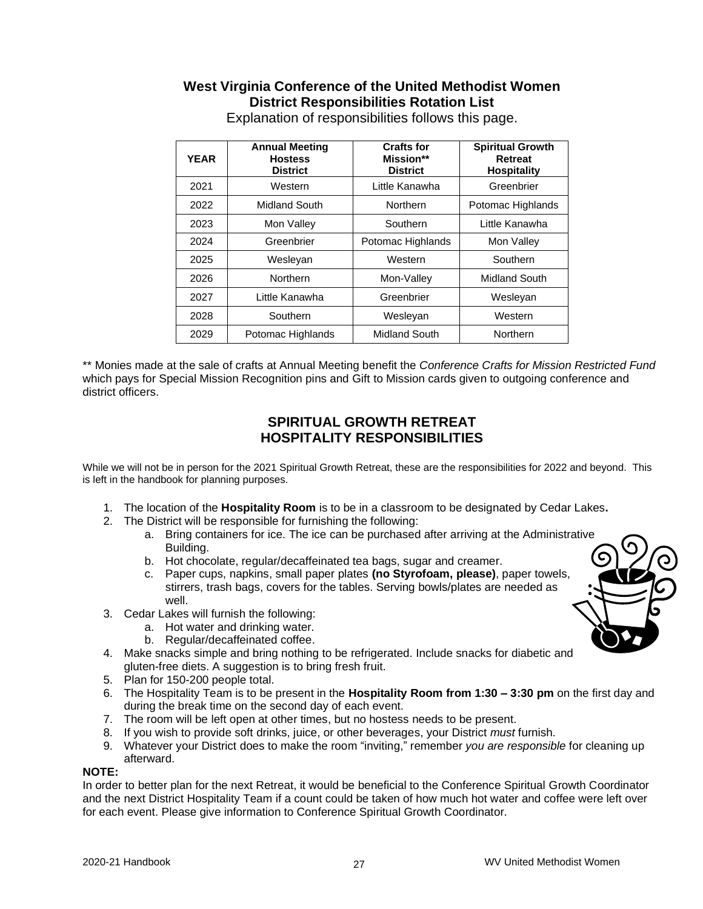## West Virginia Conference of the United Methodist Women
## District Responsibilities Rotation List

Explanation of responsibilities follows this page.

| YEAR | Annual Meeting Hostess District | Crafts for Mission** District | Spiritual Growth Retreat Hospitality |
|---|---|---|---|
| 2021 | Western | Little Kanawha | Greenbrier |
| 2022 | Midland South | Northern | Potomac Highlands |
| 2023 | Mon Valley | Southern | Little Kanawha |
| 2024 | Greenbrier | Potomac Highlands | Mon Valley |
| 2025 | Wesleyan | Western | Southern |
| 2026 | Northern | Mon-Valley | Midland South |
| 2027 | Little Kanawha | Greenbrier | Wesleyan |
| 2028 | Southern | Wesleyan | Western |
| 2029 | Potomac Highlands | Midland South | Northern |

** Monies made at the sale of crafts at Annual Meeting benefit the *Conference Crafts for Mission Restricted Fund* which pays for Special Mission Recognition pins and Gift to Mission cards given to outgoing conference and district officers.

## SPIRITUAL GROWTH RETREAT HOSPITALITY RESPONSIBILITIES

While we will not be in person for the 2021 Spiritual Growth Retreat, these are the responsibilities for 2022 and beyond. This is left in the handbook for planning purposes.

1. The location of the **Hospitality Room** is to be in a classroom to be designated by Cedar Lakes**.**
2. The District will be responsible for furnishing the following:
   a. Bring containers for ice. The ice can be purchased after arriving at the Administrative Building.
   b. Hot chocolate, regular/decaffeinated tea bags, sugar and creamer.
   c. Paper cups, napkins, small paper plates **(no Styrofoam, please)**, paper towels, stirrers, trash bags, covers for the tables. Serving bowls/plates are needed as well.
3. Cedar Lakes will furnish the following:
   a. Hot water and drinking water.
   b. Regular/decaffeinated coffee.
4. Make snacks simple and bring nothing to be refrigerated. Include snacks for diabetic and gluten-free diets. A suggestion is to bring fresh fruit.
5. Plan for 150-200 people total.
6. The Hospitality Team is to be present in the **Hospitality Room from 1:30 – 3:30 pm** on the first day and during the break time on the second day of each event.
7. The room will be left open at other times, but no hostess needs to be present.
8. If you wish to provide soft drinks, juice, or other beverages, your District *must* furnish.
9. Whatever your District does to make the room "inviting," remember *you are responsible* for cleaning up afterward.

**NOTE:**

In order to better plan for the next Retreat, it would be beneficial to the Conference Spiritual Growth Coordinator and the next District Hospitality Team if a count could be taken of how much hot water and coffee were left over for each event. Please give information to Conference Spiritual Growth Coordinator.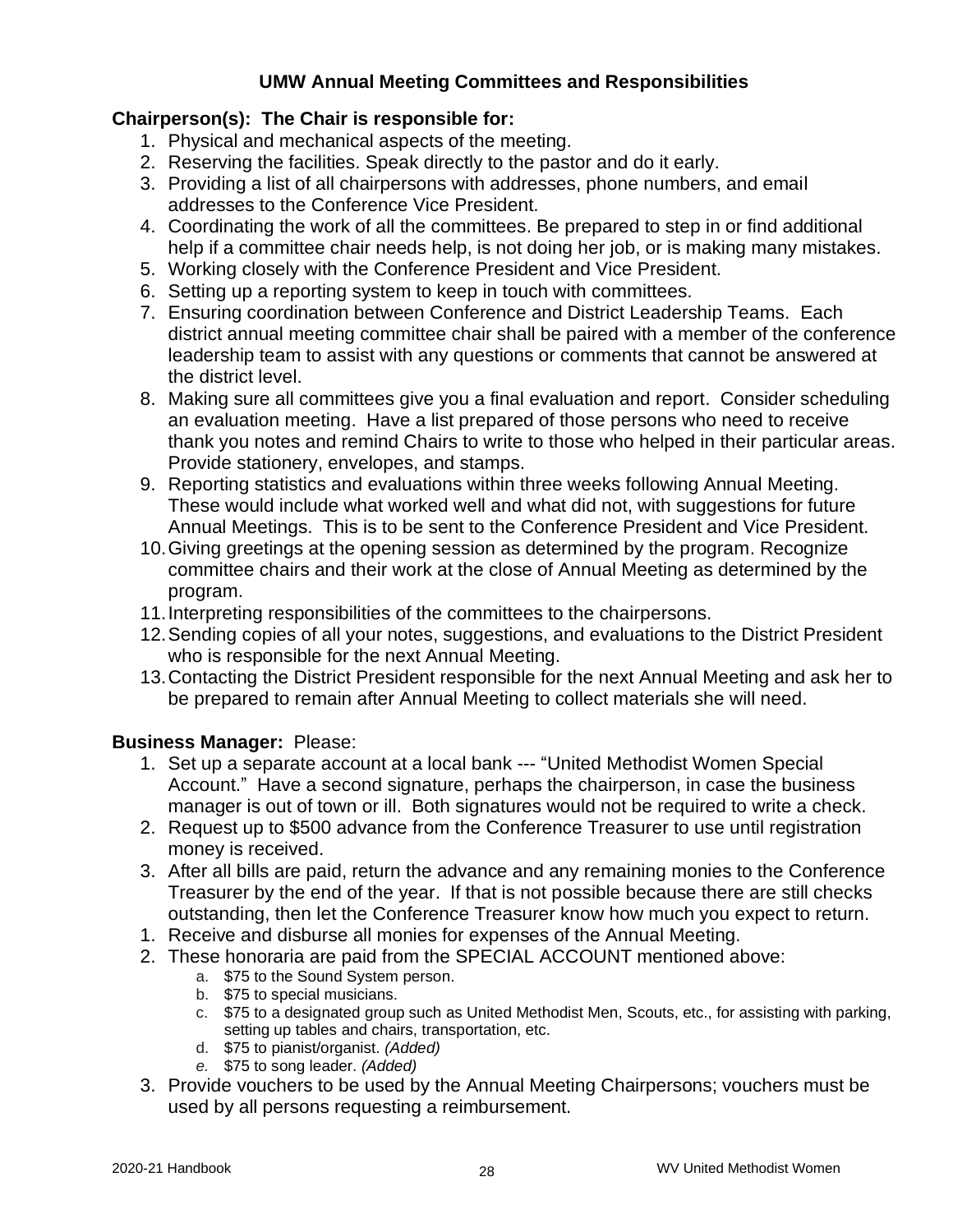## UMW Annual Meeting Committees and Responsibilities

**Chairperson(s): The Chair is responsible for:**

1. Physical and mechanical aspects of the meeting.
2. Reserving the facilities. Speak directly to the pastor and do it early.
3. Providing a list of all chairpersons with addresses, phone numbers, and email addresses to the Conference Vice President.
4. Coordinating the work of all the committees. Be prepared to step in or find additional help if a committee chair needs help, is not doing her job, or is making many mistakes.
5. Working closely with the Conference President and Vice President.
6. Setting up a reporting system to keep in touch with committees.
7. Ensuring coordination between Conference and District Leadership Teams. Each district annual meeting committee chair shall be paired with a member of the conference leadership team to assist with any questions or comments that cannot be answered at the district level.
8. Making sure all committees give you a final evaluation and report. Consider scheduling an evaluation meeting. Have a list prepared of those persons who need to receive thank you notes and remind Chairs to write to those who helped in their particular areas. Provide stationery, envelopes, and stamps.
9. Reporting statistics and evaluations within three weeks following Annual Meeting. These would include what worked well and what did not, with suggestions for future Annual Meetings. This is to be sent to the Conference President and Vice President.
10. Giving greetings at the opening session as determined by the program. Recognize committee chairs and their work at the close of Annual Meeting as determined by the program.
11. Interpreting responsibilities of the committees to the chairpersons.
12. Sending copies of all your notes, suggestions, and evaluations to the District President who is responsible for the next Annual Meeting.
13. Contacting the District President responsible for the next Annual Meeting and ask her to be prepared to remain after Annual Meeting to collect materials she will need.

**Business Manager:** Please:

1. Set up a separate account at a local bank --- "United Methodist Women Special Account." Have a second signature, perhaps the chairperson, in case the business manager is out of town or ill. Both signatures would not be required to write a check.
2. Request up to $500 advance from the Conference Treasurer to use until registration money is received.
3. After all bills are paid, return the advance and any remaining monies to the Conference Treasurer by the end of the year. If that is not possible because there are still checks outstanding, then let the Conference Treasurer know how much you expect to return.

1. Receive and disburse all monies for expenses of the Annual Meeting.
2. These honoraria are paid from the SPECIAL ACCOUNT mentioned above:
   a. $75 to the Sound System person.
   b. $75 to special musicians.
   c. $75 to a designated group such as United Methodist Men, Scouts, etc., for assisting with parking, setting up tables and chairs, transportation, etc.
   d. $75 to pianist/organist. *(Added)*
   e. $75 to song leader. *(Added)*
3. Provide vouchers to be used by the Annual Meeting Chairpersons; vouchers must be used by all persons requesting a reimbursement.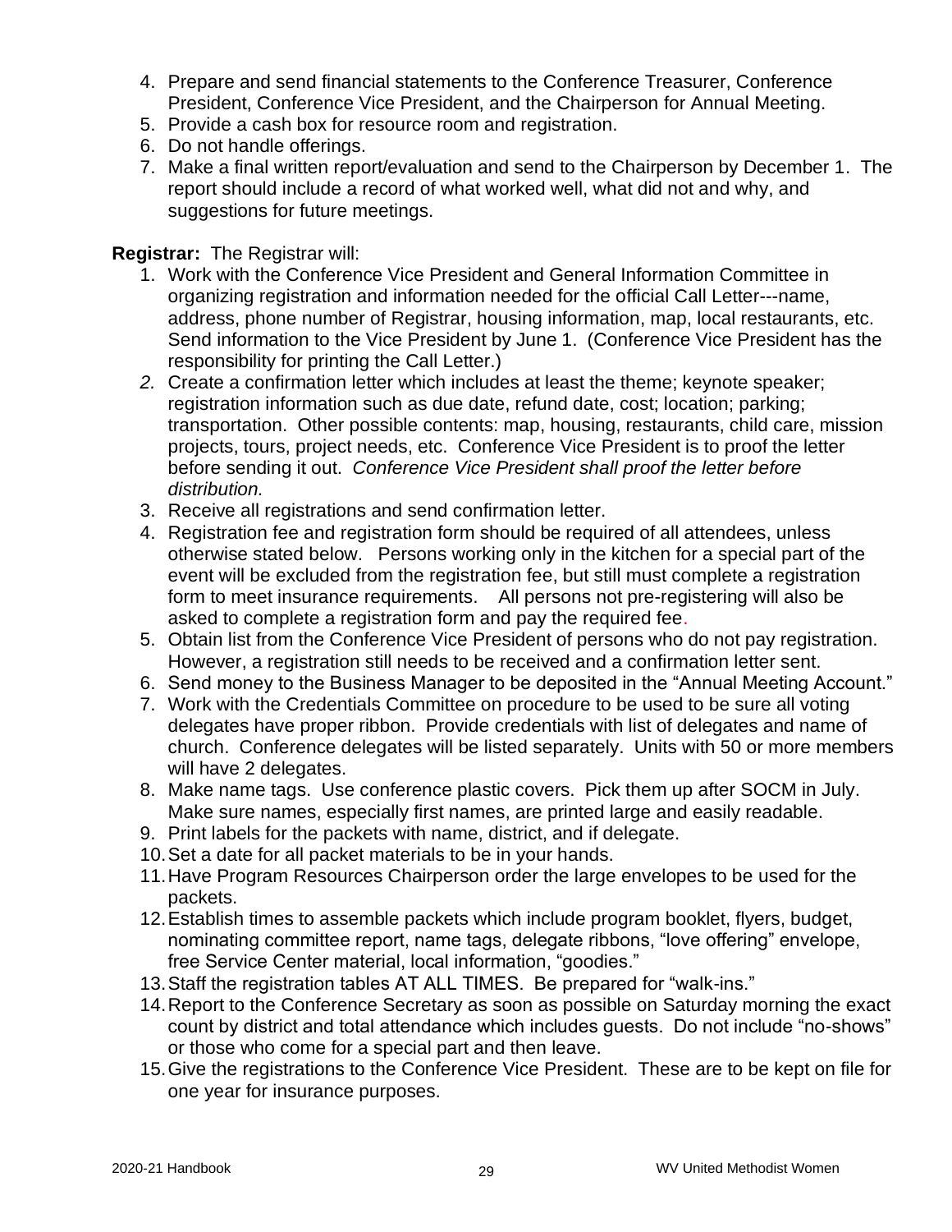4. Prepare and send financial statements to the Conference Treasurer, Conference President, Conference Vice President, and the Chairperson for Annual Meeting.
5. Provide a cash box for resource room and registration.
6. Do not handle offerings.
7. Make a final written report/evaluation and send to the Chairperson by December 1. The report should include a record of what worked well, what did not and why, and suggestions for future meetings.

**Registrar:** The Registrar will:

1. Work with the Conference Vice President and General Information Committee in organizing registration and information needed for the official Call Letter---name, address, phone number of Registrar, housing information, map, local restaurants, etc. Send information to the Vice President by June 1. (Conference Vice President has the responsibility for printing the Call Letter.)
2. Create a confirmation letter which includes at least the theme; keynote speaker; registration information such as due date, refund date, cost; location; parking; transportation. Other possible contents: map, housing, restaurants, child care, mission projects, tours, project needs, etc. Conference Vice President is to proof the letter before sending it out. *Conference Vice President shall proof the letter before distribution.*
3. Receive all registrations and send confirmation letter.
4. Registration fee and registration form should be required of all attendees, unless otherwise stated below. Persons working only in the kitchen for a special part of the event will be excluded from the registration fee, but still must complete a registration form to meet insurance requirements. All persons not pre-registering will also be asked to complete a registration form and pay the required fee.
5. Obtain list from the Conference Vice President of persons who do not pay registration. However, a registration still needs to be received and a confirmation letter sent.
6. Send money to the Business Manager to be deposited in the "Annual Meeting Account."
7. Work with the Credentials Committee on procedure to be used to be sure all voting delegates have proper ribbon. Provide credentials with list of delegates and name of church. Conference delegates will be listed separately. Units with 50 or more members will have 2 delegates.
8. Make name tags. Use conference plastic covers. Pick them up after SOCM in July. Make sure names, especially first names, are printed large and easily readable.
9. Print labels for the packets with name, district, and if delegate.
10. Set a date for all packet materials to be in your hands.
11. Have Program Resources Chairperson order the large envelopes to be used for the packets.
12. Establish times to assemble packets which include program booklet, flyers, budget, nominating committee report, name tags, delegate ribbons, "love offering" envelope, free Service Center material, local information, "goodies."
13. Staff the registration tables AT ALL TIMES. Be prepared for "walk-ins."
14. Report to the Conference Secretary as soon as possible on Saturday morning the exact count by district and total attendance which includes guests. Do not include "no-shows" or those who come for a special part and then leave.
15. Give the registrations to the Conference Vice President. These are to be kept on file for one year for insurance purposes.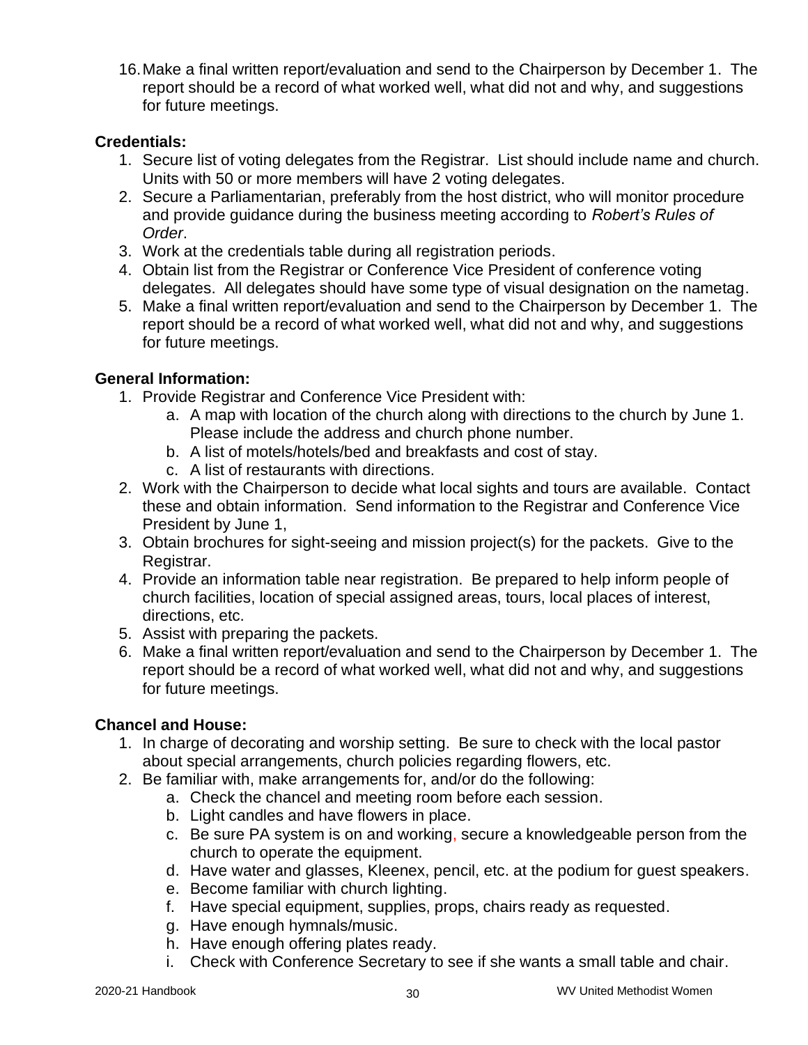16. Make a final written report/evaluation and send to the Chairperson by December 1. The report should be a record of what worked well, what did not and why, and suggestions for future meetings.

**Credentials:**

1. Secure list of voting delegates from the Registrar. List should include name and church. Units with 50 or more members will have 2 voting delegates.
2. Secure a Parliamentarian, preferably from the host district, who will monitor procedure and provide guidance during the business meeting according to *Robert's Rules of Order*.
3. Work at the credentials table during all registration periods.
4. Obtain list from the Registrar or Conference Vice President of conference voting delegates. All delegates should have some type of visual designation on the nametag.
5. Make a final written report/evaluation and send to the Chairperson by December 1. The report should be a record of what worked well, what did not and why, and suggestions for future meetings.

**General Information:**

1. Provide Registrar and Conference Vice President with:
   a. A map with location of the church along with directions to the church by June 1. Please include the address and church phone number.
   b. A list of motels/hotels/bed and breakfasts and cost of stay.
   c. A list of restaurants with directions.
2. Work with the Chairperson to decide what local sights and tours are available. Contact these and obtain information. Send information to the Registrar and Conference Vice President by June 1,
3. Obtain brochures for sight-seeing and mission project(s) for the packets. Give to the Registrar.
4. Provide an information table near registration. Be prepared to help inform people of church facilities, location of special assigned areas, tours, local places of interest, directions, etc.
5. Assist with preparing the packets.
6. Make a final written report/evaluation and send to the Chairperson by December 1. The report should be a record of what worked well, what did not and why, and suggestions for future meetings.

**Chancel and House:**

1. In charge of decorating and worship setting. Be sure to check with the local pastor about special arrangements, church policies regarding flowers, etc.
2. Be familiar with, make arrangements for, and/or do the following:
   a. Check the chancel and meeting room before each session.
   b. Light candles and have flowers in place.
   c. Be sure PA system is on and working, secure a knowledgeable person from the church to operate the equipment.
   d. Have water and glasses, Kleenex, pencil, etc. at the podium for guest speakers.
   e. Become familiar with church lighting.
   f. Have special equipment, supplies, props, chairs ready as requested.
   g. Have enough hymnals/music.
   h. Have enough offering plates ready.
   i. Check with Conference Secretary to see if she wants a small table and chair.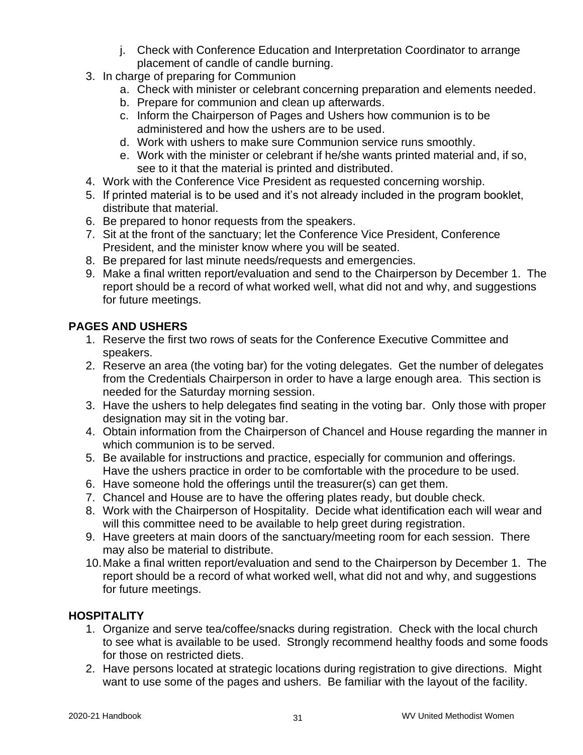j. Check with Conference Education and Interpretation Coordinator to arrange placement of candle of candle burning.

3. In charge of preparing for Communion
   a. Check with minister or celebrant concerning preparation and elements needed.
   b. Prepare for communion and clean up afterwards.
   c. Inform the Chairperson of Pages and Ushers how communion is to be administered and how the ushers are to be used.
   d. Work with ushers to make sure Communion service runs smoothly.
   e. Work with the minister or celebrant if he/she wants printed material and, if so, see to it that the material is printed and distributed.
4. Work with the Conference Vice President as requested concerning worship.
5. If printed material is to be used and it's not already included in the program booklet, distribute that material.
6. Be prepared to honor requests from the speakers.
7. Sit at the front of the sanctuary; let the Conference Vice President, Conference President, and the minister know where you will be seated.
8. Be prepared for last minute needs/requests and emergencies.
9. Make a final written report/evaluation and send to the Chairperson by December 1. The report should be a record of what worked well, what did not and why, and suggestions for future meetings.

## PAGES AND USHERS

1. Reserve the first two rows of seats for the Conference Executive Committee and speakers.
2. Reserve an area (the voting bar) for the voting delegates. Get the number of delegates from the Credentials Chairperson in order to have a large enough area. This section is needed for the Saturday morning session.
3. Have the ushers to help delegates find seating in the voting bar. Only those with proper designation may sit in the voting bar.
4. Obtain information from the Chairperson of Chancel and House regarding the manner in which communion is to be served.
5. Be available for instructions and practice, especially for communion and offerings. Have the ushers practice in order to be comfortable with the procedure to be used.
6. Have someone hold the offerings until the treasurer(s) can get them.
7. Chancel and House are to have the offering plates ready, but double check.
8. Work with the Chairperson of Hospitality. Decide what identification each will wear and will this committee need to be available to help greet during registration.
9. Have greeters at main doors of the sanctuary/meeting room for each session. There may also be material to distribute.
10. Make a final written report/evaluation and send to the Chairperson by December 1. The report should be a record of what worked well, what did not and why, and suggestions for future meetings.

## HOSPITALITY

1. Organize and serve tea/coffee/snacks during registration. Check with the local church to see what is available to be used. Strongly recommend healthy foods and some foods for those on restricted diets.
2. Have persons located at strategic locations during registration to give directions. Might want to use some of the pages and ushers. Be familiar with the layout of the facility.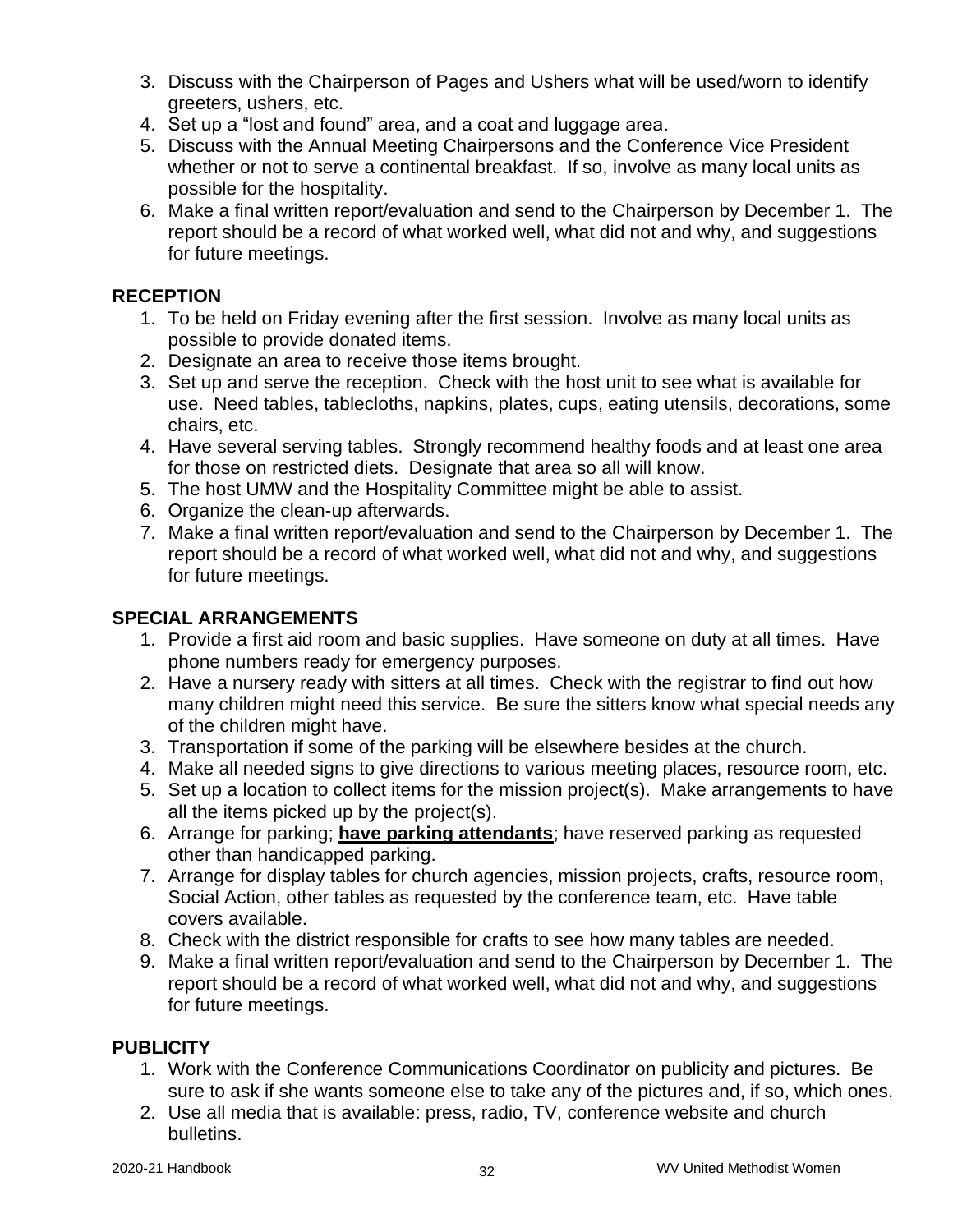3. Discuss with the Chairperson of Pages and Ushers what will be used/worn to identify greeters, ushers, etc.
4. Set up a "lost and found" area, and a coat and luggage area.
5. Discuss with the Annual Meeting Chairpersons and the Conference Vice President whether or not to serve a continental breakfast. If so, involve as many local units as possible for the hospitality.
6. Make a final written report/evaluation and send to the Chairperson by December 1. The report should be a record of what worked well, what did not and why, and suggestions for future meetings.

## RECEPTION

1. To be held on Friday evening after the first session. Involve as many local units as possible to provide donated items.
2. Designate an area to receive those items brought.
3. Set up and serve the reception. Check with the host unit to see what is available for use. Need tables, tablecloths, napkins, plates, cups, eating utensils, decorations, some chairs, etc.
4. Have several serving tables. Strongly recommend healthy foods and at least one area for those on restricted diets. Designate that area so all will know.
5. The host UMW and the Hospitality Committee might be able to assist.
6. Organize the clean-up afterwards.
7. Make a final written report/evaluation and send to the Chairperson by December 1. The report should be a record of what worked well, what did not and why, and suggestions for future meetings.

## SPECIAL ARRANGEMENTS

1. Provide a first aid room and basic supplies. Have someone on duty at all times. Have phone numbers ready for emergency purposes.
2. Have a nursery ready with sitters at all times. Check with the registrar to find out how many children might need this service. Be sure the sitters know what special needs any of the children might have.
3. Transportation if some of the parking will be elsewhere besides at the church.
4. Make all needed signs to give directions to various meeting places, resource room, etc.
5. Set up a location to collect items for the mission project(s). Make arrangements to have all the items picked up by the project(s).
6. Arrange for parking; **<u>have parking attendants</u>**; have reserved parking as requested other than handicapped parking.
7. Arrange for display tables for church agencies, mission projects, crafts, resource room, Social Action, other tables as requested by the conference team, etc. Have table covers available.
8. Check with the district responsible for crafts to see how many tables are needed.
9. Make a final written report/evaluation and send to the Chairperson by December 1. The report should be a record of what worked well, what did not and why, and suggestions for future meetings.

## PUBLICITY

1. Work with the Conference Communications Coordinator on publicity and pictures. Be sure to ask if she wants someone else to take any of the pictures and, if so, which ones.
2. Use all media that is available: press, radio, TV, conference website and church bulletins.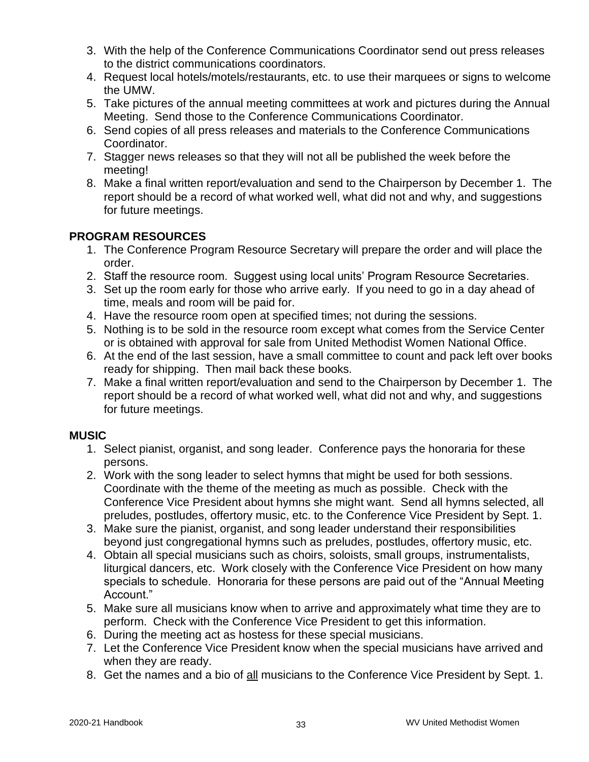3. With the help of the Conference Communications Coordinator send out press releases to the district communications coordinators.
4. Request local hotels/motels/restaurants, etc. to use their marquees or signs to welcome the UMW.
5. Take pictures of the annual meeting committees at work and pictures during the Annual Meeting. Send those to the Conference Communications Coordinator.
6. Send copies of all press releases and materials to the Conference Communications Coordinator.
7. Stagger news releases so that they will not all be published the week before the meeting!
8. Make a final written report/evaluation and send to the Chairperson by December 1. The report should be a record of what worked well, what did not and why, and suggestions for future meetings.

**PROGRAM RESOURCES**

1. The Conference Program Resource Secretary will prepare the order and will place the order.
2. Staff the resource room. Suggest using local units' Program Resource Secretaries.
3. Set up the room early for those who arrive early. If you need to go in a day ahead of time, meals and room will be paid for.
4. Have the resource room open at specified times; not during the sessions.
5. Nothing is to be sold in the resource room except what comes from the Service Center or is obtained with approval for sale from United Methodist Women National Office.
6. At the end of the last session, have a small committee to count and pack left over books ready for shipping. Then mail back these books.
7. Make a final written report/evaluation and send to the Chairperson by December 1. The report should be a record of what worked well, what did not and why, and suggestions for future meetings.

**MUSIC**

1. Select pianist, organist, and song leader. Conference pays the honoraria for these persons.
2. Work with the song leader to select hymns that might be used for both sessions. Coordinate with the theme of the meeting as much as possible. Check with the Conference Vice President about hymns she might want. Send all hymns selected, all preludes, postludes, offertory music, etc. to the Conference Vice President by Sept. 1.
3. Make sure the pianist, organist, and song leader understand their responsibilities beyond just congregational hymns such as preludes, postludes, offertory music, etc.
4. Obtain all special musicians such as choirs, soloists, small groups, instrumentalists, liturgical dancers, etc. Work closely with the Conference Vice President on how many specials to schedule. Honoraria for these persons are paid out of the "Annual Meeting Account."
5. Make sure all musicians know when to arrive and approximately what time they are to perform. Check with the Conference Vice President to get this information.
6. During the meeting act as hostess for these special musicians.
7. Let the Conference Vice President know when the special musicians have arrived and when they are ready.
8. Get the names and a bio of <u>all</u> musicians to the Conference Vice President by Sept. 1.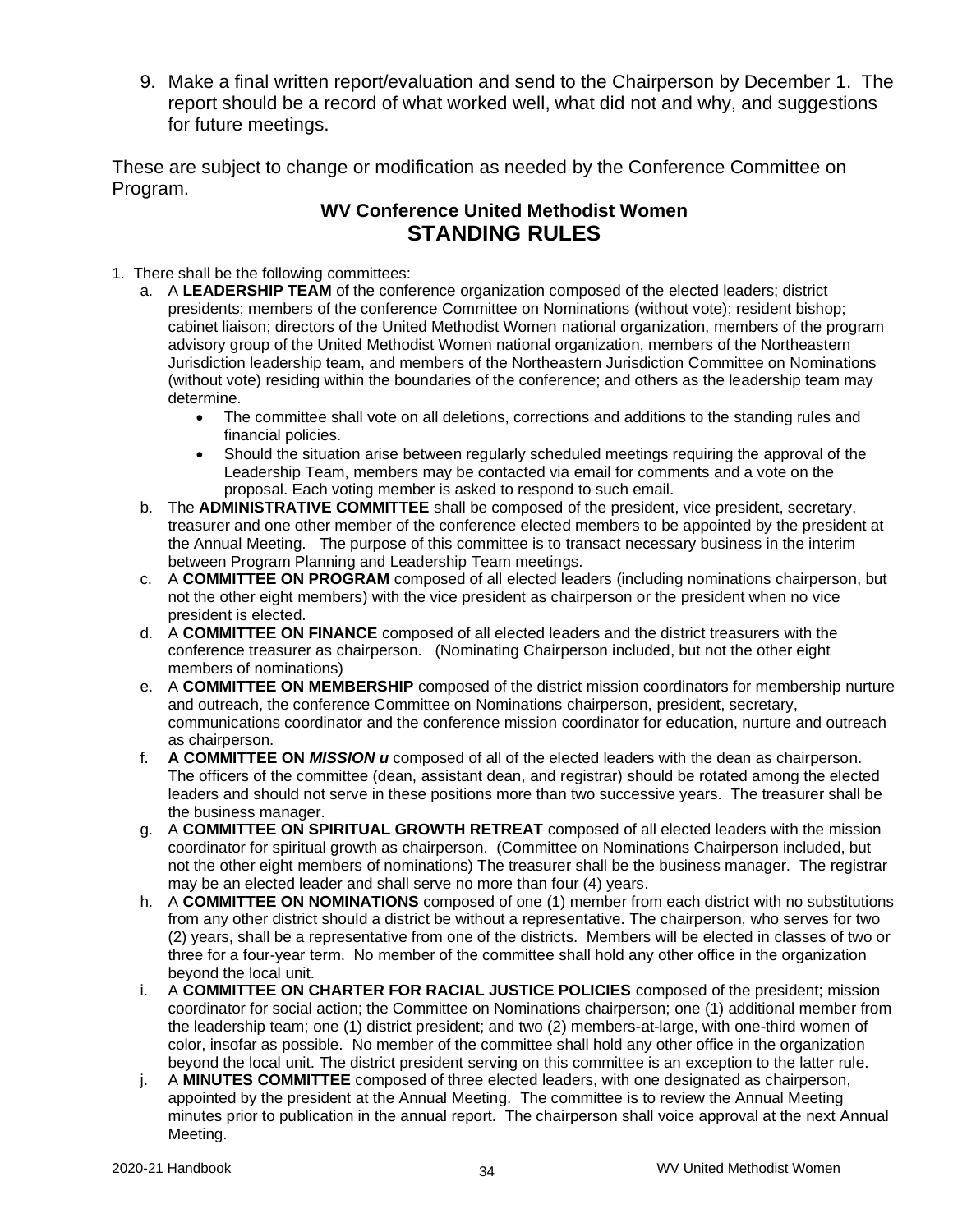9. Make a final written report/evaluation and send to the Chairperson by December 1. The report should be a record of what worked well, what did not and why, and suggestions for future meetings.

These are subject to change or modification as needed by the Conference Committee on Program.

### WV Conference United Methodist Women
## STANDING RULES

1. There shall be the following committees:
   a. A **LEADERSHIP TEAM** of the conference organization composed of the elected leaders; district presidents; members of the conference Committee on Nominations (without vote); resident bishop; cabinet liaison; directors of the United Methodist Women national organization, members of the program advisory group of the United Methodist Women national organization, members of the Northeastern Jurisdiction leadership team, and members of the Northeastern Jurisdiction Committee on Nominations (without vote) residing within the boundaries of the conference; and others as the leadership team may determine.
      - The committee shall vote on all deletions, corrections and additions to the standing rules and financial policies.
      - Should the situation arise between regularly scheduled meetings requiring the approval of the Leadership Team, members may be contacted via email for comments and a vote on the proposal. Each voting member is asked to respond to such email.

   b. The **ADMINISTRATIVE COMMITTEE** shall be composed of the president, vice president, secretary, treasurer and one other member of the conference elected members to be appointed by the president at the Annual Meeting. The purpose of this committee is to transact necessary business in the interim between Program Planning and Leadership Team meetings.

   c. A **COMMITTEE ON PROGRAM** composed of all elected leaders (including nominations chairperson, but not the other eight members) with the vice president as chairperson or the president when no vice president is elected.

   d. A **COMMITTEE ON FINANCE** composed of all elected leaders and the district treasurers with the conference treasurer as chairperson. (Nominating Chairperson included, but not the other eight members of nominations)

   e. A **COMMITTEE ON MEMBERSHIP** composed of the district mission coordinators for membership nurture and outreach, the conference Committee on Nominations chairperson, president, secretary, communications coordinator and the conference mission coordinator for education, nurture and outreach as chairperson.

   f. **A COMMITTEE ON *MISSION u*** composed of all of the elected leaders with the dean as chairperson. The officers of the committee (dean, assistant dean, and registrar) should be rotated among the elected leaders and should not serve in these positions more than two successive years. The treasurer shall be the business manager.

   g. A **COMMITTEE ON SPIRITUAL GROWTH RETREAT** composed of all elected leaders with the mission coordinator for spiritual growth as chairperson. (Committee on Nominations Chairperson included, but not the other eight members of nominations) The treasurer shall be the business manager. The registrar may be an elected leader and shall serve no more than four (4) years.

   h. A **COMMITTEE ON NOMINATIONS** composed of one (1) member from each district with no substitutions from any other district should a district be without a representative. The chairperson, who serves for two (2) years, shall be a representative from one of the districts. Members will be elected in classes of two or three for a four-year term. No member of the committee shall hold any other office in the organization beyond the local unit.

   i. A **COMMITTEE ON CHARTER FOR RACIAL JUSTICE POLICIES** composed of the president; mission coordinator for social action; the Committee on Nominations chairperson; one (1) additional member from the leadership team; one (1) district president; and two (2) members-at-large, with one-third women of color, insofar as possible. No member of the committee shall hold any other office in the organization beyond the local unit. The district president serving on this committee is an exception to the latter rule.

   j. A **MINUTES COMMITTEE** composed of three elected leaders, with one designated as chairperson, appointed by the president at the Annual Meeting. The committee is to review the Annual Meeting minutes prior to publication in the annual report. The chairperson shall voice approval at the next Annual Meeting.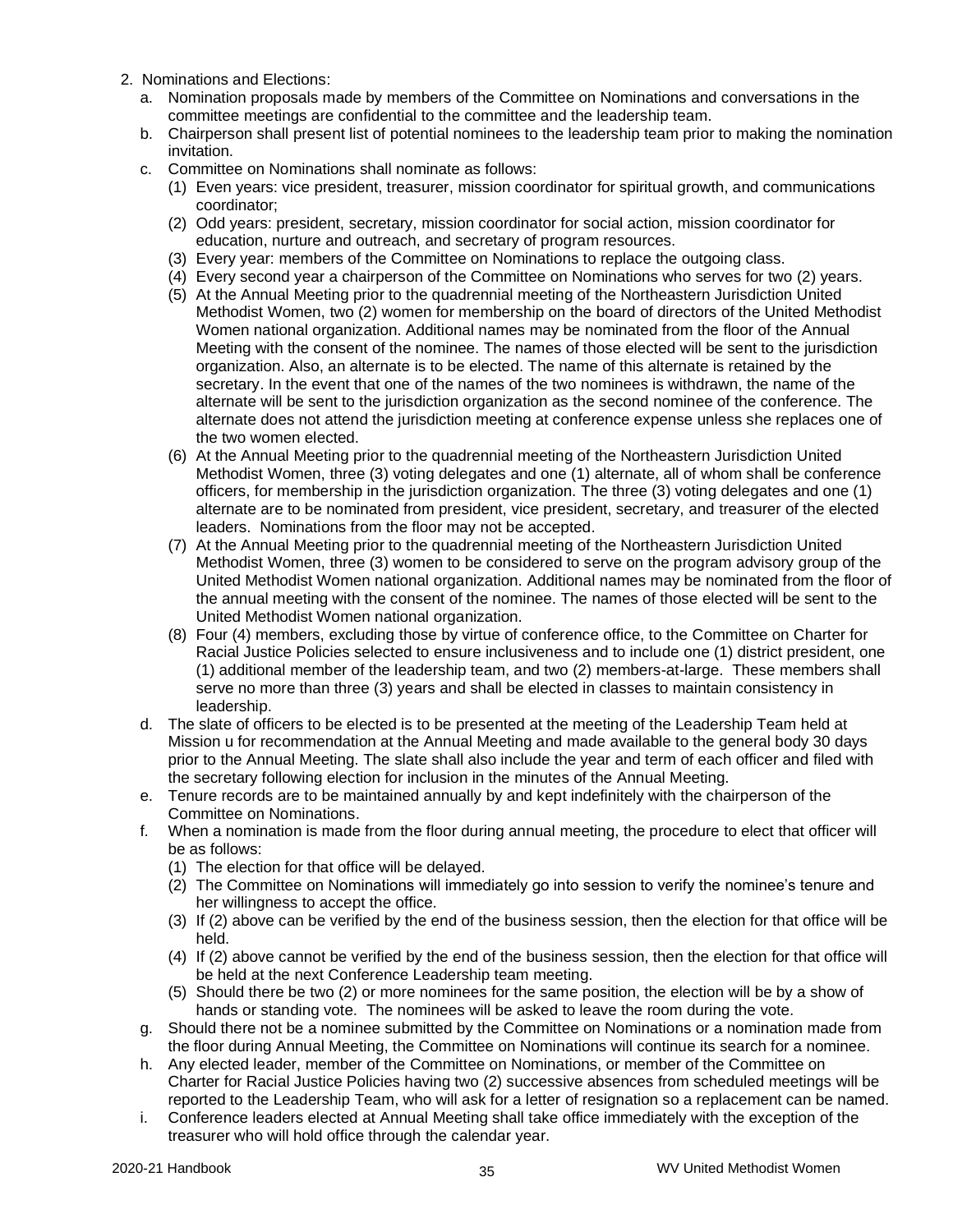2. Nominations and Elections:
   a. Nomination proposals made by members of the Committee on Nominations and conversations in the committee meetings are confidential to the committee and the leadership team.
   b. Chairperson shall present list of potential nominees to the leadership team prior to making the nomination invitation.
   c. Committee on Nominations shall nominate as follows:
      (1) Even years: vice president, treasurer, mission coordinator for spiritual growth, and communications coordinator;
      (2) Odd years: president, secretary, mission coordinator for social action, mission coordinator for education, nurture and outreach, and secretary of program resources.
      (3) Every year: members of the Committee on Nominations to replace the outgoing class.
      (4) Every second year a chairperson of the Committee on Nominations who serves for two (2) years.
      (5) At the Annual Meeting prior to the quadrennial meeting of the Northeastern Jurisdiction United Methodist Women, two (2) women for membership on the board of directors of the United Methodist Women national organization. Additional names may be nominated from the floor of the Annual Meeting with the consent of the nominee. The names of those elected will be sent to the jurisdiction organization. Also, an alternate is to be elected. The name of this alternate is retained by the secretary. In the event that one of the names of the two nominees is withdrawn, the name of the alternate will be sent to the jurisdiction organization as the second nominee of the conference. The alternate does not attend the jurisdiction meeting at conference expense unless she replaces one of the two women elected.
      (6) At the Annual Meeting prior to the quadrennial meeting of the Northeastern Jurisdiction United Methodist Women, three (3) voting delegates and one (1) alternate, all of whom shall be conference officers, for membership in the jurisdiction organization. The three (3) voting delegates and one (1) alternate are to be nominated from president, vice president, secretary, and treasurer of the elected leaders. Nominations from the floor may not be accepted.
      (7) At the Annual Meeting prior to the quadrennial meeting of the Northeastern Jurisdiction United Methodist Women, three (3) women to be considered to serve on the program advisory group of the United Methodist Women national organization. Additional names may be nominated from the floor of the annual meeting with the consent of the nominee. The names of those elected will be sent to the United Methodist Women national organization.
      (8) Four (4) members, excluding those by virtue of conference office, to the Committee on Charter for Racial Justice Policies selected to ensure inclusiveness and to include one (1) district president, one (1) additional member of the leadership team, and two (2) members-at-large. These members shall serve no more than three (3) years and shall be elected in classes to maintain consistency in leadership.
   d. The slate of officers to be elected is to be presented at the meeting of the Leadership Team held at Mission u for recommendation at the Annual Meeting and made available to the general body 30 days prior to the Annual Meeting. The slate shall also include the year and term of each officer and filed with the secretary following election for inclusion in the minutes of the Annual Meeting.
   e. Tenure records are to be maintained annually by and kept indefinitely with the chairperson of the Committee on Nominations.
   f. When a nomination is made from the floor during annual meeting, the procedure to elect that officer will be as follows:
      (1) The election for that office will be delayed.
      (2) The Committee on Nominations will immediately go into session to verify the nominee's tenure and her willingness to accept the office.
      (3) If (2) above can be verified by the end of the business session, then the election for that office will be held.
      (4) If (2) above cannot be verified by the end of the business session, then the election for that office will be held at the next Conference Leadership team meeting.
      (5) Should there be two (2) or more nominees for the same position, the election will be by a show of hands or standing vote. The nominees will be asked to leave the room during the vote.
   g. Should there not be a nominee submitted by the Committee on Nominations or a nomination made from the floor during Annual Meeting, the Committee on Nominations will continue its search for a nominee.
   h. Any elected leader, member of the Committee on Nominations, or member of the Committee on Charter for Racial Justice Policies having two (2) successive absences from scheduled meetings will be reported to the Leadership Team, who will ask for a letter of resignation so a replacement can be named.
   i. Conference leaders elected at Annual Meeting shall take office immediately with the exception of the treasurer who will hold office through the calendar year.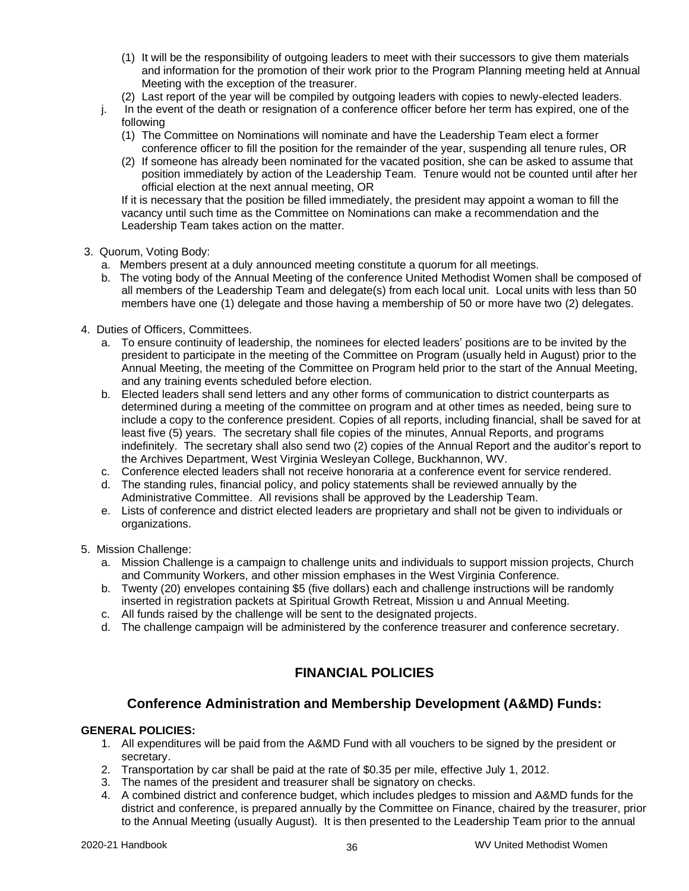(1) It will be the responsibility of outgoing leaders to meet with their successors to give them materials and information for the promotion of their work prior to the Program Planning meeting held at Annual Meeting with the exception of the treasurer.
(2) Last report of the year will be compiled by outgoing leaders with copies to newly-elected leaders.

j. In the event of the death or resignation of a conference officer before her term has expired, one of the following
   (1) The Committee on Nominations will nominate and have the Leadership Team elect a former conference officer to fill the position for the remainder of the year, suspending all tenure rules, OR
   (2) If someone has already been nominated for the vacated position, she can be asked to assume that position immediately by action of the Leadership Team. Tenure would not be counted until after her official election at the next annual meeting, OR

   If it is necessary that the position be filled immediately, the president may appoint a woman to fill the vacancy until such time as the Committee on Nominations can make a recommendation and the Leadership Team takes action on the matter.

3. Quorum, Voting Body:
   a. Members present at a duly announced meeting constitute a quorum for all meetings.
   b. The voting body of the Annual Meeting of the conference United Methodist Women shall be composed of all members of the Leadership Team and delegate(s) from each local unit. Local units with less than 50 members have one (1) delegate and those having a membership of 50 or more have two (2) delegates.

4. Duties of Officers, Committees.
   a. To ensure continuity of leadership, the nominees for elected leaders' positions are to be invited by the president to participate in the meeting of the Committee on Program (usually held in August) prior to the Annual Meeting, the meeting of the Committee on Program held prior to the start of the Annual Meeting, and any training events scheduled before election.
   b. Elected leaders shall send letters and any other forms of communication to district counterparts as determined during a meeting of the committee on program and at other times as needed, being sure to include a copy to the conference president. Copies of all reports, including financial, shall be saved for at least five (5) years. The secretary shall file copies of the minutes, Annual Reports, and programs indefinitely. The secretary shall also send two (2) copies of the Annual Report and the auditor's report to the Archives Department, West Virginia Wesleyan College, Buckhannon, WV.
   c. Conference elected leaders shall not receive honoraria at a conference event for service rendered.
   d. The standing rules, financial policy, and policy statements shall be reviewed annually by the Administrative Committee. All revisions shall be approved by the Leadership Team.
   e. Lists of conference and district elected leaders are proprietary and shall not be given to individuals or organizations.

5. Mission Challenge:
   a. Mission Challenge is a campaign to challenge units and individuals to support mission projects, Church and Community Workers, and other mission emphases in the West Virginia Conference.
   b. Twenty (20) envelopes containing $5 (five dollars) each and challenge instructions will be randomly inserted in registration packets at Spiritual Growth Retreat, Mission u and Annual Meeting.
   c. All funds raised by the challenge will be sent to the designated projects.
   d. The challenge campaign will be administered by the conference treasurer and conference secretary.

# FINANCIAL POLICIES

## Conference Administration and Membership Development (A&MD) Funds:

**GENERAL POLICIES:**

1. All expenditures will be paid from the A&MD Fund with all vouchers to be signed by the president or secretary.
2. Transportation by car shall be paid at the rate of $0.35 per mile, effective July 1, 2012.
3. The names of the president and treasurer shall be signatory on checks.
4. A combined district and conference budget, which includes pledges to mission and A&MD funds for the district and conference, is prepared annually by the Committee on Finance, chaired by the treasurer, prior to the Annual Meeting (usually August). It is then presented to the Leadership Team prior to the annual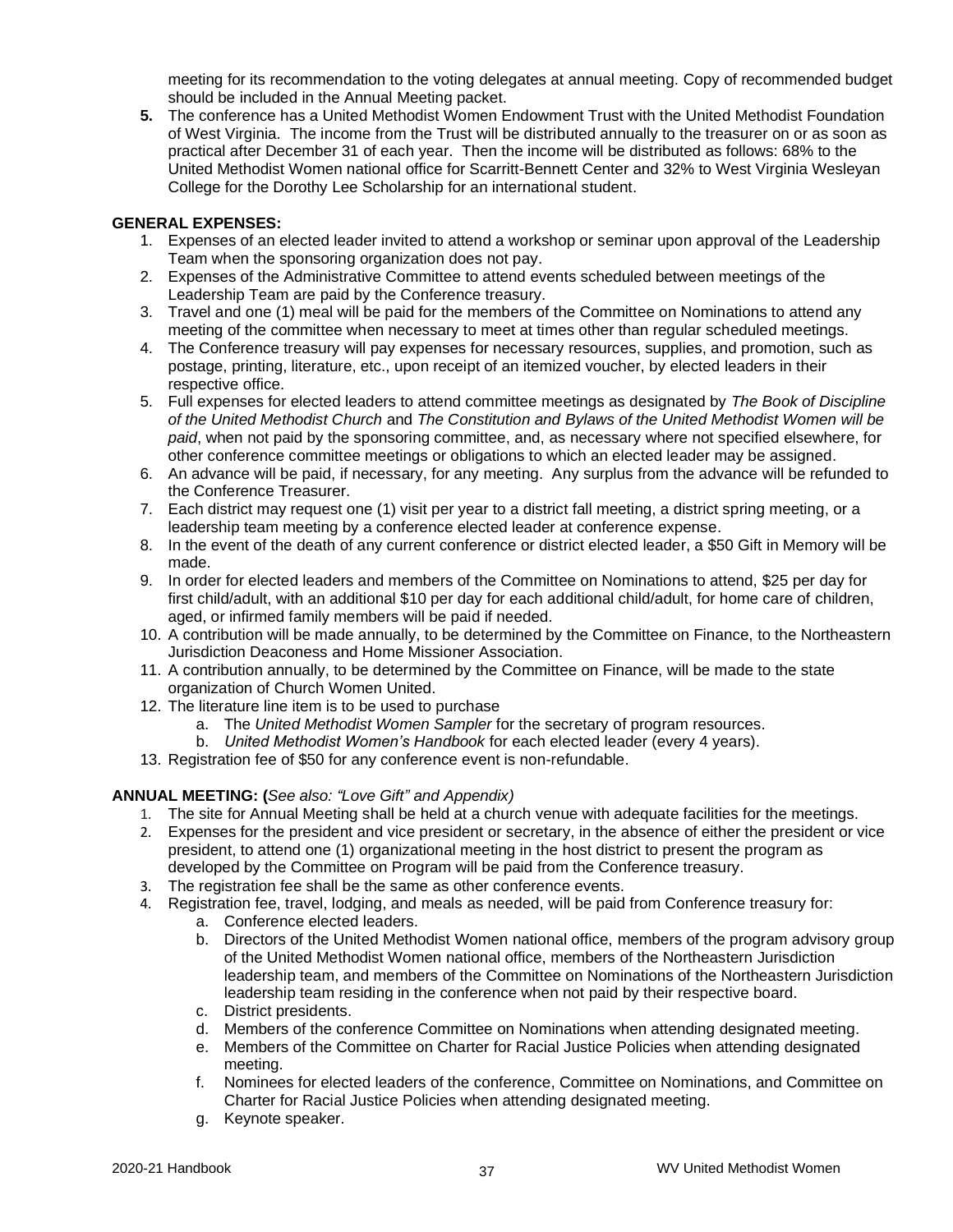meeting for its recommendation to the voting delegates at annual meeting. Copy of recommended budget should be included in the Annual Meeting packet.

5. The conference has a United Methodist Women Endowment Trust with the United Methodist Foundation of West Virginia. The income from the Trust will be distributed annually to the treasurer on or as soon as practical after December 31 of each year. Then the income will be distributed as follows: 68% to the United Methodist Women national office for Scarritt-Bennett Center and 32% to West Virginia Wesleyan College for the Dorothy Lee Scholarship for an international student.

**GENERAL EXPENSES:**

1. Expenses of an elected leader invited to attend a workshop or seminar upon approval of the Leadership Team when the sponsoring organization does not pay.
2. Expenses of the Administrative Committee to attend events scheduled between meetings of the Leadership Team are paid by the Conference treasury.
3. Travel and one (1) meal will be paid for the members of the Committee on Nominations to attend any meeting of the committee when necessary to meet at times other than regular scheduled meetings.
4. The Conference treasury will pay expenses for necessary resources, supplies, and promotion, such as postage, printing, literature, etc., upon receipt of an itemized voucher, by elected leaders in their respective office.
5. Full expenses for elected leaders to attend committee meetings as designated by *The Book of Discipline of the United Methodist Church* and *The Constitution and Bylaws of the United Methodist Women will be paid*, when not paid by the sponsoring committee, and, as necessary where not specified elsewhere, for other conference committee meetings or obligations to which an elected leader may be assigned.
6. An advance will be paid, if necessary, for any meeting. Any surplus from the advance will be refunded to the Conference Treasurer.
7. Each district may request one (1) visit per year to a district fall meeting, a district spring meeting, or a leadership team meeting by a conference elected leader at conference expense.
8. In the event of the death of any current conference or district elected leader, a $50 Gift in Memory will be made.
9. In order for elected leaders and members of the Committee on Nominations to attend, $25 per day for first child/adult, with an additional $10 per day for each additional child/adult, for home care of children, aged, or infirmed family members will be paid if needed.
10. A contribution will be made annually, to be determined by the Committee on Finance, to the Northeastern Jurisdiction Deaconess and Home Missioner Association.
11. A contribution annually, to be determined by the Committee on Finance, will be made to the state organization of Church Women United.
12. The literature line item is to be used to purchase
    a. The *United Methodist Women Sampler* for the secretary of program resources.
    b. *United Methodist Women's Handbook* for each elected leader (every 4 years).
13. Registration fee of $50 for any conference event is non-refundable.

**ANNUAL MEETING: (***See also: "Love Gift" and Appendix)*

1. The site for Annual Meeting shall be held at a church venue with adequate facilities for the meetings.
2. Expenses for the president and vice president or secretary, in the absence of either the president or vice president, to attend one (1) organizational meeting in the host district to present the program as developed by the Committee on Program will be paid from the Conference treasury.
3. The registration fee shall be the same as other conference events.
4. Registration fee, travel, lodging, and meals as needed, will be paid from Conference treasury for:
    a. Conference elected leaders.
    b. Directors of the United Methodist Women national office, members of the program advisory group of the United Methodist Women national office, members of the Northeastern Jurisdiction leadership team, and members of the Committee on Nominations of the Northeastern Jurisdiction leadership team residing in the conference when not paid by their respective board.
    c. District presidents.
    d. Members of the conference Committee on Nominations when attending designated meeting.
    e. Members of the Committee on Charter for Racial Justice Policies when attending designated meeting.
    f. Nominees for elected leaders of the conference, Committee on Nominations, and Committee on Charter for Racial Justice Policies when attending designated meeting.
    g. Keynote speaker.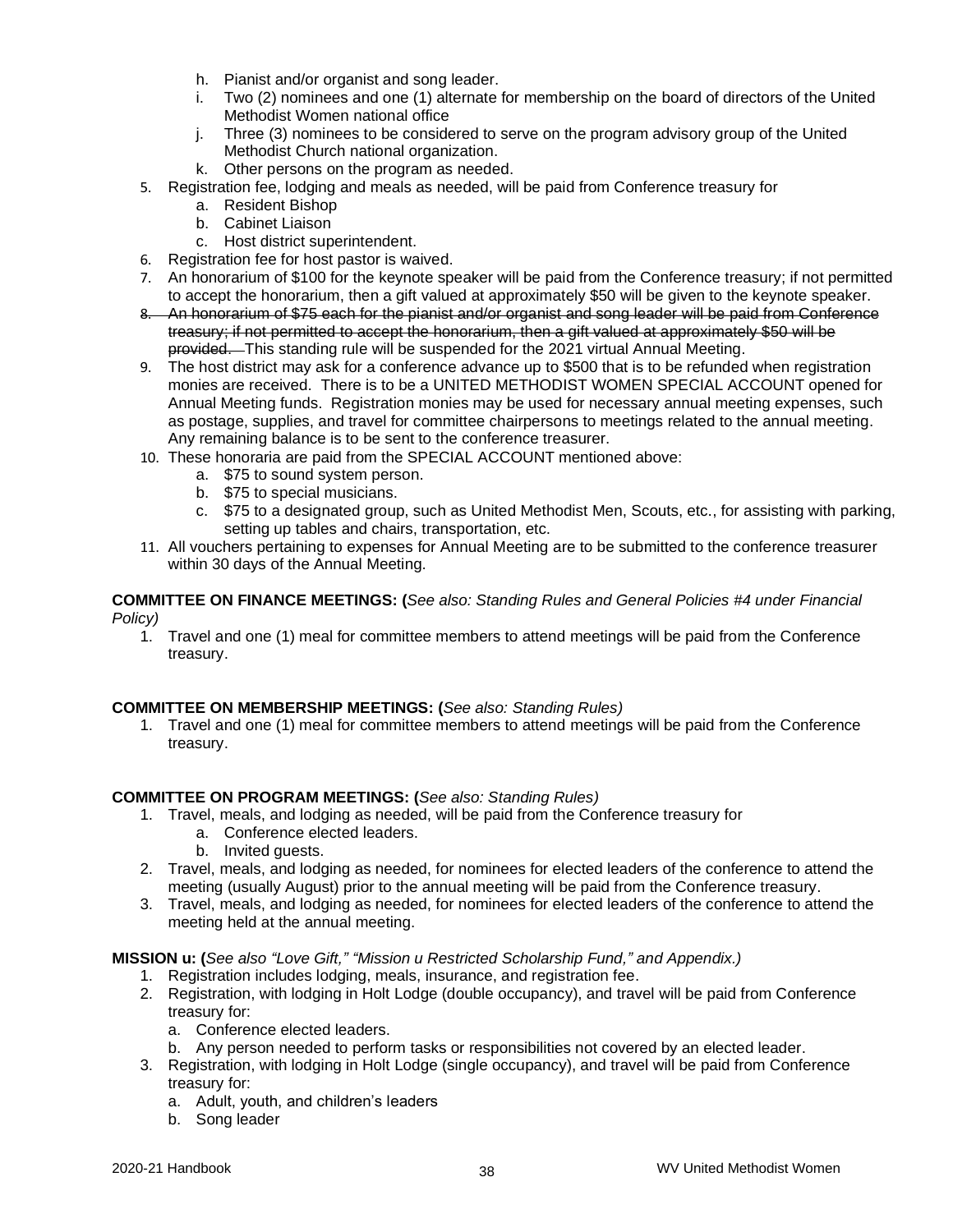h. Pianist and/or organist and song leader.
   i. Two (2) nominees and one (1) alternate for membership on the board of directors of the United Methodist Women national office
   j. Three (3) nominees to be considered to serve on the program advisory group of the United Methodist Church national organization.
   k. Other persons on the program as needed.
5. Registration fee, lodging and meals as needed, will be paid from Conference treasury for
   a. Resident Bishop
   b. Cabinet Liaison
   c. Host district superintendent.
6. Registration fee for host pastor is waived.
7. An honorarium of $100 for the keynote speaker will be paid from the Conference treasury; if not permitted to accept the honorarium, then a gift valued at approximately $50 will be given to the keynote speaker.
8. ~~An honorarium of $75 each for the pianist and/or organist and song leader will be paid from Conference treasury; if not permitted to accept the honorarium, then a gift valued at approximately $50 will be provided.~~ This standing rule will be suspended for the 2021 virtual Annual Meeting.
9. The host district may ask for a conference advance up to $500 that is to be refunded when registration monies are received. There is to be a UNITED METHODIST WOMEN SPECIAL ACCOUNT opened for Annual Meeting funds. Registration monies may be used for necessary annual meeting expenses, such as postage, supplies, and travel for committee chairpersons to meetings related to the annual meeting. Any remaining balance is to be sent to the conference treasurer.
10. These honoraria are paid from the SPECIAL ACCOUNT mentioned above:
    a. $75 to sound system person.
    b. $75 to special musicians.
    c. $75 to a designated group, such as United Methodist Men, Scouts, etc., for assisting with parking, setting up tables and chairs, transportation, etc.
11. All vouchers pertaining to expenses for Annual Meeting are to be submitted to the conference treasurer within 30 days of the Annual Meeting.

**COMMITTEE ON FINANCE MEETINGS: (***See also: Standing Rules and General Policies #4 under Financial Policy)*

1. Travel and one (1) meal for committee members to attend meetings will be paid from the Conference treasury.

**COMMITTEE ON MEMBERSHIP MEETINGS: (***See also: Standing Rules)*

1. Travel and one (1) meal for committee members to attend meetings will be paid from the Conference treasury.

**COMMITTEE ON PROGRAM MEETINGS: (***See also: Standing Rules)*

1. Travel, meals, and lodging as needed, will be paid from the Conference treasury for
   a. Conference elected leaders.
   b. Invited guests.
2. Travel, meals, and lodging as needed, for nominees for elected leaders of the conference to attend the meeting (usually August) prior to the annual meeting will be paid from the Conference treasury.
3. Travel, meals, and lodging as needed, for nominees for elected leaders of the conference to attend the meeting held at the annual meeting.

**MISSION u: (***See also "Love Gift," "Mission u Restricted Scholarship Fund," and Appendix.)*

1. Registration includes lodging, meals, insurance, and registration fee.
2. Registration, with lodging in Holt Lodge (double occupancy), and travel will be paid from Conference treasury for:
   a. Conference elected leaders.
   b. Any person needed to perform tasks or responsibilities not covered by an elected leader.
3. Registration, with lodging in Holt Lodge (single occupancy), and travel will be paid from Conference treasury for:
   a. Adult, youth, and children's leaders
   b. Song leader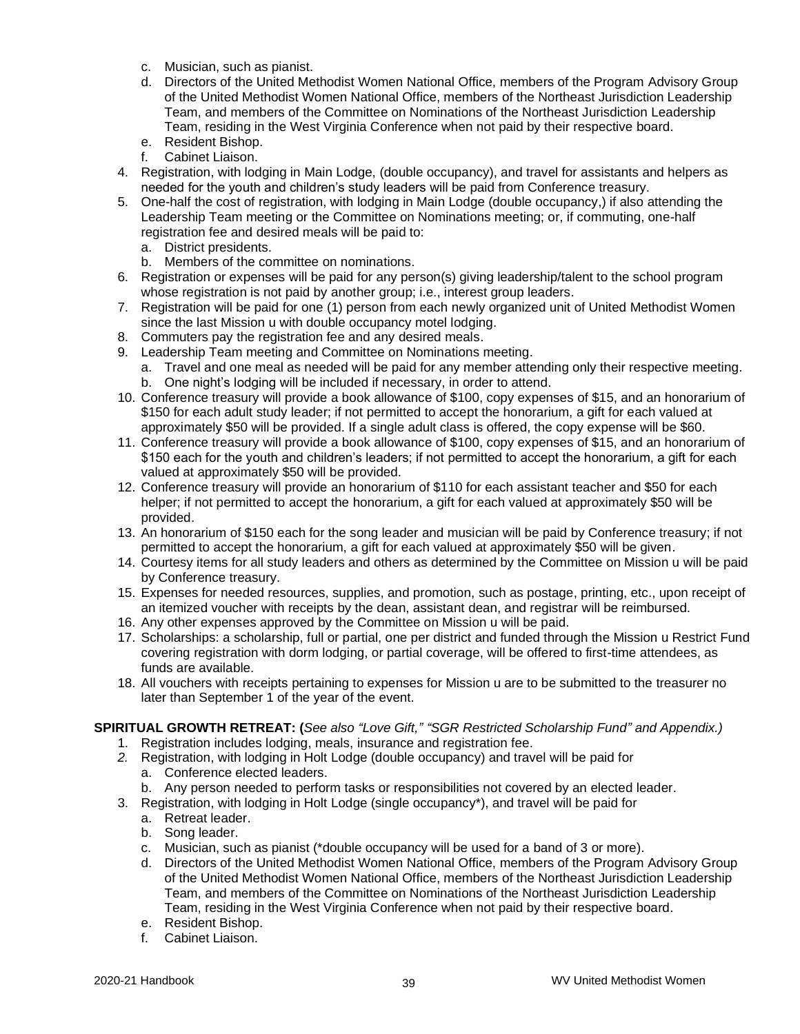c. Musician, such as pianist.
   d. Directors of the United Methodist Women National Office, members of the Program Advisory Group of the United Methodist Women National Office, members of the Northeast Jurisdiction Leadership Team, and members of the Committee on Nominations of the Northeast Jurisdiction Leadership Team, residing in the West Virginia Conference when not paid by their respective board.
   e. Resident Bishop.
   f. Cabinet Liaison.

4. Registration, with lodging in Main Lodge, (double occupancy), and travel for assistants and helpers as needed for the youth and children's study leaders will be paid from Conference treasury.
5. One-half the cost of registration, with lodging in Main Lodge (double occupancy,) if also attending the Leadership Team meeting or the Committee on Nominations meeting; or, if commuting, one-half registration fee and desired meals will be paid to:
   a. District presidents.
   b. Members of the committee on nominations.
6. Registration or expenses will be paid for any person(s) giving leadership/talent to the school program whose registration is not paid by another group; i.e., interest group leaders.
7. Registration will be paid for one (1) person from each newly organized unit of United Methodist Women since the last Mission u with double occupancy motel lodging.
8. Commuters pay the registration fee and any desired meals.
9. Leadership Team meeting and Committee on Nominations meeting.
   a. Travel and one meal as needed will be paid for any member attending only their respective meeting.
   b. One night's lodging will be included if necessary, in order to attend.
10. Conference treasury will provide a book allowance of $100, copy expenses of $15, and an honorarium of $150 for each adult study leader; if not permitted to accept the honorarium, a gift for each valued at approximately $50 will be provided. If a single adult class is offered, the copy expense will be $60.
11. Conference treasury will provide a book allowance of $100, copy expenses of $15, and an honorarium of $150 each for the youth and children's leaders; if not permitted to accept the honorarium, a gift for each valued at approximately $50 will be provided.
12. Conference treasury will provide an honorarium of $110 for each assistant teacher and $50 for each helper; if not permitted to accept the honorarium, a gift for each valued at approximately $50 will be provided.
13. An honorarium of $150 each for the song leader and musician will be paid by Conference treasury; if not permitted to accept the honorarium, a gift for each valued at approximately $50 will be given.
14. Courtesy items for all study leaders and others as determined by the Committee on Mission u will be paid by Conference treasury.
15. Expenses for needed resources, supplies, and promotion, such as postage, printing, etc., upon receipt of an itemized voucher with receipts by the dean, assistant dean, and registrar will be reimbursed.
16. Any other expenses approved by the Committee on Mission u will be paid.
17. Scholarships: a scholarship, full or partial, one per district and funded through the Mission u Restrict Fund covering registration with dorm lodging, or partial coverage, will be offered to first-time attendees, as funds are available.
18. All vouchers with receipts pertaining to expenses for Mission u are to be submitted to the treasurer no later than September 1 of the year of the event.

**SPIRITUAL GROWTH RETREAT: (***See also "Love Gift," "SGR Restricted Scholarship Fund" and Appendix.)*

1. Registration includes lodging, meals, insurance and registration fee.
2. Registration, with lodging in Holt Lodge (double occupancy) and travel will be paid for
   a. Conference elected leaders.
   b. Any person needed to perform tasks or responsibilities not covered by an elected leader.
3. Registration, with lodging in Holt Lodge (single occupancy*), and travel will be paid for
   a. Retreat leader.
   b. Song leader.
   c. Musician, such as pianist (*double occupancy will be used for a band of 3 or more).
   d. Directors of the United Methodist Women National Office, members of the Program Advisory Group of the United Methodist Women National Office, members of the Northeast Jurisdiction Leadership Team, and members of the Committee on Nominations of the Northeast Jurisdiction Leadership Team, residing in the West Virginia Conference when not paid by their respective board.
   e. Resident Bishop.
   f. Cabinet Liaison.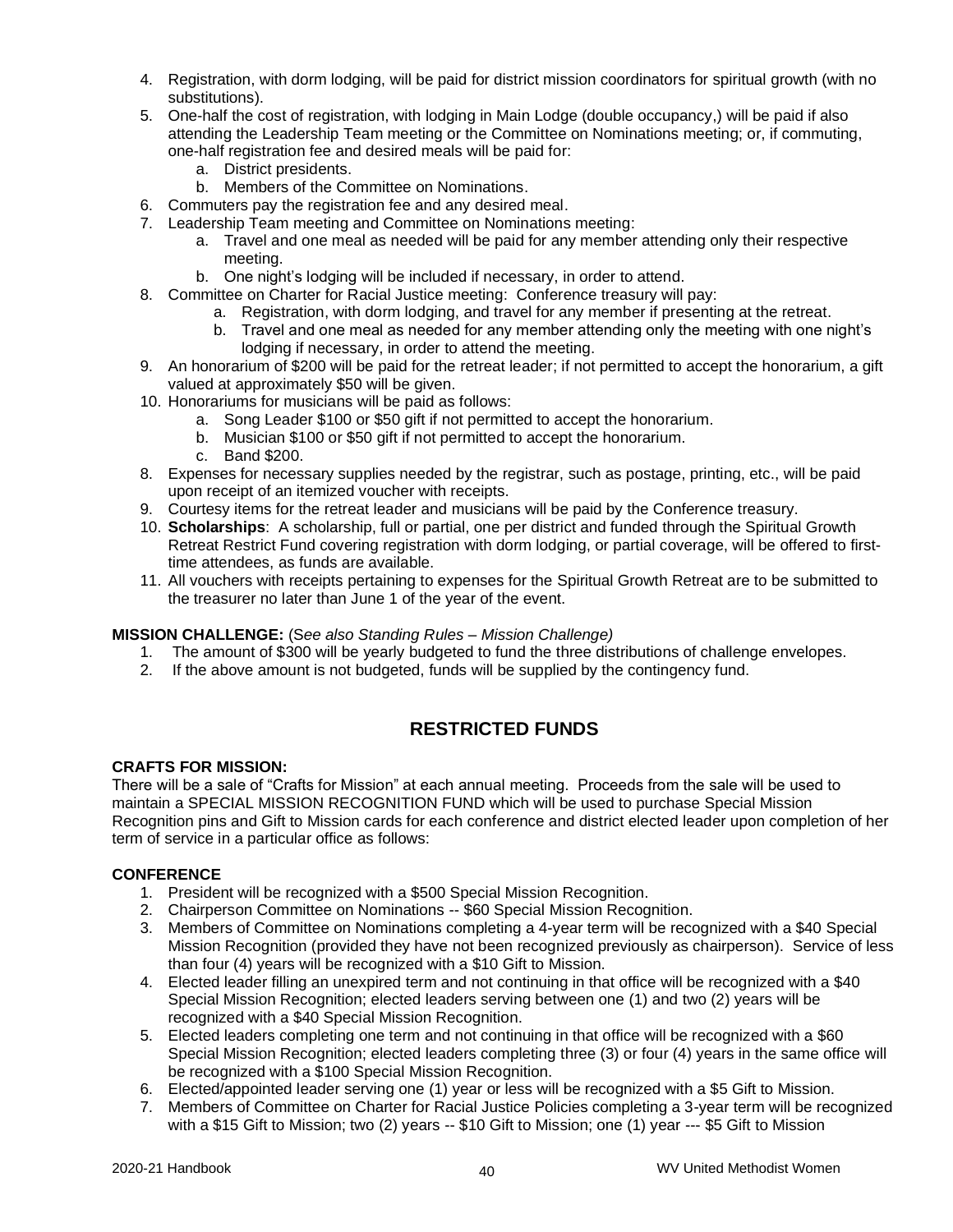4. Registration, with dorm lodging, will be paid for district mission coordinators for spiritual growth (with no substitutions).
5. One-half the cost of registration, with lodging in Main Lodge (double occupancy,) will be paid if also attending the Leadership Team meeting or the Committee on Nominations meeting; or, if commuting, one-half registration fee and desired meals will be paid for:
   a. District presidents.
   b. Members of the Committee on Nominations.
6. Commuters pay the registration fee and any desired meal.
7. Leadership Team meeting and Committee on Nominations meeting:
   a. Travel and one meal as needed will be paid for any member attending only their respective meeting.
   b. One night's lodging will be included if necessary, in order to attend.
8. Committee on Charter for Racial Justice meeting: Conference treasury will pay:
   a. Registration, with dorm lodging, and travel for any member if presenting at the retreat.
   b. Travel and one meal as needed for any member attending only the meeting with one night's lodging if necessary, in order to attend the meeting.
9. An honorarium of $200 will be paid for the retreat leader; if not permitted to accept the honorarium, a gift valued at approximately $50 will be given.
10. Honorariums for musicians will be paid as follows:
    a. Song Leader $100 or $50 gift if not permitted to accept the honorarium.
    b. Musician $100 or $50 gift if not permitted to accept the honorarium.
    c. Band $200.

8. Expenses for necessary supplies needed by the registrar, such as postage, printing, etc., will be paid upon receipt of an itemized voucher with receipts.
9. Courtesy items for the retreat leader and musicians will be paid by the Conference treasury.
10. **Scholarships**: A scholarship, full or partial, one per district and funded through the Spiritual Growth Retreat Restrict Fund covering registration with dorm lodging, or partial coverage, will be offered to first-time attendees, as funds are available.
11. All vouchers with receipts pertaining to expenses for the Spiritual Growth Retreat are to be submitted to the treasurer no later than June 1 of the year of the event.

**MISSION CHALLENGE:** (*See also Standing Rules – Mission Challenge)*

1. The amount of $300 will be yearly budgeted to fund the three distributions of challenge envelopes.
2. If the above amount is not budgeted, funds will be supplied by the contingency fund.

## RESTRICTED FUNDS

**CRAFTS FOR MISSION:**

There will be a sale of "Crafts for Mission" at each annual meeting. Proceeds from the sale will be used to maintain a SPECIAL MISSION RECOGNITION FUND which will be used to purchase Special Mission Recognition pins and Gift to Mission cards for each conference and district elected leader upon completion of her term of service in a particular office as follows:

**CONFERENCE**

1. President will be recognized with a $500 Special Mission Recognition.
2. Chairperson Committee on Nominations -- $60 Special Mission Recognition.
3. Members of Committee on Nominations completing a 4-year term will be recognized with a $40 Special Mission Recognition (provided they have not been recognized previously as chairperson). Service of less than four (4) years will be recognized with a $10 Gift to Mission.
4. Elected leader filling an unexpired term and not continuing in that office will be recognized with a $40 Special Mission Recognition; elected leaders serving between one (1) and two (2) years will be recognized with a $40 Special Mission Recognition.
5. Elected leaders completing one term and not continuing in that office will be recognized with a $60 Special Mission Recognition; elected leaders completing three (3) or four (4) years in the same office will be recognized with a $100 Special Mission Recognition.
6. Elected/appointed leader serving one (1) year or less will be recognized with a $5 Gift to Mission.
7. Members of Committee on Charter for Racial Justice Policies completing a 3-year term will be recognized with a $15 Gift to Mission; two (2) years -- $10 Gift to Mission; one (1) year --- $5 Gift to Mission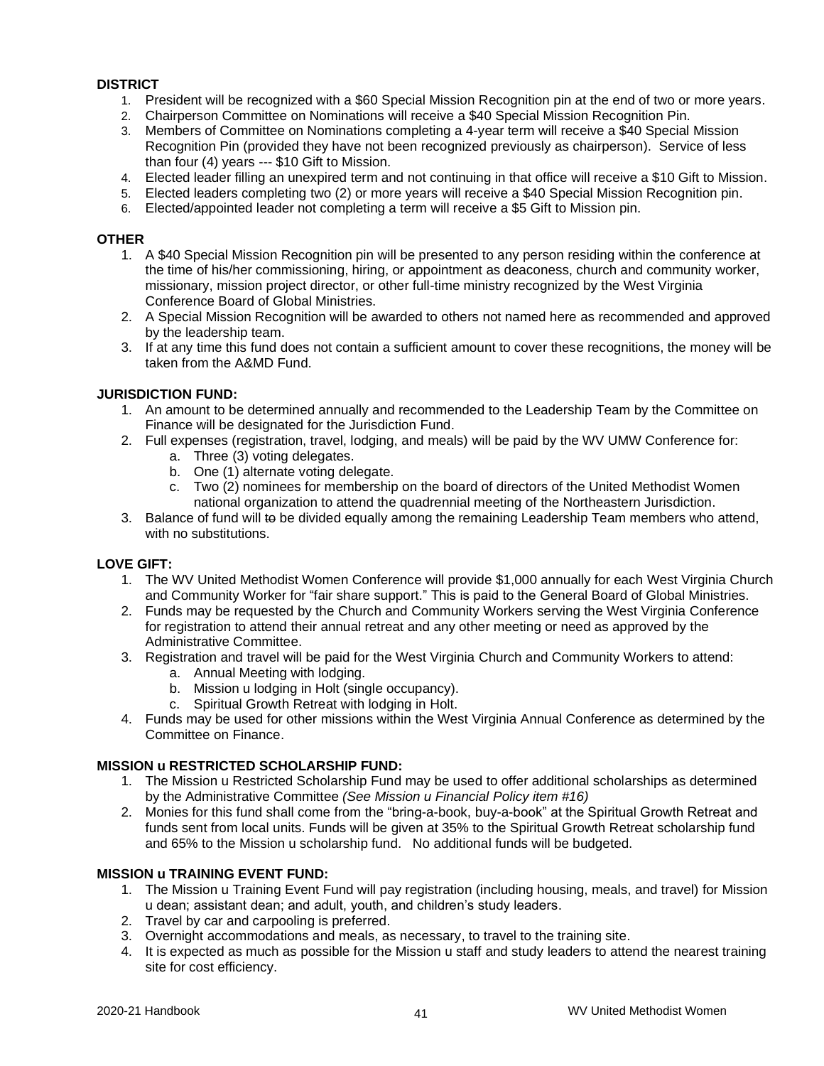**DISTRICT**

1. President will be recognized with a $60 Special Mission Recognition pin at the end of two or more years.
2. Chairperson Committee on Nominations will receive a $40 Special Mission Recognition Pin.
3. Members of Committee on Nominations completing a 4-year term will receive a $40 Special Mission Recognition Pin (provided they have not been recognized previously as chairperson). Service of less than four (4) years --- $10 Gift to Mission.
4. Elected leader filling an unexpired term and not continuing in that office will receive a $10 Gift to Mission.
5. Elected leaders completing two (2) or more years will receive a $40 Special Mission Recognition pin.
6. Elected/appointed leader not completing a term will receive a $5 Gift to Mission pin.

**OTHER**

1. A $40 Special Mission Recognition pin will be presented to any person residing within the conference at the time of his/her commissioning, hiring, or appointment as deaconess, church and community worker, missionary, mission project director, or other full-time ministry recognized by the West Virginia Conference Board of Global Ministries.
2. A Special Mission Recognition will be awarded to others not named here as recommended and approved by the leadership team.
3. If at any time this fund does not contain a sufficient amount to cover these recognitions, the money will be taken from the A&MD Fund.

**JURISDICTION FUND:**

1. An amount to be determined annually and recommended to the Leadership Team by the Committee on Finance will be designated for the Jurisdiction Fund.
2. Full expenses (registration, travel, lodging, and meals) will be paid by the WV UMW Conference for:
   a. Three (3) voting delegates.
   b. One (1) alternate voting delegate.
   c. Two (2) nominees for membership on the board of directors of the United Methodist Women national organization to attend the quadrennial meeting of the Northeastern Jurisdiction.
3. Balance of fund will ~~to~~ be divided equally among the remaining Leadership Team members who attend, with no substitutions.

**LOVE GIFT:**

1. The WV United Methodist Women Conference will provide $1,000 annually for each West Virginia Church and Community Worker for "fair share support." This is paid to the General Board of Global Ministries.
2. Funds may be requested by the Church and Community Workers serving the West Virginia Conference for registration to attend their annual retreat and any other meeting or need as approved by the Administrative Committee.
3. Registration and travel will be paid for the West Virginia Church and Community Workers to attend:
   a. Annual Meeting with lodging.
   b. Mission u lodging in Holt (single occupancy).
   c. Spiritual Growth Retreat with lodging in Holt.
4. Funds may be used for other missions within the West Virginia Annual Conference as determined by the Committee on Finance.

**MISSION u RESTRICTED SCHOLARSHIP FUND:**

1. The Mission u Restricted Scholarship Fund may be used to offer additional scholarships as determined by the Administrative Committee *(See Mission u Financial Policy item #16)*
2. Monies for this fund shall come from the "bring-a-book, buy-a-book" at the Spiritual Growth Retreat and funds sent from local units. Funds will be given at 35% to the Spiritual Growth Retreat scholarship fund and 65% to the Mission u scholarship fund. No additional funds will be budgeted.

**MISSION u TRAINING EVENT FUND:**

1. The Mission u Training Event Fund will pay registration (including housing, meals, and travel) for Mission u dean; assistant dean; and adult, youth, and children's study leaders.
2. Travel by car and carpooling is preferred.
3. Overnight accommodations and meals, as necessary, to travel to the training site.
4. It is expected as much as possible for the Mission u staff and study leaders to attend the nearest training site for cost efficiency.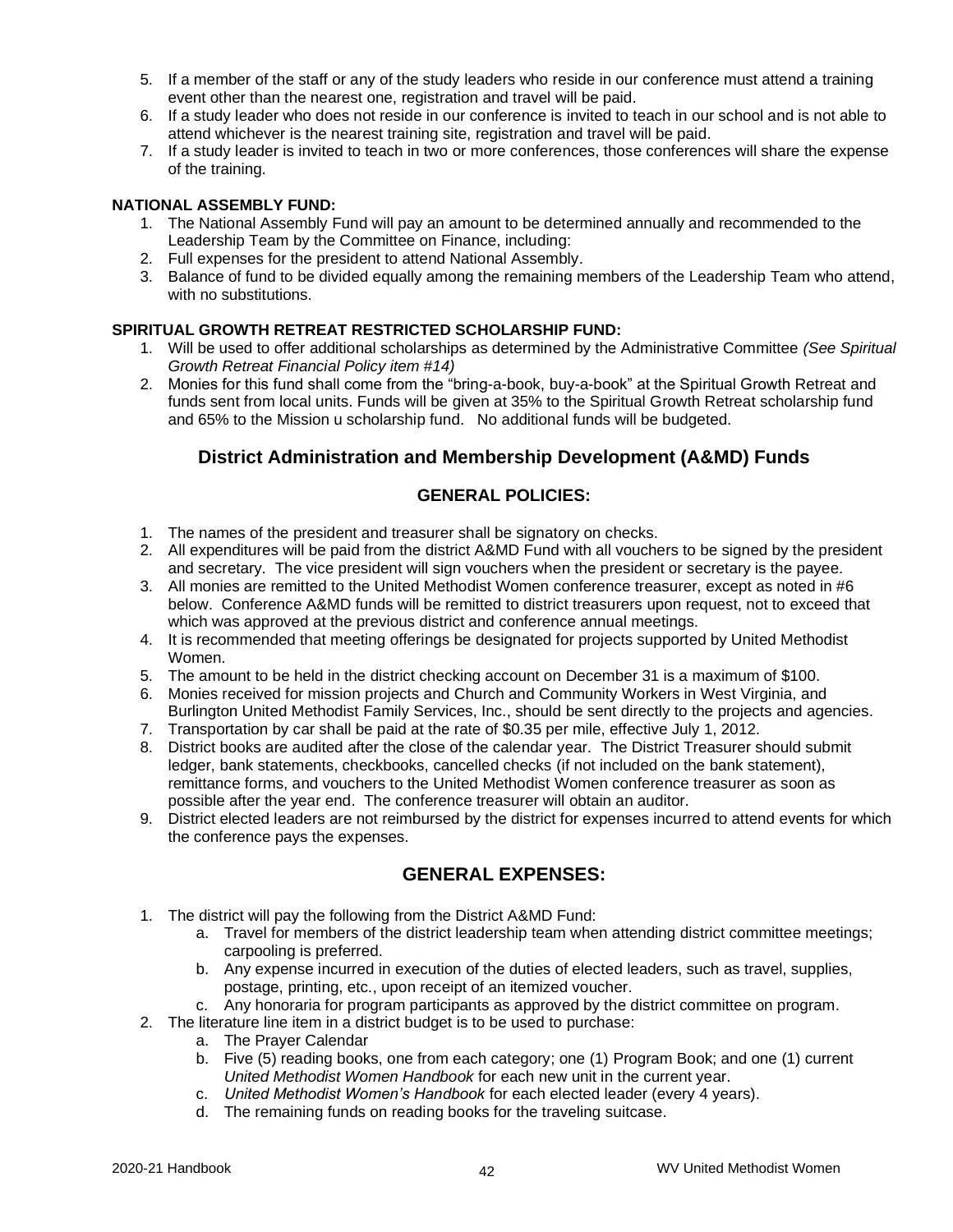5. If a member of the staff or any of the study leaders who reside in our conference must attend a training event other than the nearest one, registration and travel will be paid.
6. If a study leader who does not reside in our conference is invited to teach in our school and is not able to attend whichever is the nearest training site, registration and travel will be paid.
7. If a study leader is invited to teach in two or more conferences, those conferences will share the expense of the training.

**NATIONAL ASSEMBLY FUND:**

1. The National Assembly Fund will pay an amount to be determined annually and recommended to the Leadership Team by the Committee on Finance, including:
2. Full expenses for the president to attend National Assembly.
3. Balance of fund to be divided equally among the remaining members of the Leadership Team who attend, with no substitutions.

**SPIRITUAL GROWTH RETREAT RESTRICTED SCHOLARSHIP FUND:**

1. Will be used to offer additional scholarships as determined by the Administrative Committee *(See Spiritual Growth Retreat Financial Policy item #14)*
2. Monies for this fund shall come from the "bring-a-book, buy-a-book" at the Spiritual Growth Retreat and funds sent from local units. Funds will be given at 35% to the Spiritual Growth Retreat scholarship fund and 65% to the Mission u scholarship fund. No additional funds will be budgeted.

## District Administration and Membership Development (A&MD) Funds

### GENERAL POLICIES:

1. The names of the president and treasurer shall be signatory on checks.
2. All expenditures will be paid from the district A&MD Fund with all vouchers to be signed by the president and secretary. The vice president will sign vouchers when the president or secretary is the payee.
3. All monies are remitted to the United Methodist Women conference treasurer, except as noted in #6 below. Conference A&MD funds will be remitted to district treasurers upon request, not to exceed that which was approved at the previous district and conference annual meetings.
4. It is recommended that meeting offerings be designated for projects supported by United Methodist Women.
5. The amount to be held in the district checking account on December 31 is a maximum of $100.
6. Monies received for mission projects and Church and Community Workers in West Virginia, and Burlington United Methodist Family Services, Inc., should be sent directly to the projects and agencies.
7. Transportation by car shall be paid at the rate of $0.35 per mile, effective July 1, 2012.
8. District books are audited after the close of the calendar year. The District Treasurer should submit ledger, bank statements, checkbooks, cancelled checks (if not included on the bank statement), remittance forms, and vouchers to the United Methodist Women conference treasurer as soon as possible after the year end. The conference treasurer will obtain an auditor.
9. District elected leaders are not reimbursed by the district for expenses incurred to attend events for which the conference pays the expenses.

## GENERAL EXPENSES:

1. The district will pay the following from the District A&MD Fund:
   a. Travel for members of the district leadership team when attending district committee meetings; carpooling is preferred.
   b. Any expense incurred in execution of the duties of elected leaders, such as travel, supplies, postage, printing, etc., upon receipt of an itemized voucher.
   c. Any honoraria for program participants as approved by the district committee on program.
2. The literature line item in a district budget is to be used to purchase:
   a. The Prayer Calendar
   b. Five (5) reading books, one from each category; one (1) Program Book; and one (1) current *United Methodist Women Handbook* for each new unit in the current year.
   c. *United Methodist Women's Handbook* for each elected leader (every 4 years).
   d. The remaining funds on reading books for the traveling suitcase.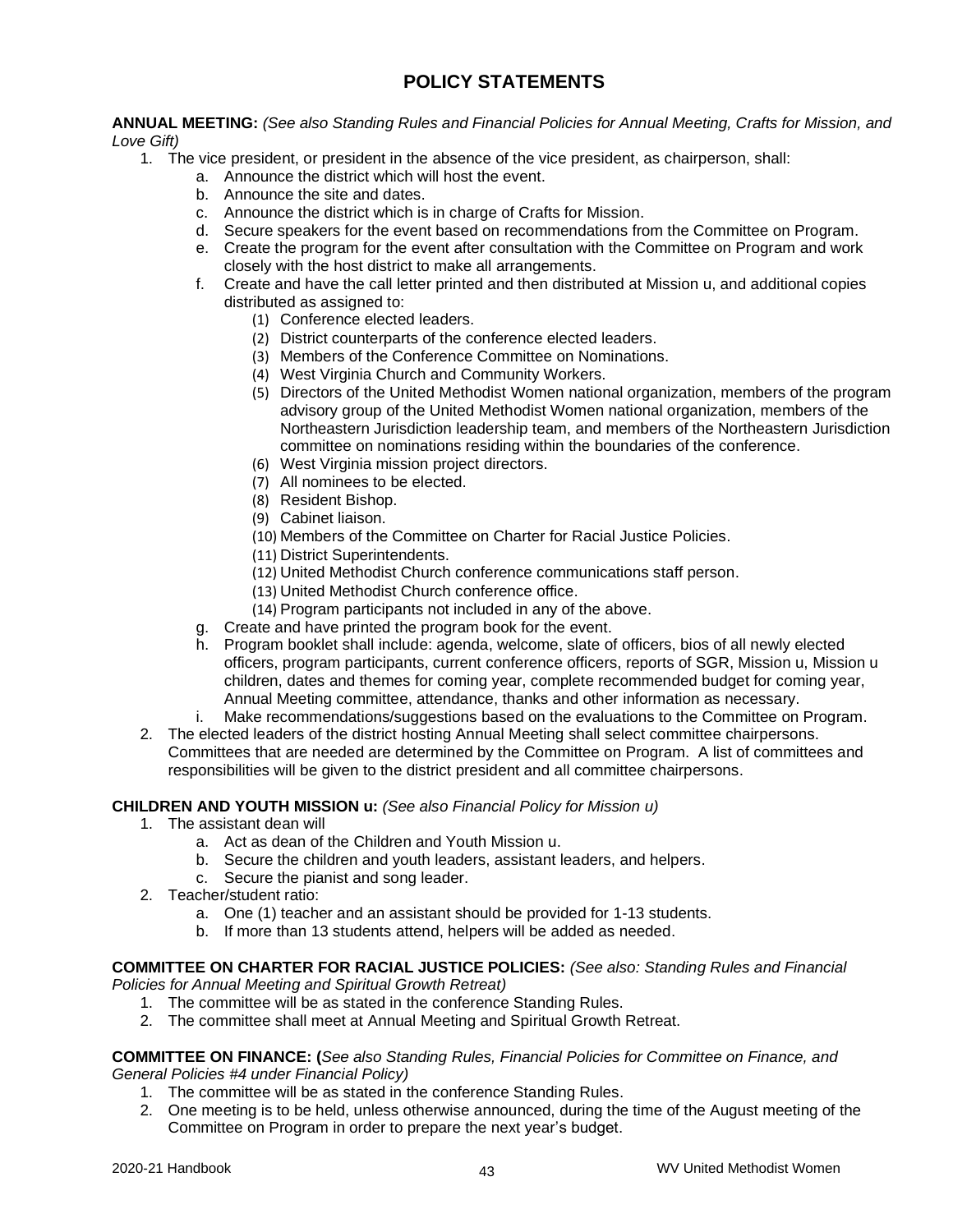# POLICY STATEMENTS

**ANNUAL MEETING:** *(See also Standing Rules and Financial Policies for Annual Meeting, Crafts for Mission, and Love Gift)*

1. The vice president, or president in the absence of the vice president, as chairperson, shall:
    a. Announce the district which will host the event.
    b. Announce the site and dates.
    c. Announce the district which is in charge of Crafts for Mission.
    d. Secure speakers for the event based on recommendations from the Committee on Program.
    e. Create the program for the event after consultation with the Committee on Program and work closely with the host district to make all arrangements.
    f. Create and have the call letter printed and then distributed at Mission u, and additional copies distributed as assigned to:
        (1) Conference elected leaders.
        (2) District counterparts of the conference elected leaders.
        (3) Members of the Conference Committee on Nominations.
        (4) West Virginia Church and Community Workers.
        (5) Directors of the United Methodist Women national organization, members of the program advisory group of the United Methodist Women national organization, members of the Northeastern Jurisdiction leadership team, and members of the Northeastern Jurisdiction committee on nominations residing within the boundaries of the conference.
        (6) West Virginia mission project directors.
        (7) All nominees to be elected.
        (8) Resident Bishop.
        (9) Cabinet liaison.
        (10) Members of the Committee on Charter for Racial Justice Policies.
        (11) District Superintendents.
        (12) United Methodist Church conference communications staff person.
        (13) United Methodist Church conference office.
        (14) Program participants not included in any of the above.
    g. Create and have printed the program book for the event.
    h. Program booklet shall include: agenda, welcome, slate of officers, bios of all newly elected officers, program participants, current conference officers, reports of SGR, Mission u, Mission u children, dates and themes for coming year, complete recommended budget for coming year, Annual Meeting committee, attendance, thanks and other information as necessary.
    i. Make recommendations/suggestions based on the evaluations to the Committee on Program.
2. The elected leaders of the district hosting Annual Meeting shall select committee chairpersons. Committees that are needed are determined by the Committee on Program. A list of committees and responsibilities will be given to the district president and all committee chairpersons.

**CHILDREN AND YOUTH MISSION u:** *(See also Financial Policy for Mission u)*

1. The assistant dean will
    a. Act as dean of the Children and Youth Mission u.
    b. Secure the children and youth leaders, assistant leaders, and helpers.
    c. Secure the pianist and song leader.
2. Teacher/student ratio:
    a. One (1) teacher and an assistant should be provided for 1-13 students.
    b. If more than 13 students attend, helpers will be added as needed.

**COMMITTEE ON CHARTER FOR RACIAL JUSTICE POLICIES:** *(See also: Standing Rules and Financial Policies for Annual Meeting and Spiritual Growth Retreat)*

1. The committee will be as stated in the conference Standing Rules.
2. The committee shall meet at Annual Meeting and Spiritual Growth Retreat.

**COMMITTEE ON FINANCE: (***See also Standing Rules, Financial Policies for Committee on Finance, and General Policies #4 under Financial Policy)*

1. The committee will be as stated in the conference Standing Rules.
2. One meeting is to be held, unless otherwise announced, during the time of the August meeting of the Committee on Program in order to prepare the next year's budget.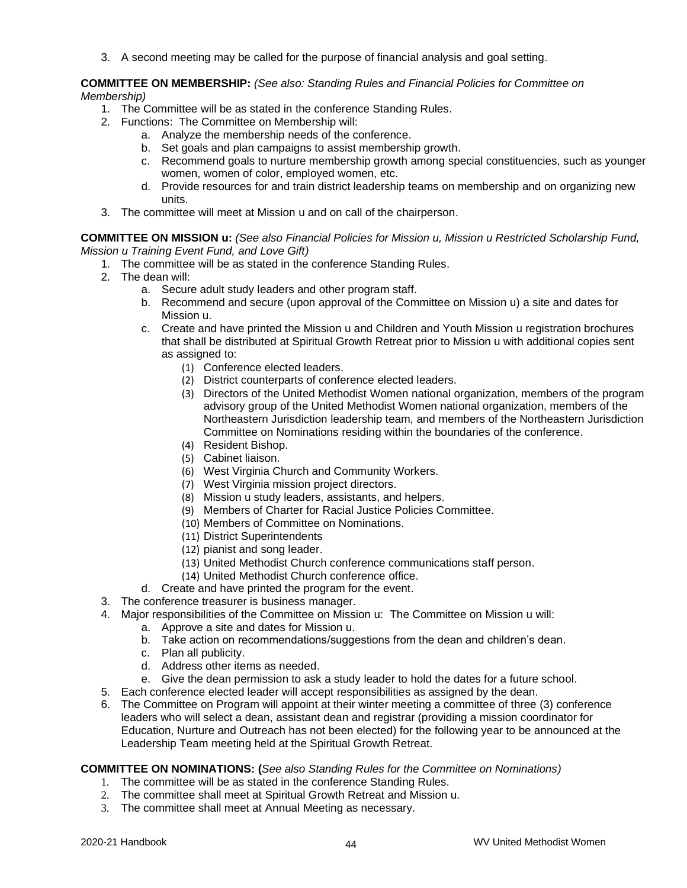3. A second meeting may be called for the purpose of financial analysis and goal setting.

**COMMITTEE ON MEMBERSHIP:** *(See also: Standing Rules and Financial Policies for Committee on Membership)*

1. The Committee will be as stated in the conference Standing Rules.
2. Functions: The Committee on Membership will:
    a. Analyze the membership needs of the conference.
    b. Set goals and plan campaigns to assist membership growth.
    c. Recommend goals to nurture membership growth among special constituencies, such as younger women, women of color, employed women, etc.
    d. Provide resources for and train district leadership teams on membership and on organizing new units.
3. The committee will meet at Mission u and on call of the chairperson.

**COMMITTEE ON MISSION u:** *(See also Financial Policies for Mission u, Mission u Restricted Scholarship Fund, Mission u Training Event Fund, and Love Gift)*

1. The committee will be as stated in the conference Standing Rules.
2. The dean will:
    a. Secure adult study leaders and other program staff.
    b. Recommend and secure (upon approval of the Committee on Mission u) a site and dates for Mission u.
    c. Create and have printed the Mission u and Children and Youth Mission u registration brochures that shall be distributed at Spiritual Growth Retreat prior to Mission u with additional copies sent as assigned to:
        (1) Conference elected leaders.
        (2) District counterparts of conference elected leaders.
        (3) Directors of the United Methodist Women national organization, members of the program advisory group of the United Methodist Women national organization, members of the Northeastern Jurisdiction leadership team, and members of the Northeastern Jurisdiction Committee on Nominations residing within the boundaries of the conference.
        (4) Resident Bishop.
        (5) Cabinet liaison.
        (6) West Virginia Church and Community Workers.
        (7) West Virginia mission project directors.
        (8) Mission u study leaders, assistants, and helpers.
        (9) Members of Charter for Racial Justice Policies Committee.
        (10) Members of Committee on Nominations.
        (11) District Superintendents
        (12) pianist and song leader.
        (13) United Methodist Church conference communications staff person.
        (14) United Methodist Church conference office.
    d. Create and have printed the program for the event.
3. The conference treasurer is business manager.
4. Major responsibilities of the Committee on Mission u: The Committee on Mission u will:
    a. Approve a site and dates for Mission u.
    b. Take action on recommendations/suggestions from the dean and children's dean.
    c. Plan all publicity.
    d. Address other items as needed.
    e. Give the dean permission to ask a study leader to hold the dates for a future school.
5. Each conference elected leader will accept responsibilities as assigned by the dean.
6. The Committee on Program will appoint at their winter meeting a committee of three (3) conference leaders who will select a dean, assistant dean and registrar (providing a mission coordinator for Education, Nurture and Outreach has not been elected) for the following year to be announced at the Leadership Team meeting held at the Spiritual Growth Retreat.

**COMMITTEE ON NOMINATIONS: (***See also Standing Rules for the Committee on Nominations)*

1. The committee will be as stated in the conference Standing Rules.
2. The committee shall meet at Spiritual Growth Retreat and Mission u.
3. The committee shall meet at Annual Meeting as necessary.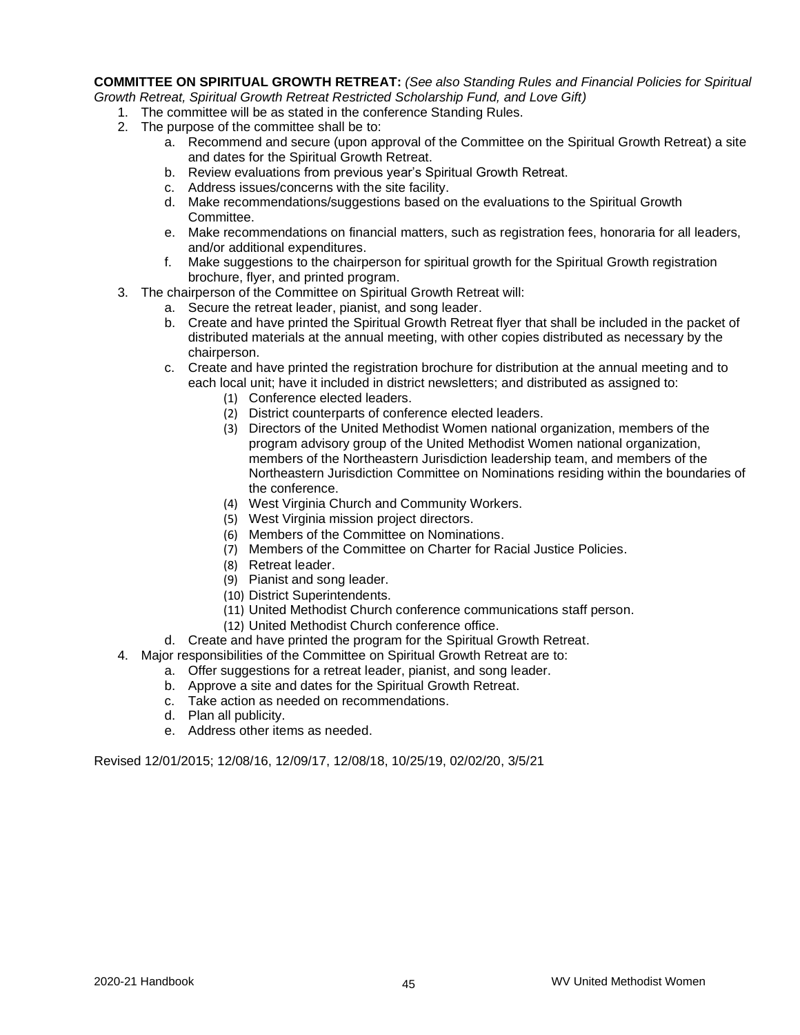**COMMITTEE ON SPIRITUAL GROWTH RETREAT:** *(See also Standing Rules and Financial Policies for Spiritual Growth Retreat, Spiritual Growth Retreat Restricted Scholarship Fund, and Love Gift)*

1. The committee will be as stated in the conference Standing Rules.
2. The purpose of the committee shall be to:
   a. Recommend and secure (upon approval of the Committee on the Spiritual Growth Retreat) a site and dates for the Spiritual Growth Retreat.
   b. Review evaluations from previous year's Spiritual Growth Retreat.
   c. Address issues/concerns with the site facility.
   d. Make recommendations/suggestions based on the evaluations to the Spiritual Growth Committee.
   e. Make recommendations on financial matters, such as registration fees, honoraria for all leaders, and/or additional expenditures.
   f. Make suggestions to the chairperson for spiritual growth for the Spiritual Growth registration brochure, flyer, and printed program.
3. The chairperson of the Committee on Spiritual Growth Retreat will:
   a. Secure the retreat leader, pianist, and song leader.
   b. Create and have printed the Spiritual Growth Retreat flyer that shall be included in the packet of distributed materials at the annual meeting, with other copies distributed as necessary by the chairperson.
   c. Create and have printed the registration brochure for distribution at the annual meeting and to each local unit; have it included in district newsletters; and distributed as assigned to:
      (1) Conference elected leaders.
      (2) District counterparts of conference elected leaders.
      (3) Directors of the United Methodist Women national organization, members of the program advisory group of the United Methodist Women national organization, members of the Northeastern Jurisdiction leadership team, and members of the Northeastern Jurisdiction Committee on Nominations residing within the boundaries of the conference.
      (4) West Virginia Church and Community Workers.
      (5) West Virginia mission project directors.
      (6) Members of the Committee on Nominations.
      (7) Members of the Committee on Charter for Racial Justice Policies.
      (8) Retreat leader.
      (9) Pianist and song leader.
      (10) District Superintendents.
      (11) United Methodist Church conference communications staff person.
      (12) United Methodist Church conference office.
   d. Create and have printed the program for the Spiritual Growth Retreat.
4. Major responsibilities of the Committee on Spiritual Growth Retreat are to:
   a. Offer suggestions for a retreat leader, pianist, and song leader.
   b. Approve a site and dates for the Spiritual Growth Retreat.
   c. Take action as needed on recommendations.
   d. Plan all publicity.
   e. Address other items as needed.

Revised 12/01/2015; 12/08/16, 12/09/17, 12/08/18, 10/25/19, 02/02/20, 3/5/21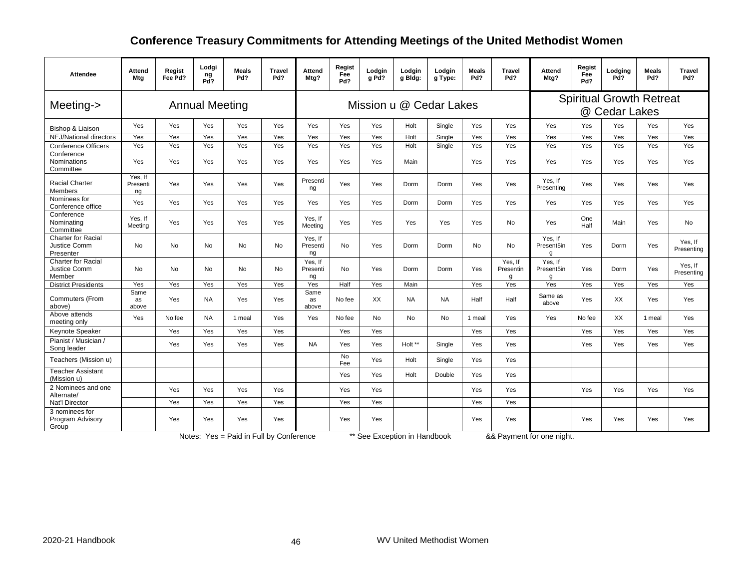## Conference Treasury Commitments for Attending Meetings of the United Methodist Women

| Attendee | Attend Mtg | Regist Fee Pd? | Lodging Pd? | Meals Pd? | Travel Pd? | Attend Mtg? | Regist Fee Pd? | Lodging Pd? | Lodging Bldg: | Lodging Type: | Meals Pd? | Travel Pd? | Attend Mtg? | Regist Fee Pd? | Lodging Pd? | Meals Pd? | Travel Pd? |
|---|---|---|---|---|---|---|---|---|---|---|---|---|---|---|---|---|---|
| Meeting-> | Annual Meeting | | | | | Mission u @ Cedar Lakes | | | | | | | Spiritual Growth Retreat @ Cedar Lakes | | | | |
| Bishop & Liaison | Yes | Yes | Yes | Yes | Yes | Yes | Yes | Yes | Holt | Single | Yes | Yes | Yes | Yes | Yes | Yes | Yes |
| NEJ/National directors | Yes | Yes | Yes | Yes | Yes | Yes | Yes | Yes | Holt | Single | Yes | Yes | Yes | Yes | Yes | Yes | Yes |
| Conference Officers | Yes | Yes | Yes | Yes | Yes | Yes | Yes | Yes | Holt | Single | Yes | Yes | Yes | Yes | Yes | Yes | Yes |
| Conference Nominations Committee | Yes | Yes | Yes | Yes | Yes | Yes | Yes | Yes | Main | | Yes | Yes | Yes | Yes | Yes | Yes | Yes |
| Racial Charter Members | Yes, If Presenting | Yes | Yes | Yes | Yes | Presenting | Yes | Yes | Dorm | Dorm | Yes | Yes | Yes, If Presenting | Yes | Yes | Yes | Yes |
| Nominees for Conference office | Yes | Yes | Yes | Yes | Yes | Yes | Yes | Yes | Dorm | Dorm | Yes | Yes | Yes | Yes | Yes | Yes | Yes |
| Conference Nominating Committee | Yes, If Meeting | Yes | Yes | Yes | Yes | Yes, If Meeting | Yes | Yes | Yes | Yes | Yes | No | Yes | One Half | Main | Yes | No |
| Charter for Racial Justice Comm Presenter | No | No | No | No | No | Yes, If Presenting | No | Yes | Dorm | Dorm | No | No | Yes, If Present5ing | Yes | Dorm | Yes | Yes, If Presenting |
| Charter for Racial Justice Comm Member | No | No | No | No | No | Yes, If Presenting | No | Yes | Dorm | Dorm | Yes | Yes, If Presenting | Yes, If Present5ing | Yes | Dorm | Yes | Yes, If Presenting |
| District Presidents | Yes | Yes | Yes | Yes | Yes | Yes | Half | Yes | Main | | Yes | Yes | Yes | Yes | Yes | Yes | Yes |
| Commuters (From above) | Same as above | Yes | NA | Yes | Yes | Same as above | No fee | XX | NA | NA | Half | Half | Same as above | Yes | XX | Yes | Yes |
| Above attends meeting only | Yes | No fee | NA | 1 meal | Yes | Yes | No fee | No | No | No | 1 meal | Yes | Yes | No fee | XX | 1 meal | Yes |
| Keynote Speaker | | Yes | Yes | Yes | Yes | | Yes | Yes | | | Yes | Yes | | Yes | Yes | Yes | Yes |
| Pianist / Musician / Song leader | | Yes | Yes | Yes | Yes | NA | Yes | Yes | Holt ** | Single | Yes | Yes | | Yes | Yes | Yes | Yes |
| Teachers (Mission u) | | | | | | | No Fee | Yes | Holt | Single | Yes | Yes | | | | | |
| Teacher Assistant (Mission u) | | | | | | | Yes | Yes | Holt | Double | Yes | Yes | | | | | |
| 2 Nominees and one Alternate/ | | Yes | Yes | Yes | Yes | | Yes | Yes | | | Yes | Yes | | Yes | Yes | Yes | Yes |
| Nat'l Director | | Yes | Yes | Yes | Yes | | Yes | Yes | | | Yes | Yes | | | | | |
| 3 nominees for Program Advisory Group | | Yes | Yes | Yes | Yes | | Yes | Yes | | | Yes | Yes | | Yes | Yes | Yes | Yes |

Notes: Yes = Paid in Full by Conference ** See Exception in Handbook && Payment for one night.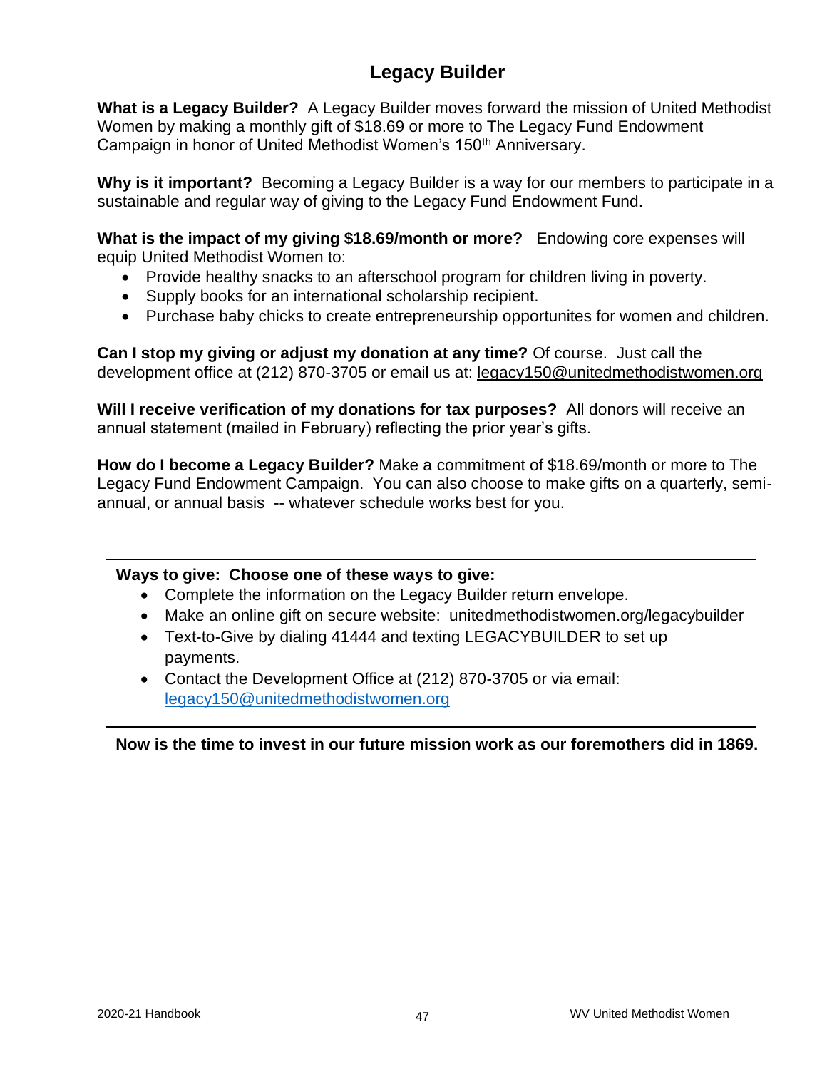# Legacy Builder

**What is a Legacy Builder?** A Legacy Builder moves forward the mission of United Methodist Women by making a monthly gift of $18.69 or more to The Legacy Fund Endowment Campaign in honor of United Methodist Women's 150th Anniversary.

**Why is it important?** Becoming a Legacy Builder is a way for our members to participate in a sustainable and regular way of giving to the Legacy Fund Endowment Fund.

**What is the impact of my giving $18.69/month or more?** Endowing core expenses will equip United Methodist Women to:

- Provide healthy snacks to an afterschool program for children living in poverty.
- Supply books for an international scholarship recipient.
- Purchase baby chicks to create entrepreneurship opportunites for women and children.

**Can I stop my giving or adjust my donation at any time?** Of course. Just call the development office at (212) 870-3705 or email us at: legacy150@unitedmethodistwomen.org

**Will I receive verification of my donations for tax purposes?** All donors will receive an annual statement (mailed in February) reflecting the prior year's gifts.

**How do I become a Legacy Builder?** Make a commitment of $18.69/month or more to The Legacy Fund Endowment Campaign. You can also choose to make gifts on a quarterly, semi-annual, or annual basis -- whatever schedule works best for you.

**Ways to give: Choose one of these ways to give:**

- Complete the information on the Legacy Builder return envelope.
- Make an online gift on secure website: unitedmethodistwomen.org/legacybuilder
- Text-to-Give by dialing 41444 and texting LEGACYBUILDER to set up payments.
- Contact the Development Office at (212) 870-3705 or via email: legacy150@unitedmethodistwomen.org

**Now is the time to invest in our future mission work as our foremothers did in 1869.**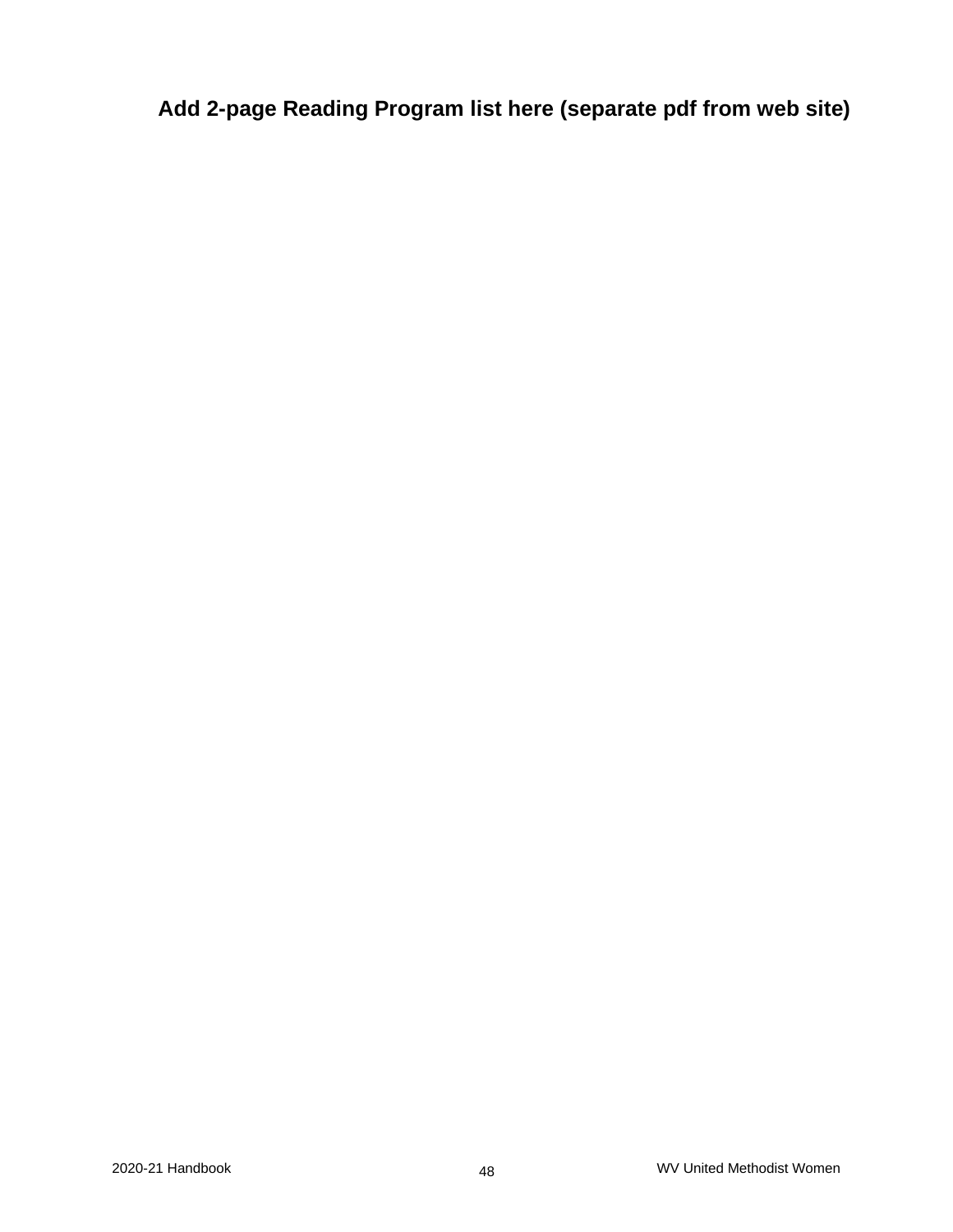**Add 2-page Reading Program list here (separate pdf from web site)**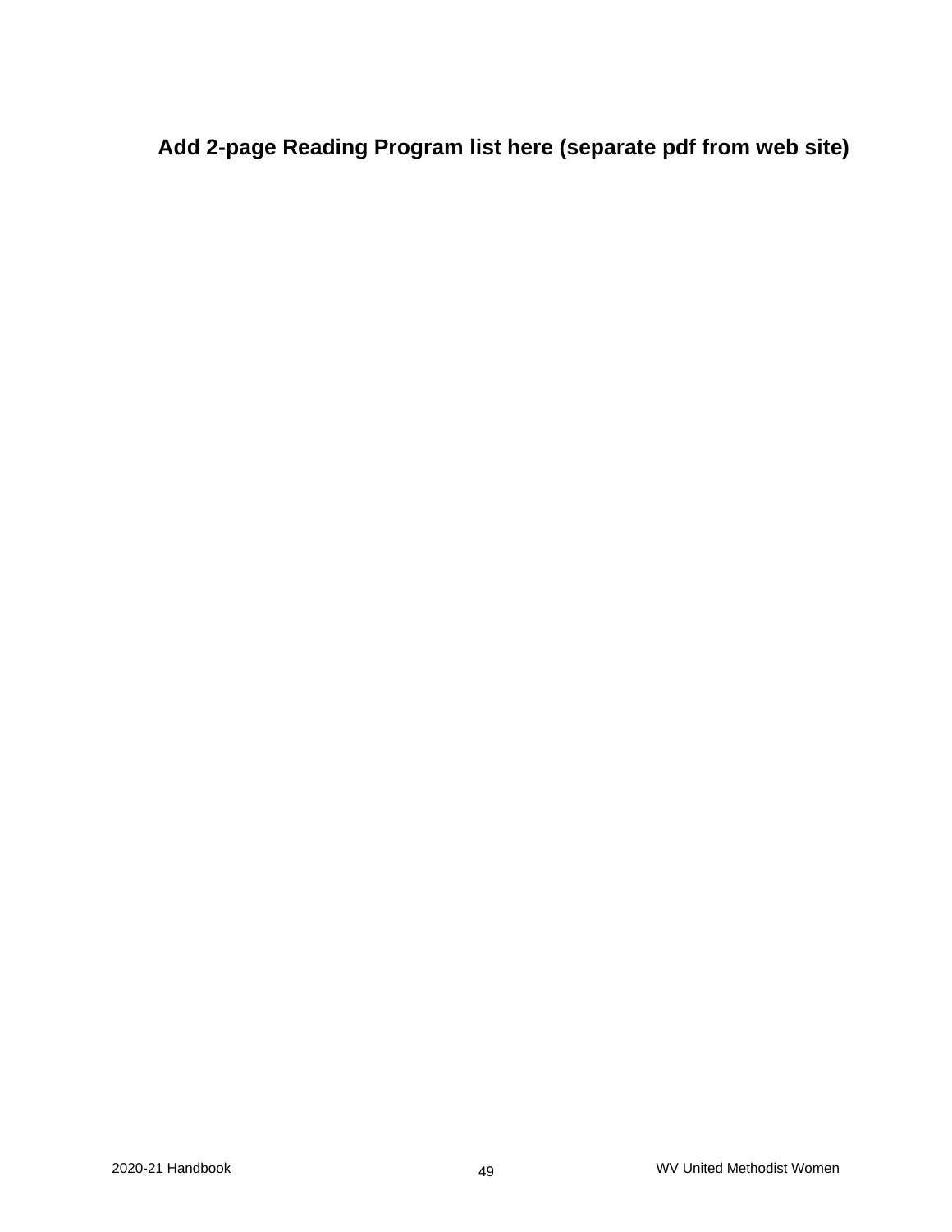**Add 2-page Reading Program list here (separate pdf from web site)**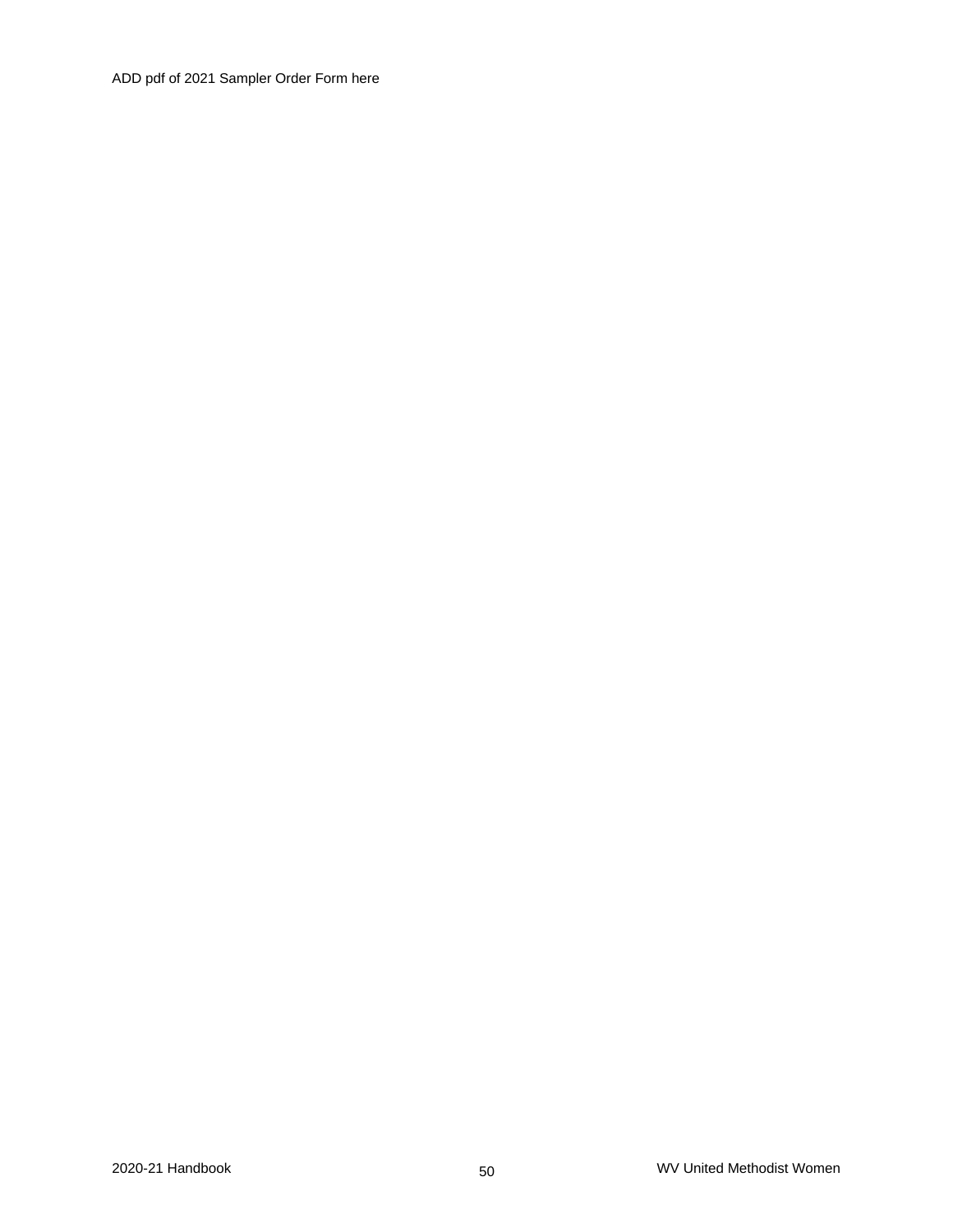ADD pdf of 2021 Sampler Order Form here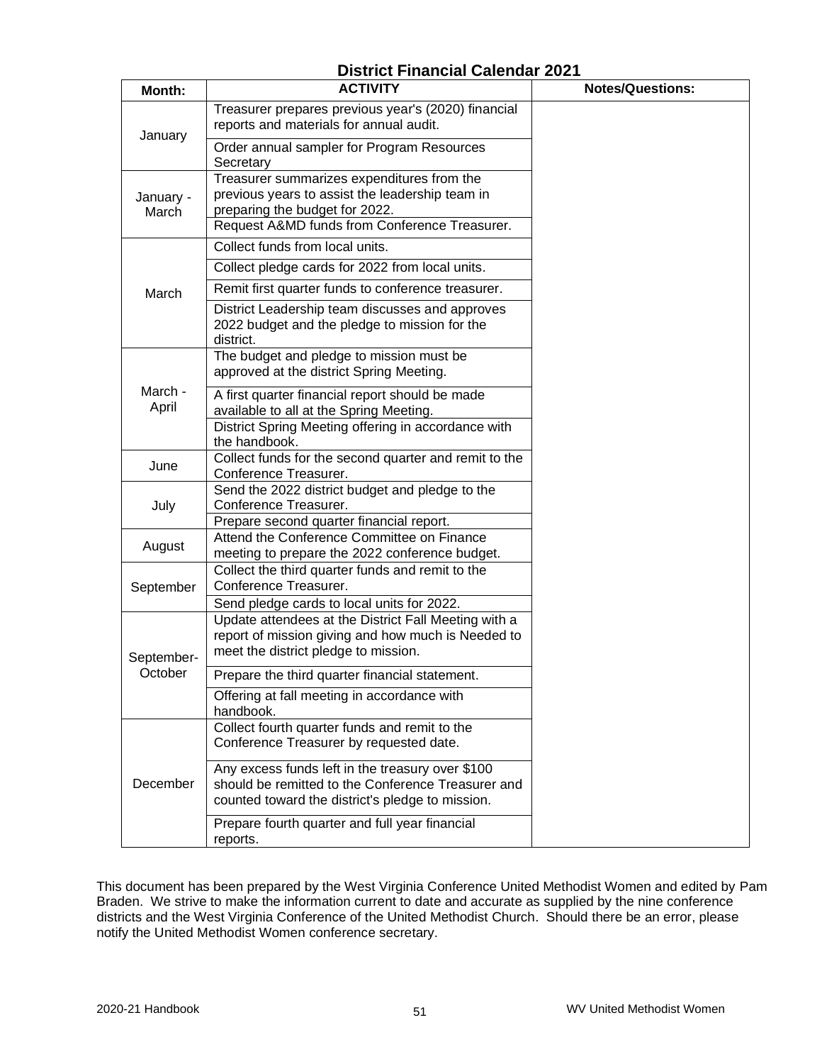## District Financial Calendar 2021

| Month: | ACTIVITY | Notes/Questions: |
|---|---|---|
| January | Treasurer prepares previous year's (2020) financial reports and materials for annual audit. | |
| | Order annual sampler for Program Resources Secretary | |
| January - March | Treasurer summarizes expenditures from the previous years to assist the leadership team in preparing the budget for 2022. | |
| | Request A&MD funds from Conference Treasurer. | |
| March | Collect funds from local units. | |
| | Collect pledge cards for 2022 from local units. | |
| | Remit first quarter funds to conference treasurer. | |
| | District Leadership team discusses and approves 2022 budget and the pledge to mission for the district. | |
| March - April | The budget and pledge to mission must be approved at the district Spring Meeting. | |
| | A first quarter financial report should be made available to all at the Spring Meeting. | |
| | District Spring Meeting offering in accordance with the handbook. | |
| June | Collect funds for the second quarter and remit to the Conference Treasurer. | |
| July | Send the 2022 district budget and pledge to the Conference Treasurer. | |
| | Prepare second quarter financial report. | |
| August | Attend the Conference Committee on Finance meeting to prepare the 2022 conference budget. | |
| September | Collect the third quarter funds and remit to the Conference Treasurer. | |
| | Send pledge cards to local units for 2022. | |
| September-October | Update attendees at the District Fall Meeting with a report of mission giving and how much is Needed to meet the district pledge to mission. | |
| | Prepare the third quarter financial statement. | |
| | Offering at fall meeting in accordance with handbook. | |
| December | Collect fourth quarter funds and remit to the Conference Treasurer by requested date. | |
| | Any excess funds left in the treasury over $100 should be remitted to the Conference Treasurer and counted toward the district's pledge to mission. | |
| | Prepare fourth quarter and full year financial reports. | |

This document has been prepared by the West Virginia Conference United Methodist Women and edited by Pam Braden. We strive to make the information current to date and accurate as supplied by the nine conference districts and the West Virginia Conference of the United Methodist Church. Should there be an error, please notify the United Methodist Women conference secretary.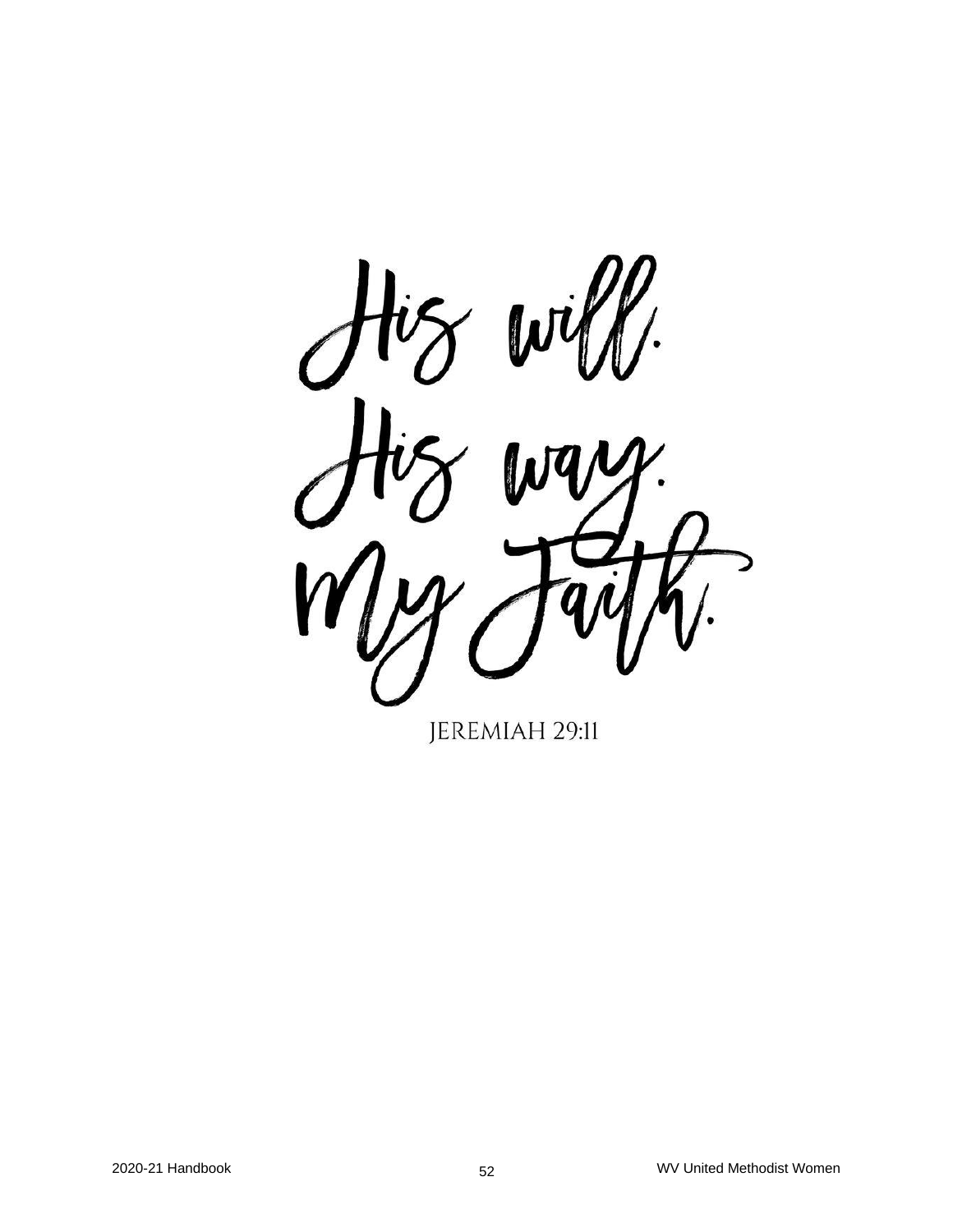His will.
His way.
My Faith.

JEREMIAH 29:11